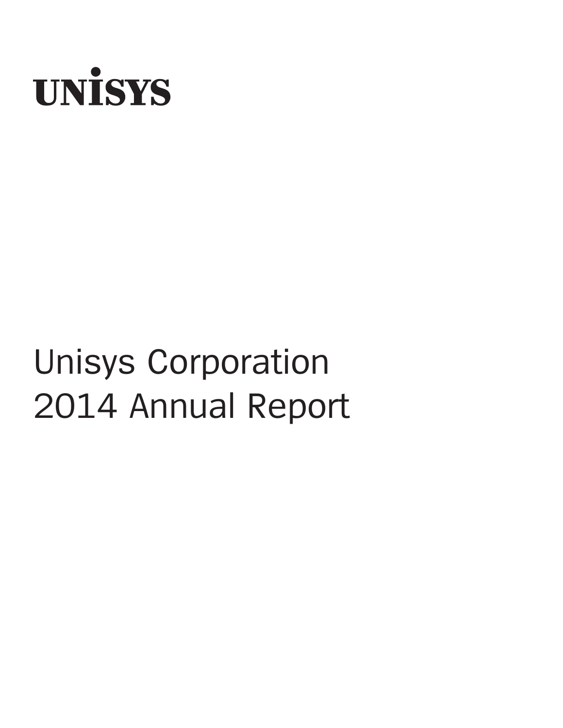# UNISYS

# Unisys Corporation
# 2014 Annual Report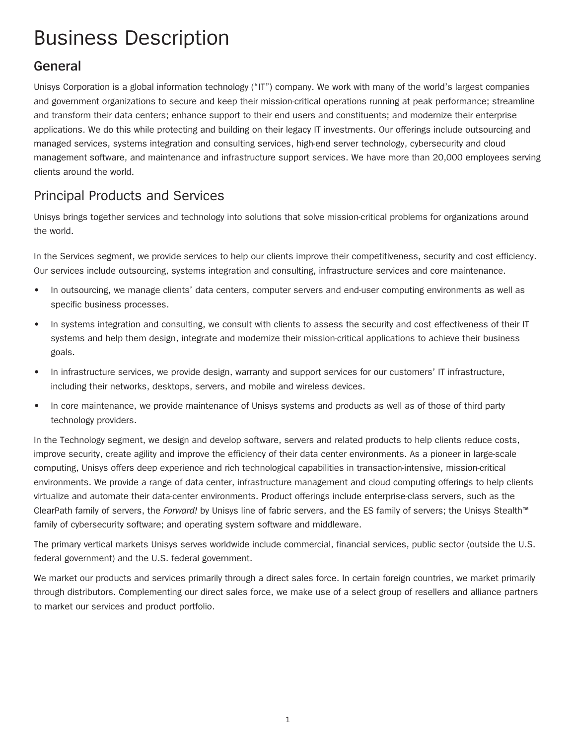# Business Description

## General

Unisys Corporation is a global information technology ("IT") company. We work with many of the world's largest companies and government organizations to secure and keep their mission-critical operations running at peak performance; streamline and transform their data centers; enhance support to their end users and constituents; and modernize their enterprise applications. We do this while protecting and building on their legacy IT investments. Our offerings include outsourcing and managed services, systems integration and consulting services, high-end server technology, cybersecurity and cloud management software, and maintenance and infrastructure support services. We have more than 20,000 employees serving clients around the world.

## Principal Products and Services

Unisys brings together services and technology into solutions that solve mission-critical problems for organizations around the world.

In the Services segment, we provide services to help our clients improve their competitiveness, security and cost efficiency. Our services include outsourcing, systems integration and consulting, infrastructure services and core maintenance.

- In outsourcing, we manage clients' data centers, computer servers and end-user computing environments as well as specific business processes.
- In systems integration and consulting, we consult with clients to assess the security and cost effectiveness of their IT systems and help them design, integrate and modernize their mission-critical applications to achieve their business goals.
- In infrastructure services, we provide design, warranty and support services for our customers' IT infrastructure, including their networks, desktops, servers, and mobile and wireless devices.
- In core maintenance, we provide maintenance of Unisys systems and products as well as of those of third party technology providers.

In the Technology segment, we design and develop software, servers and related products to help clients reduce costs, improve security, create agility and improve the efficiency of their data center environments. As a pioneer in large-scale computing, Unisys offers deep experience and rich technological capabilities in transaction-intensive, mission-critical environments. We provide a range of data center, infrastructure management and cloud computing offerings to help clients virtualize and automate their data-center environments. Product offerings include enterprise-class servers, such as the ClearPath family of servers, the *Forward!* by Unisys line of fabric servers, and the ES family of servers; the Unisys Stealth™ family of cybersecurity software; and operating system software and middleware.

The primary vertical markets Unisys serves worldwide include commercial, financial services, public sector (outside the U.S. federal government) and the U.S. federal government.

We market our products and services primarily through a direct sales force. In certain foreign countries, we market primarily through distributors. Complementing our direct sales force, we make use of a select group of resellers and alliance partners to market our services and product portfolio.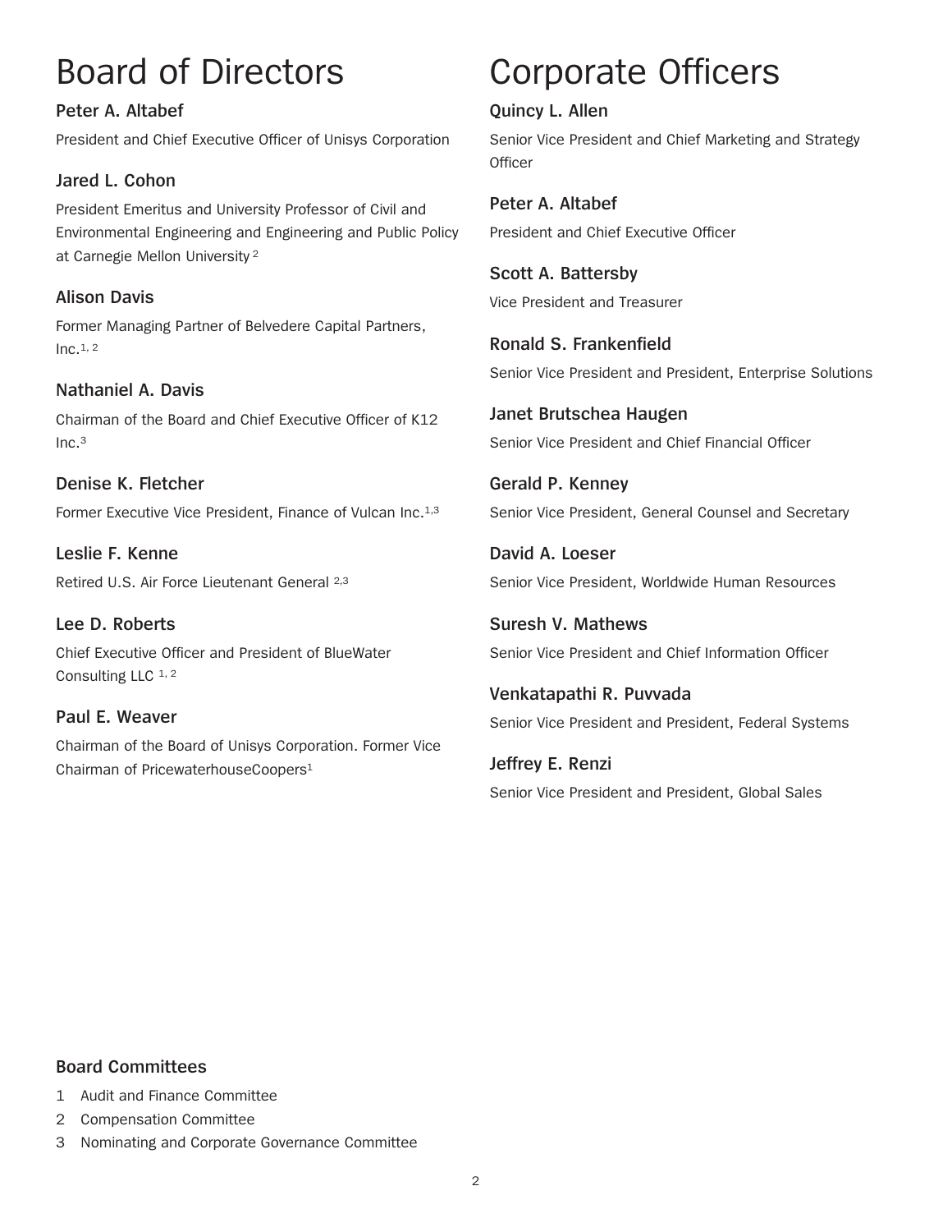# Board of Directors

**Peter A. Altabef**

President and Chief Executive Officer of Unisys Corporation

**Jared L. Cohon**

President Emeritus and University Professor of Civil and Environmental Engineering and Engineering and Public Policy at Carnegie Mellon University [2]

**Alison Davis**

Former Managing Partner of Belvedere Capital Partners, Inc.[1, 2]

**Nathaniel A. Davis**

Chairman of the Board and Chief Executive Officer of K12 Inc.[3]

**Denise K. Fletcher**

Former Executive Vice President, Finance of Vulcan Inc.[1,3]

**Leslie F. Kenne**

Retired U.S. Air Force Lieutenant General [2,3]

**Lee D. Roberts**

Chief Executive Officer and President of BlueWater Consulting LLC [1, 2]

**Paul E. Weaver**

Chairman of the Board of Unisys Corporation. Former Vice Chairman of PricewaterhouseCoopers[1]

# Corporate Officers

**Quincy L. Allen**

Senior Vice President and Chief Marketing and Strategy Officer

**Peter A. Altabef**

President and Chief Executive Officer

**Scott A. Battersby**

Vice President and Treasurer

**Ronald S. Frankenfield**

Senior Vice President and President, Enterprise Solutions

**Janet Brutschea Haugen**

Senior Vice President and Chief Financial Officer

**Gerald P. Kenney**

Senior Vice President, General Counsel and Secretary

**David A. Loeser**

Senior Vice President, Worldwide Human Resources

**Suresh V. Mathews**

Senior Vice President and Chief Information Officer

**Venkatapathi R. Puvvada**

Senior Vice President and President, Federal Systems

**Jeffrey E. Renzi**

Senior Vice President and President, Global Sales

### Board Committees

1 Audit and Finance Committee
2 Compensation Committee
3 Nominating and Corporate Governance Committee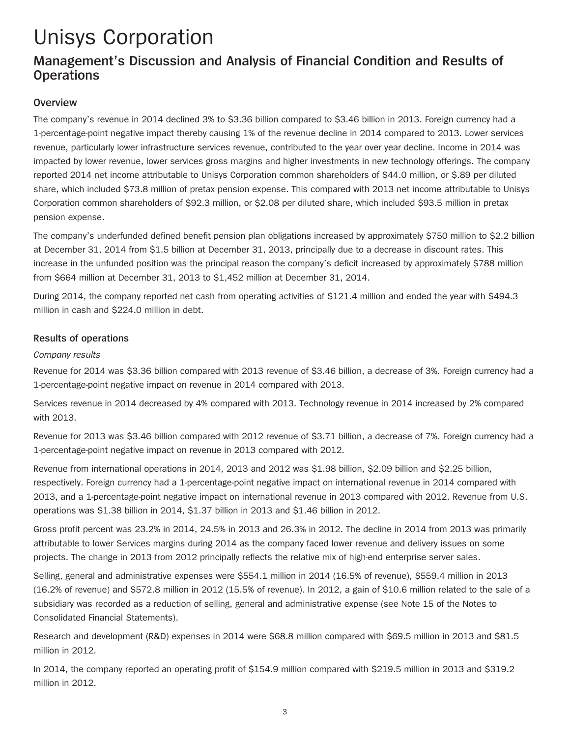# Unisys Corporation

## Management's Discussion and Analysis of Financial Condition and Results of Operations

### Overview

The company's revenue in 2014 declined 3% to $3.36 billion compared to $3.46 billion in 2013. Foreign currency had a 1-percentage-point negative impact thereby causing 1% of the revenue decline in 2014 compared to 2013. Lower services revenue, particularly lower infrastructure services revenue, contributed to the year over year decline. Income in 2014 was impacted by lower revenue, lower services gross margins and higher investments in new technology offerings. The company reported 2014 net income attributable to Unisys Corporation common shareholders of $44.0 million, or $.89 per diluted share, which included $73.8 million of pretax pension expense. This compared with 2013 net income attributable to Unisys Corporation common shareholders of $92.3 million, or $2.08 per diluted share, which included $93.5 million in pretax pension expense.

The company's underfunded defined benefit pension plan obligations increased by approximately $750 million to $2.2 billion at December 31, 2014 from $1.5 billion at December 31, 2013, principally due to a decrease in discount rates. This increase in the unfunded position was the principal reason the company's deficit increased by approximately $788 million from $664 million at December 31, 2013 to $1,452 million at December 31, 2014.

During 2014, the company reported net cash from operating activities of $121.4 million and ended the year with $494.3 million in cash and $224.0 million in debt.

### Results of operations

*Company results*

Revenue for 2014 was $3.36 billion compared with 2013 revenue of $3.46 billion, a decrease of 3%. Foreign currency had a 1-percentage-point negative impact on revenue in 2014 compared with 2013.

Services revenue in 2014 decreased by 4% compared with 2013. Technology revenue in 2014 increased by 2% compared with 2013.

Revenue for 2013 was $3.46 billion compared with 2012 revenue of $3.71 billion, a decrease of 7%. Foreign currency had a 1-percentage-point negative impact on revenue in 2013 compared with 2012.

Revenue from international operations in 2014, 2013 and 2012 was $1.98 billion, $2.09 billion and $2.25 billion, respectively. Foreign currency had a 1-percentage-point negative impact on international revenue in 2014 compared with 2013, and a 1-percentage-point negative impact on international revenue in 2013 compared with 2012. Revenue from U.S. operations was $1.38 billion in 2014, $1.37 billion in 2013 and $1.46 billion in 2012.

Gross profit percent was 23.2% in 2014, 24.5% in 2013 and 26.3% in 2012. The decline in 2014 from 2013 was primarily attributable to lower Services margins during 2014 as the company faced lower revenue and delivery issues on some projects. The change in 2013 from 2012 principally reflects the relative mix of high-end enterprise server sales.

Selling, general and administrative expenses were $554.1 million in 2014 (16.5% of revenue), $559.4 million in 2013 (16.2% of revenue) and $572.8 million in 2012 (15.5% of revenue). In 2012, a gain of $10.6 million related to the sale of a subsidiary was recorded as a reduction of selling, general and administrative expense (see Note 15 of the Notes to Consolidated Financial Statements).

Research and development (R&D) expenses in 2014 were $68.8 million compared with $69.5 million in 2013 and $81.5 million in 2012.

In 2014, the company reported an operating profit of $154.9 million compared with $219.5 million in 2013 and $319.2 million in 2012.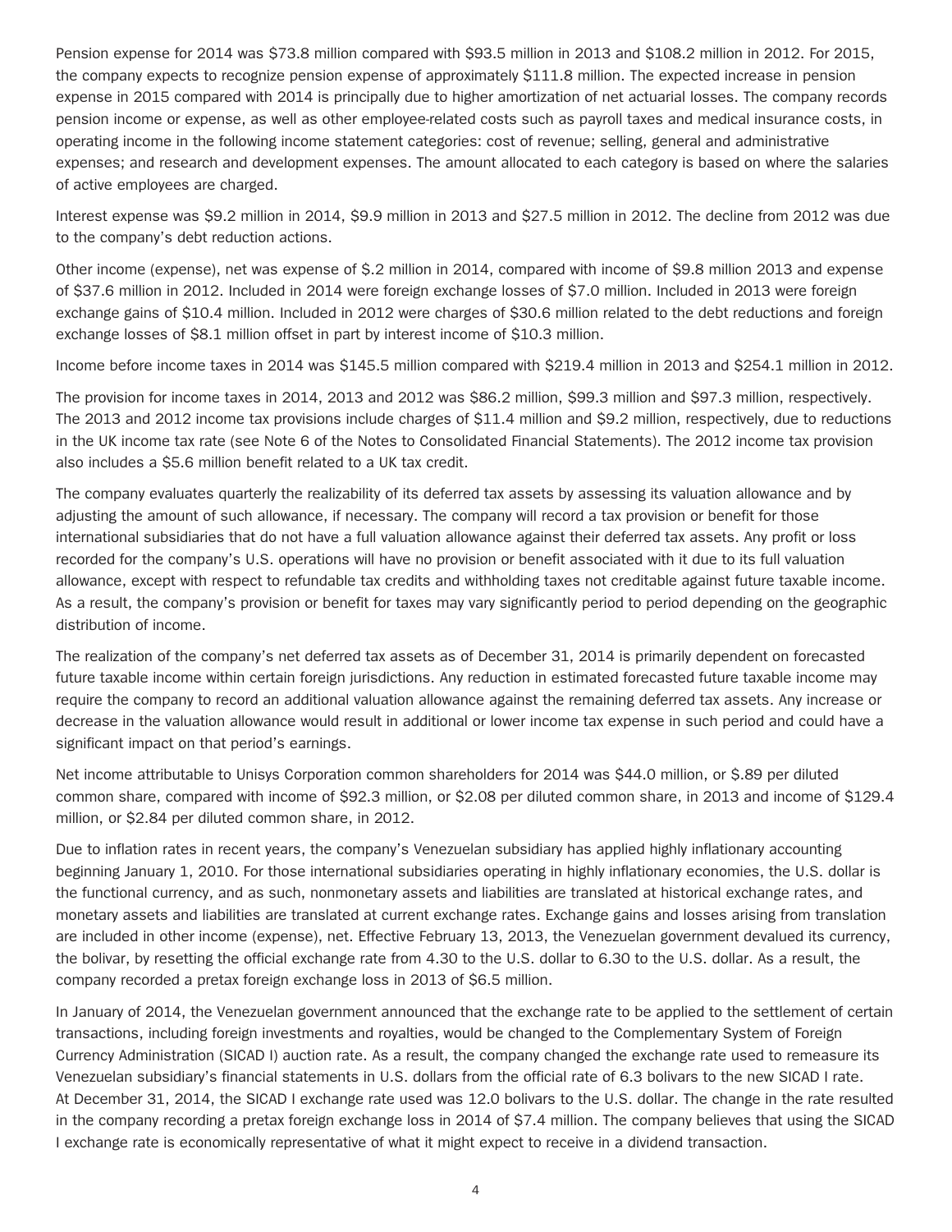Pension expense for 2014 was $73.8 million compared with $93.5 million in 2013 and $108.2 million in 2012. For 2015, the company expects to recognize pension expense of approximately $111.8 million. The expected increase in pension expense in 2015 compared with 2014 is principally due to higher amortization of net actuarial losses. The company records pension income or expense, as well as other employee-related costs such as payroll taxes and medical insurance costs, in operating income in the following income statement categories: cost of revenue; selling, general and administrative expenses; and research and development expenses. The amount allocated to each category is based on where the salaries of active employees are charged.

Interest expense was $9.2 million in 2014, $9.9 million in 2013 and $27.5 million in 2012. The decline from 2012 was due to the company's debt reduction actions.

Other income (expense), net was expense of $.2 million in 2014, compared with income of $9.8 million 2013 and expense of $37.6 million in 2012. Included in 2014 were foreign exchange losses of $7.0 million. Included in 2013 were foreign exchange gains of $10.4 million. Included in 2012 were charges of $30.6 million related to the debt reductions and foreign exchange losses of $8.1 million offset in part by interest income of $10.3 million.

Income before income taxes in 2014 was $145.5 million compared with $219.4 million in 2013 and $254.1 million in 2012.

The provision for income taxes in 2014, 2013 and 2012 was $86.2 million, $99.3 million and $97.3 million, respectively. The 2013 and 2012 income tax provisions include charges of $11.4 million and $9.2 million, respectively, due to reductions in the UK income tax rate (see Note 6 of the Notes to Consolidated Financial Statements). The 2012 income tax provision also includes a $5.6 million benefit related to a UK tax credit.

The company evaluates quarterly the realizability of its deferred tax assets by assessing its valuation allowance and by adjusting the amount of such allowance, if necessary. The company will record a tax provision or benefit for those international subsidiaries that do not have a full valuation allowance against their deferred tax assets. Any profit or loss recorded for the company's U.S. operations will have no provision or benefit associated with it due to its full valuation allowance, except with respect to refundable tax credits and withholding taxes not creditable against future taxable income. As a result, the company's provision or benefit for taxes may vary significantly period to period depending on the geographic distribution of income.

The realization of the company's net deferred tax assets as of December 31, 2014 is primarily dependent on forecasted future taxable income within certain foreign jurisdictions. Any reduction in estimated forecasted future taxable income may require the company to record an additional valuation allowance against the remaining deferred tax assets. Any increase or decrease in the valuation allowance would result in additional or lower income tax expense in such period and could have a significant impact on that period's earnings.

Net income attributable to Unisys Corporation common shareholders for 2014 was $44.0 million, or $.89 per diluted common share, compared with income of $92.3 million, or $2.08 per diluted common share, in 2013 and income of $129.4 million, or $2.84 per diluted common share, in 2012.

Due to inflation rates in recent years, the company's Venezuelan subsidiary has applied highly inflationary accounting beginning January 1, 2010. For those international subsidiaries operating in highly inflationary economies, the U.S. dollar is the functional currency, and as such, nonmonetary assets and liabilities are translated at historical exchange rates, and monetary assets and liabilities are translated at current exchange rates. Exchange gains and losses arising from translation are included in other income (expense), net. Effective February 13, 2013, the Venezuelan government devalued its currency, the bolivar, by resetting the official exchange rate from 4.30 to the U.S. dollar to 6.30 to the U.S. dollar. As a result, the company recorded a pretax foreign exchange loss in 2013 of $6.5 million.

In January of 2014, the Venezuelan government announced that the exchange rate to be applied to the settlement of certain transactions, including foreign investments and royalties, would be changed to the Complementary System of Foreign Currency Administration (SICAD I) auction rate. As a result, the company changed the exchange rate used to remeasure its Venezuelan subsidiary's financial statements in U.S. dollars from the official rate of 6.3 bolivars to the new SICAD I rate. At December 31, 2014, the SICAD I exchange rate used was 12.0 bolivars to the U.S. dollar. The change in the rate resulted in the company recording a pretax foreign exchange loss in 2014 of $7.4 million. The company believes that using the SICAD I exchange rate is economically representative of what it might expect to receive in a dividend transaction.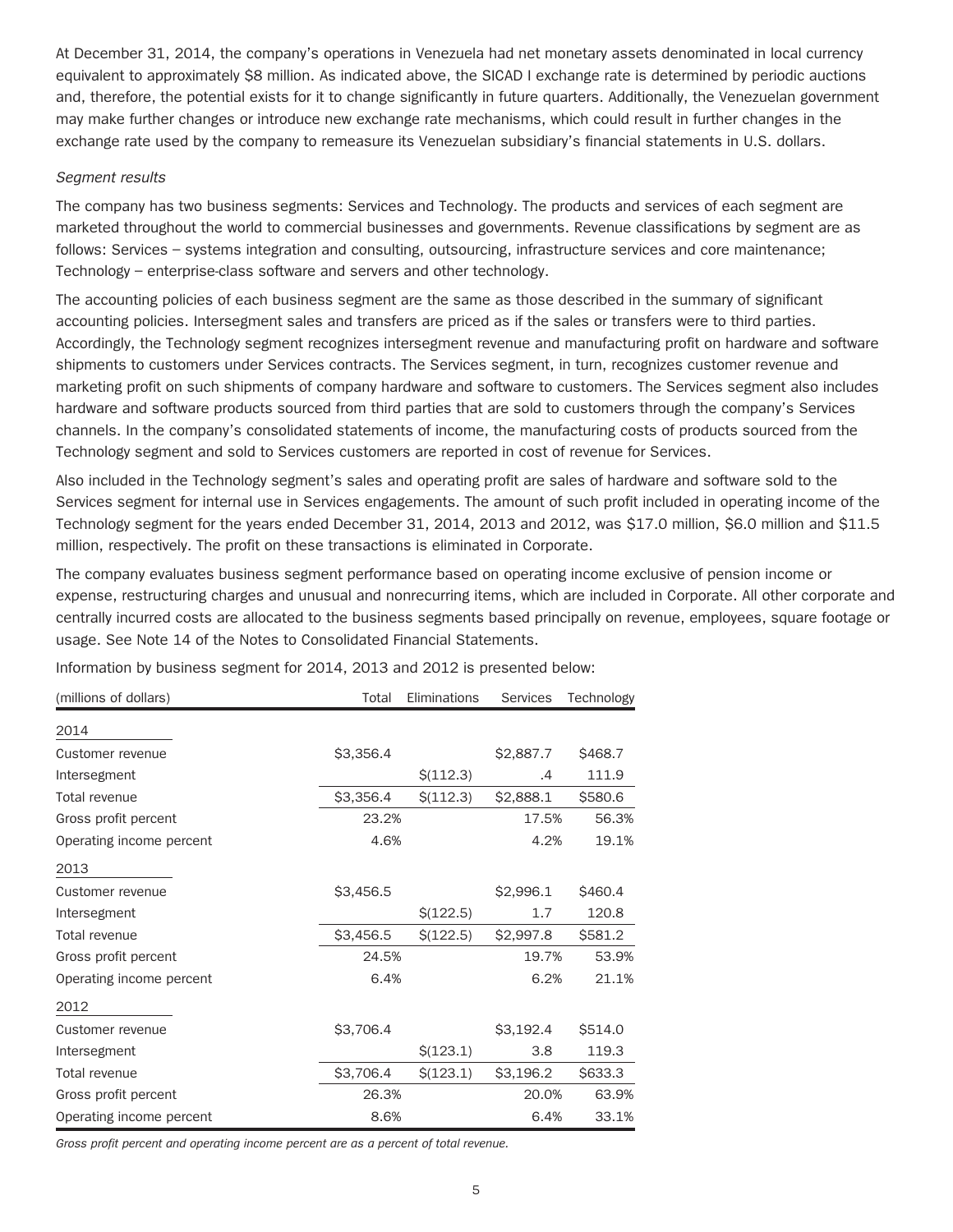At December 31, 2014, the company's operations in Venezuela had net monetary assets denominated in local currency equivalent to approximately $8 million. As indicated above, the SICAD I exchange rate is determined by periodic auctions and, therefore, the potential exists for it to change significantly in future quarters. Additionally, the Venezuelan government may make further changes or introduce new exchange rate mechanisms, which could result in further changes in the exchange rate used by the company to remeasure its Venezuelan subsidiary's financial statements in U.S. dollars.

*Segment results*

The company has two business segments: Services and Technology. The products and services of each segment are marketed throughout the world to commercial businesses and governments. Revenue classifications by segment are as follows: Services – systems integration and consulting, outsourcing, infrastructure services and core maintenance; Technology – enterprise-class software and servers and other technology.

The accounting policies of each business segment are the same as those described in the summary of significant accounting policies. Intersegment sales and transfers are priced as if the sales or transfers were to third parties. Accordingly, the Technology segment recognizes intersegment revenue and manufacturing profit on hardware and software shipments to customers under Services contracts. The Services segment, in turn, recognizes customer revenue and marketing profit on such shipments of company hardware and software to customers. The Services segment also includes hardware and software products sourced from third parties that are sold to customers through the company's Services channels. In the company's consolidated statements of income, the manufacturing costs of products sourced from the Technology segment and sold to Services customers are reported in cost of revenue for Services.

Also included in the Technology segment's sales and operating profit are sales of hardware and software sold to the Services segment for internal use in Services engagements. The amount of such profit included in operating income of the Technology segment for the years ended December 31, 2014, 2013 and 2012, was $17.0 million, $6.0 million and $11.5 million, respectively. The profit on these transactions is eliminated in Corporate.

The company evaluates business segment performance based on operating income exclusive of pension income or expense, restructuring charges and unusual and nonrecurring items, which are included in Corporate. All other corporate and centrally incurred costs are allocated to the business segments based principally on revenue, employees, square footage or usage. See Note 14 of the Notes to Consolidated Financial Statements.

Information by business segment for 2014, 2013 and 2012 is presented below:

| (millions of dollars) | Total | Eliminations | Services | Technology |
|---|---|---|---|---|
| **2014** | | | | |
| Customer revenue | $3,356.4 | | $2,887.7 | $468.7 |
| Intersegment | | $(112.3) | .4 | 111.9 |
| Total revenue | $3,356.4 | $(112.3) | $2,888.1 | $580.6 |
| Gross profit percent | 23.2% | | 17.5% | 56.3% |
| Operating income percent | 4.6% | | 4.2% | 19.1% |
| **2013** | | | | |
| Customer revenue | $3,456.5 | | $2,996.1 | $460.4 |
| Intersegment | | $(122.5) | 1.7 | 120.8 |
| Total revenue | $3,456.5 | $(122.5) | $2,997.8 | $581.2 |
| Gross profit percent | 24.5% | | 19.7% | 53.9% |
| Operating income percent | 6.4% | | 6.2% | 21.1% |
| **2012** | | | | |
| Customer revenue | $3,706.4 | | $3,192.4 | $514.0 |
| Intersegment | | $(123.1) | 3.8 | 119.3 |
| Total revenue | $3,706.4 | $(123.1) | $3,196.2 | $633.3 |
| Gross profit percent | 26.3% | | 20.0% | 63.9% |
| Operating income percent | 8.6% | | 6.4% | 33.1% |

*Gross profit percent and operating income percent are as a percent of total revenue.*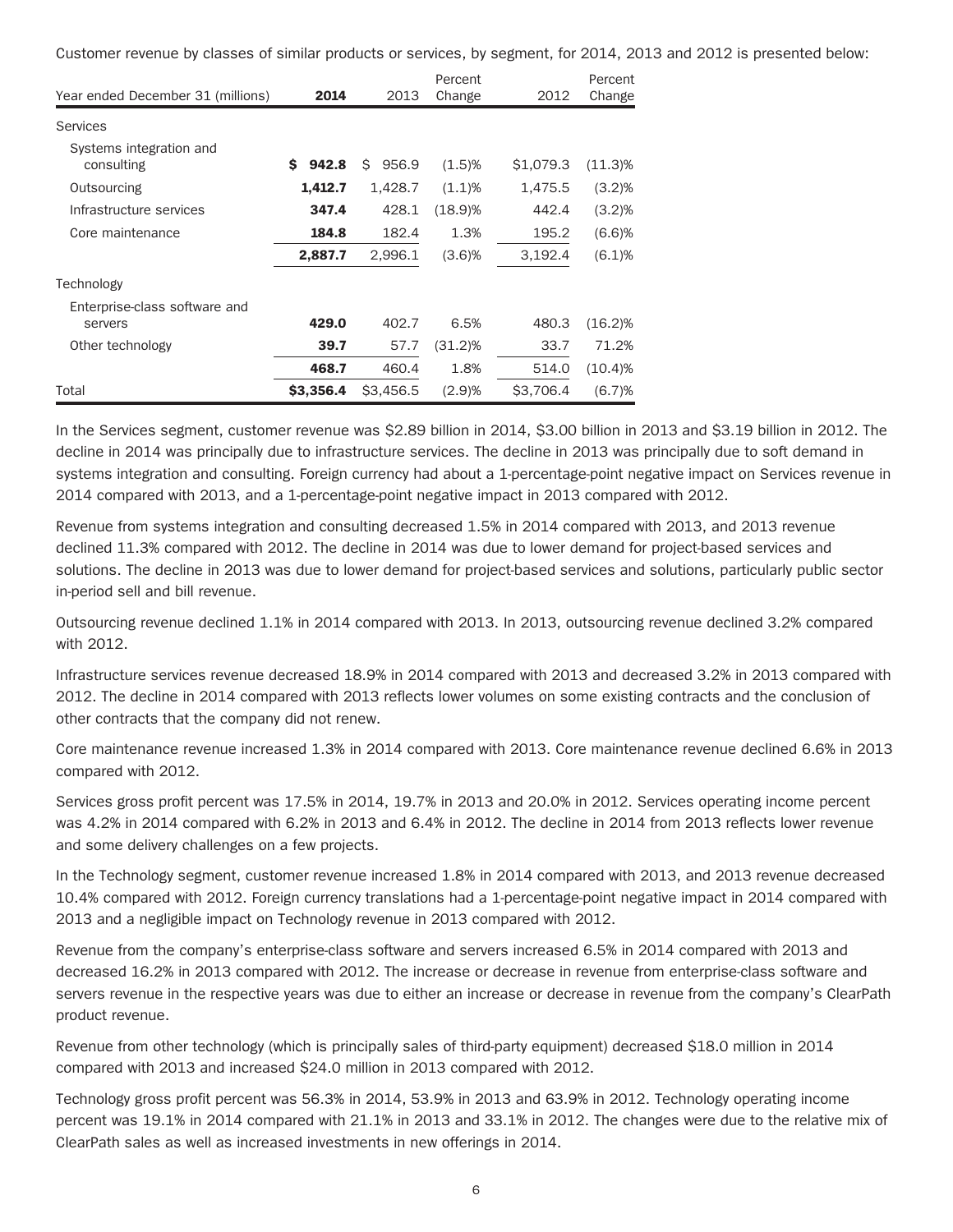Customer revenue by classes of similar products or services, by segment, for 2014, 2013 and 2012 is presented below:

| Year ended December 31 (millions) | 2014 | 2013 | Percent Change | 2012 | Percent Change |
|---|---|---|---|---|---|
| Services | | | | | |
| Systems integration and consulting | **$ 942.8** | $ 956.9 | (1.5)% | $1,079.3 | (11.3)% |
| Outsourcing | **1,412.7** | 1,428.7 | (1.1)% | 1,475.5 | (3.2)% |
| Infrastructure services | **347.4** | 428.1 | (18.9)% | 442.4 | (3.2)% |
| Core maintenance | **184.8** | 182.4 | 1.3% | 195.2 | (6.6)% |
| | **2,887.7** | 2,996.1 | (3.6)% | 3,192.4 | (6.1)% |
| Technology | | | | | |
| Enterprise-class software and servers | **429.0** | 402.7 | 6.5% | 480.3 | (16.2)% |
| Other technology | **39.7** | 57.7 | (31.2)% | 33.7 | 71.2% |
| | **468.7** | 460.4 | 1.8% | 514.0 | (10.4)% |
| Total | **$3,356.4** | $3,456.5 | (2.9)% | $3,706.4 | (6.7)% |

In the Services segment, customer revenue was $2.89 billion in 2014, $3.00 billion in 2013 and $3.19 billion in 2012. The decline in 2014 was principally due to infrastructure services. The decline in 2013 was principally due to soft demand in systems integration and consulting. Foreign currency had about a 1-percentage-point negative impact on Services revenue in 2014 compared with 2013, and a 1-percentage-point negative impact in 2013 compared with 2012.

Revenue from systems integration and consulting decreased 1.5% in 2014 compared with 2013, and 2013 revenue declined 11.3% compared with 2012. The decline in 2014 was due to lower demand for project-based services and solutions. The decline in 2013 was due to lower demand for project-based services and solutions, particularly public sector in-period sell and bill revenue.

Outsourcing revenue declined 1.1% in 2014 compared with 2013. In 2013, outsourcing revenue declined 3.2% compared with 2012.

Infrastructure services revenue decreased 18.9% in 2014 compared with 2013 and decreased 3.2% in 2013 compared with 2012. The decline in 2014 compared with 2013 reflects lower volumes on some existing contracts and the conclusion of other contracts that the company did not renew.

Core maintenance revenue increased 1.3% in 2014 compared with 2013. Core maintenance revenue declined 6.6% in 2013 compared with 2012.

Services gross profit percent was 17.5% in 2014, 19.7% in 2013 and 20.0% in 2012. Services operating income percent was 4.2% in 2014 compared with 6.2% in 2013 and 6.4% in 2012. The decline in 2014 from 2013 reflects lower revenue and some delivery challenges on a few projects.

In the Technology segment, customer revenue increased 1.8% in 2014 compared with 2013, and 2013 revenue decreased 10.4% compared with 2012. Foreign currency translations had a 1-percentage-point negative impact in 2014 compared with 2013 and a negligible impact on Technology revenue in 2013 compared with 2012.

Revenue from the company's enterprise-class software and servers increased 6.5% in 2014 compared with 2013 and decreased 16.2% in 2013 compared with 2012. The increase or decrease in revenue from enterprise-class software and servers revenue in the respective years was due to either an increase or decrease in revenue from the company's ClearPath product revenue.

Revenue from other technology (which is principally sales of third-party equipment) decreased $18.0 million in 2014 compared with 2013 and increased $24.0 million in 2013 compared with 2012.

Technology gross profit percent was 56.3% in 2014, 53.9% in 2013 and 63.9% in 2012. Technology operating income percent was 19.1% in 2014 compared with 21.1% in 2013 and 33.1% in 2012. The changes were due to the relative mix of ClearPath sales as well as increased investments in new offerings in 2014.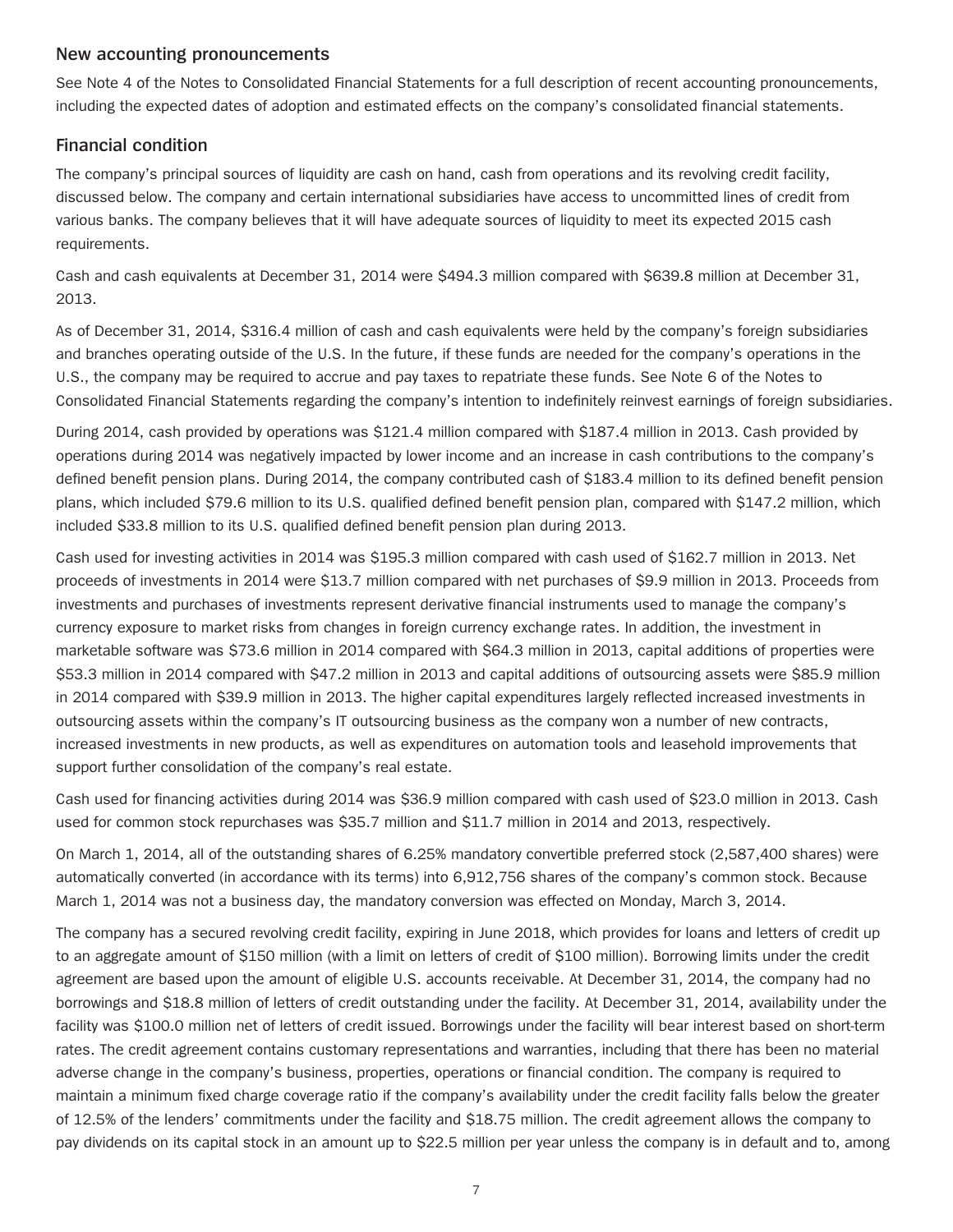## New accounting pronouncements

See Note 4 of the Notes to Consolidated Financial Statements for a full description of recent accounting pronouncements, including the expected dates of adoption and estimated effects on the company's consolidated financial statements.

## Financial condition

The company's principal sources of liquidity are cash on hand, cash from operations and its revolving credit facility, discussed below. The company and certain international subsidiaries have access to uncommitted lines of credit from various banks. The company believes that it will have adequate sources of liquidity to meet its expected 2015 cash requirements.

Cash and cash equivalents at December 31, 2014 were $494.3 million compared with $639.8 million at December 31, 2013.

As of December 31, 2014, $316.4 million of cash and cash equivalents were held by the company's foreign subsidiaries and branches operating outside of the U.S. In the future, if these funds are needed for the company's operations in the U.S., the company may be required to accrue and pay taxes to repatriate these funds. See Note 6 of the Notes to Consolidated Financial Statements regarding the company's intention to indefinitely reinvest earnings of foreign subsidiaries.

During 2014, cash provided by operations was $121.4 million compared with $187.4 million in 2013. Cash provided by operations during 2014 was negatively impacted by lower income and an increase in cash contributions to the company's defined benefit pension plans. During 2014, the company contributed cash of $183.4 million to its defined benefit pension plans, which included $79.6 million to its U.S. qualified defined benefit pension plan, compared with $147.2 million, which included $33.8 million to its U.S. qualified defined benefit pension plan during 2013.

Cash used for investing activities in 2014 was $195.3 million compared with cash used of $162.7 million in 2013. Net proceeds of investments in 2014 were $13.7 million compared with net purchases of $9.9 million in 2013. Proceeds from investments and purchases of investments represent derivative financial instruments used to manage the company's currency exposure to market risks from changes in foreign currency exchange rates. In addition, the investment in marketable software was $73.6 million in 2014 compared with $64.3 million in 2013, capital additions of properties were $53.3 million in 2014 compared with $47.2 million in 2013 and capital additions of outsourcing assets were $85.9 million in 2014 compared with $39.9 million in 2013. The higher capital expenditures largely reflected increased investments in outsourcing assets within the company's IT outsourcing business as the company won a number of new contracts, increased investments in new products, as well as expenditures on automation tools and leasehold improvements that support further consolidation of the company's real estate.

Cash used for financing activities during 2014 was $36.9 million compared with cash used of $23.0 million in 2013. Cash used for common stock repurchases was $35.7 million and $11.7 million in 2014 and 2013, respectively.

On March 1, 2014, all of the outstanding shares of 6.25% mandatory convertible preferred stock (2,587,400 shares) were automatically converted (in accordance with its terms) into 6,912,756 shares of the company's common stock. Because March 1, 2014 was not a business day, the mandatory conversion was effected on Monday, March 3, 2014.

The company has a secured revolving credit facility, expiring in June 2018, which provides for loans and letters of credit up to an aggregate amount of $150 million (with a limit on letters of credit of $100 million). Borrowing limits under the credit agreement are based upon the amount of eligible U.S. accounts receivable. At December 31, 2014, the company had no borrowings and $18.8 million of letters of credit outstanding under the facility. At December 31, 2014, availability under the facility was $100.0 million net of letters of credit issued. Borrowings under the facility will bear interest based on short-term rates. The credit agreement contains customary representations and warranties, including that there has been no material adverse change in the company's business, properties, operations or financial condition. The company is required to maintain a minimum fixed charge coverage ratio if the company's availability under the credit facility falls below the greater of 12.5% of the lenders' commitments under the facility and $18.75 million. The credit agreement allows the company to pay dividends on its capital stock in an amount up to $22.5 million per year unless the company is in default and to, among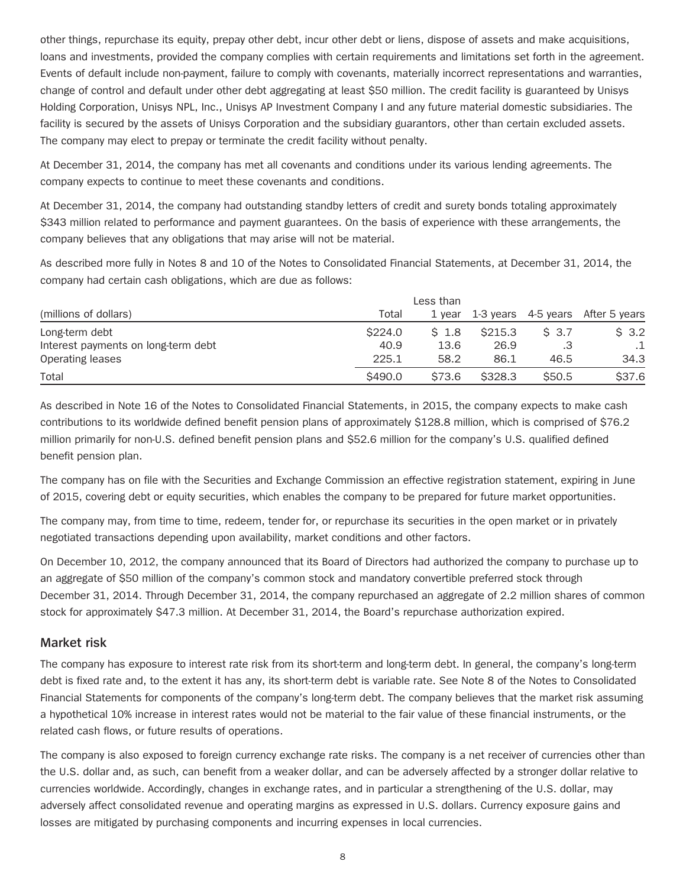other things, repurchase its equity, prepay other debt, incur other debt or liens, dispose of assets and make acquisitions, loans and investments, provided the company complies with certain requirements and limitations set forth in the agreement. Events of default include non-payment, failure to comply with covenants, materially incorrect representations and warranties, change of control and default under other debt aggregating at least $50 million. The credit facility is guaranteed by Unisys Holding Corporation, Unisys NPL, Inc., Unisys AP Investment Company I and any future material domestic subsidiaries. The facility is secured by the assets of Unisys Corporation and the subsidiary guarantors, other than certain excluded assets. The company may elect to prepay or terminate the credit facility without penalty.

At December 31, 2014, the company has met all covenants and conditions under its various lending agreements. The company expects to continue to meet these covenants and conditions.

At December 31, 2014, the company had outstanding standby letters of credit and surety bonds totaling approximately $343 million related to performance and payment guarantees. On the basis of experience with these arrangements, the company believes that any obligations that may arise will not be material.

As described more fully in Notes 8 and 10 of the Notes to Consolidated Financial Statements, at December 31, 2014, the company had certain cash obligations, which are due as follows:

| (millions of dollars) | Total | Less than 1 year | 1-3 years | 4-5 years | After 5 years |
|---|---|---|---|---|---|
| Long-term debt | $224.0 | $ 1.8 | $215.3 | $ 3.7 | $ 3.2 |
| Interest payments on long-term debt | 40.9 | 13.6 | 26.9 | .3 | .1 |
| Operating leases | 225.1 | 58.2 | 86.1 | 46.5 | 34.3 |
| Total | $490.0 | $73.6 | $328.3 | $50.5 | $37.6 |

As described in Note 16 of the Notes to Consolidated Financial Statements, in 2015, the company expects to make cash contributions to its worldwide defined benefit pension plans of approximately $128.8 million, which is comprised of $76.2 million primarily for non-U.S. defined benefit pension plans and $52.6 million for the company's U.S. qualified defined benefit pension plan.

The company has on file with the Securities and Exchange Commission an effective registration statement, expiring in June of 2015, covering debt or equity securities, which enables the company to be prepared for future market opportunities.

The company may, from time to time, redeem, tender for, or repurchase its securities in the open market or in privately negotiated transactions depending upon availability, market conditions and other factors.

On December 10, 2012, the company announced that its Board of Directors had authorized the company to purchase up to an aggregate of $50 million of the company's common stock and mandatory convertible preferred stock through December 31, 2014. Through December 31, 2014, the company repurchased an aggregate of 2.2 million shares of common stock for approximately $47.3 million. At December 31, 2014, the Board's repurchase authorization expired.

## Market risk

The company has exposure to interest rate risk from its short-term and long-term debt. In general, the company's long-term debt is fixed rate and, to the extent it has any, its short-term debt is variable rate. See Note 8 of the Notes to Consolidated Financial Statements for components of the company's long-term debt. The company believes that the market risk assuming a hypothetical 10% increase in interest rates would not be material to the fair value of these financial instruments, or the related cash flows, or future results of operations.

The company is also exposed to foreign currency exchange rate risks. The company is a net receiver of currencies other than the U.S. dollar and, as such, can benefit from a weaker dollar, and can be adversely affected by a stronger dollar relative to currencies worldwide. Accordingly, changes in exchange rates, and in particular a strengthening of the U.S. dollar, may adversely affect consolidated revenue and operating margins as expressed in U.S. dollars. Currency exposure gains and losses are mitigated by purchasing components and incurring expenses in local currencies.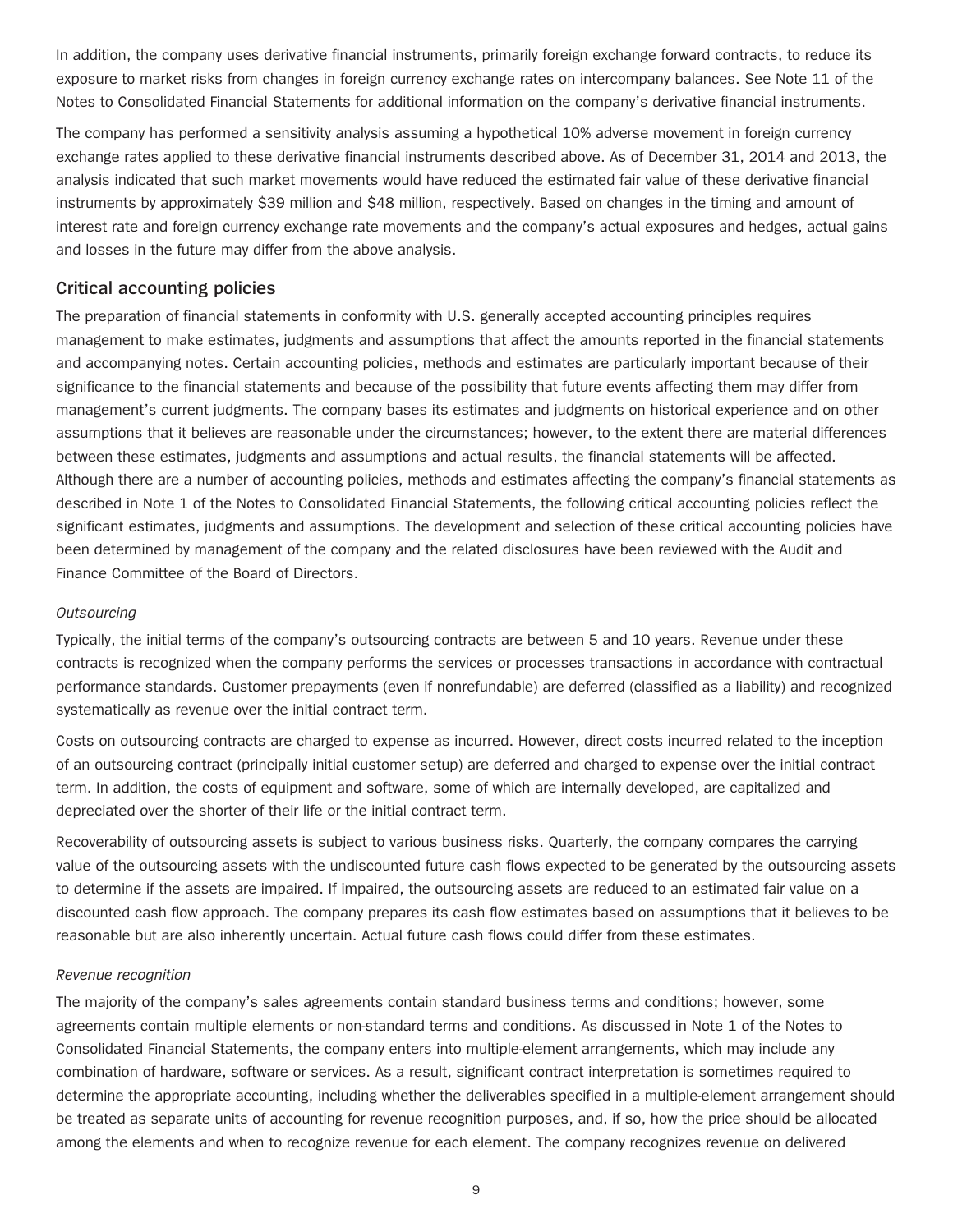In addition, the company uses derivative financial instruments, primarily foreign exchange forward contracts, to reduce its exposure to market risks from changes in foreign currency exchange rates on intercompany balances. See Note 11 of the Notes to Consolidated Financial Statements for additional information on the company's derivative financial instruments.

The company has performed a sensitivity analysis assuming a hypothetical 10% adverse movement in foreign currency exchange rates applied to these derivative financial instruments described above. As of December 31, 2014 and 2013, the analysis indicated that such market movements would have reduced the estimated fair value of these derivative financial instruments by approximately $39 million and $48 million, respectively. Based on changes in the timing and amount of interest rate and foreign currency exchange rate movements and the company's actual exposures and hedges, actual gains and losses in the future may differ from the above analysis.

## Critical accounting policies

The preparation of financial statements in conformity with U.S. generally accepted accounting principles requires management to make estimates, judgments and assumptions that affect the amounts reported in the financial statements and accompanying notes. Certain accounting policies, methods and estimates are particularly important because of their significance to the financial statements and because of the possibility that future events affecting them may differ from management's current judgments. The company bases its estimates and judgments on historical experience and on other assumptions that it believes are reasonable under the circumstances; however, to the extent there are material differences between these estimates, judgments and assumptions and actual results, the financial statements will be affected. Although there are a number of accounting policies, methods and estimates affecting the company's financial statements as described in Note 1 of the Notes to Consolidated Financial Statements, the following critical accounting policies reflect the significant estimates, judgments and assumptions. The development and selection of these critical accounting policies have been determined by management of the company and the related disclosures have been reviewed with the Audit and Finance Committee of the Board of Directors.

*Outsourcing*

Typically, the initial terms of the company's outsourcing contracts are between 5 and 10 years. Revenue under these contracts is recognized when the company performs the services or processes transactions in accordance with contractual performance standards. Customer prepayments (even if nonrefundable) are deferred (classified as a liability) and recognized systematically as revenue over the initial contract term.

Costs on outsourcing contracts are charged to expense as incurred. However, direct costs incurred related to the inception of an outsourcing contract (principally initial customer setup) are deferred and charged to expense over the initial contract term. In addition, the costs of equipment and software, some of which are internally developed, are capitalized and depreciated over the shorter of their life or the initial contract term.

Recoverability of outsourcing assets is subject to various business risks. Quarterly, the company compares the carrying value of the outsourcing assets with the undiscounted future cash flows expected to be generated by the outsourcing assets to determine if the assets are impaired. If impaired, the outsourcing assets are reduced to an estimated fair value on a discounted cash flow approach. The company prepares its cash flow estimates based on assumptions that it believes to be reasonable but are also inherently uncertain. Actual future cash flows could differ from these estimates.

*Revenue recognition*

The majority of the company's sales agreements contain standard business terms and conditions; however, some agreements contain multiple elements or non-standard terms and conditions. As discussed in Note 1 of the Notes to Consolidated Financial Statements, the company enters into multiple-element arrangements, which may include any combination of hardware, software or services. As a result, significant contract interpretation is sometimes required to determine the appropriate accounting, including whether the deliverables specified in a multiple-element arrangement should be treated as separate units of accounting for revenue recognition purposes, and, if so, how the price should be allocated among the elements and when to recognize revenue for each element. The company recognizes revenue on delivered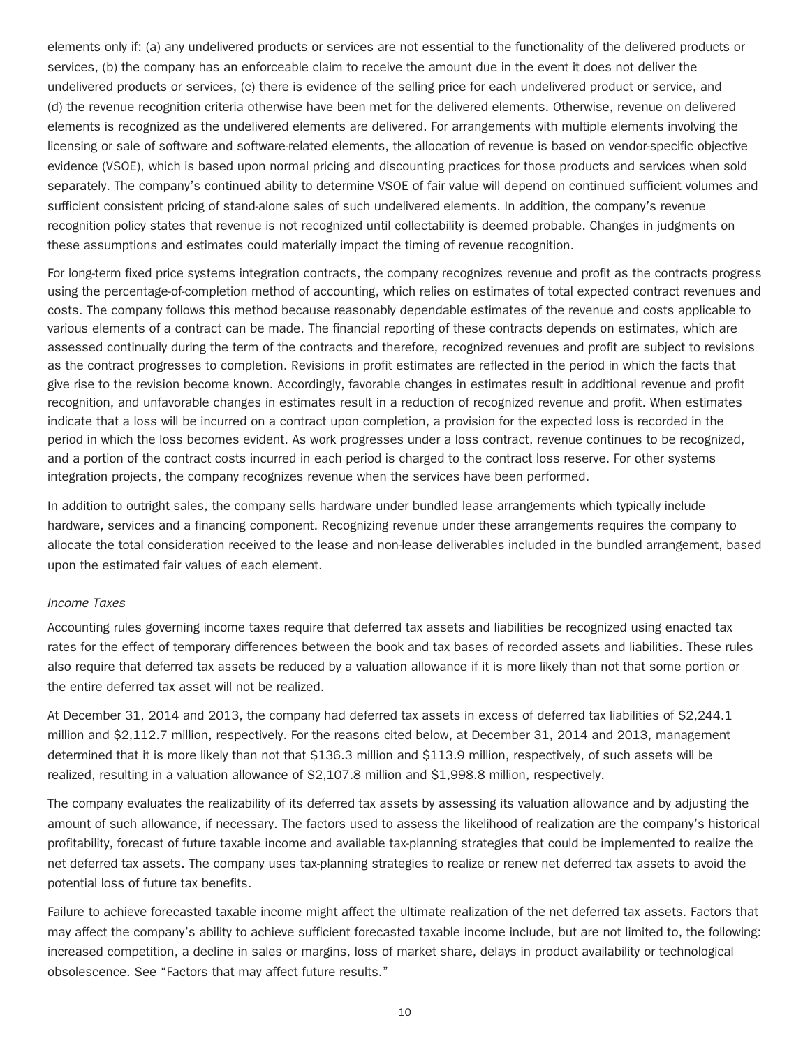elements only if: (a) any undelivered products or services are not essential to the functionality of the delivered products or services, (b) the company has an enforceable claim to receive the amount due in the event it does not deliver the undelivered products or services, (c) there is evidence of the selling price for each undelivered product or service, and (d) the revenue recognition criteria otherwise have been met for the delivered elements. Otherwise, revenue on delivered elements is recognized as the undelivered elements are delivered. For arrangements with multiple elements involving the licensing or sale of software and software-related elements, the allocation of revenue is based on vendor-specific objective evidence (VSOE), which is based upon normal pricing and discounting practices for those products and services when sold separately. The company's continued ability to determine VSOE of fair value will depend on continued sufficient volumes and sufficient consistent pricing of stand-alone sales of such undelivered elements. In addition, the company's revenue recognition policy states that revenue is not recognized until collectability is deemed probable. Changes in judgments on these assumptions and estimates could materially impact the timing of revenue recognition.

For long-term fixed price systems integration contracts, the company recognizes revenue and profit as the contracts progress using the percentage-of-completion method of accounting, which relies on estimates of total expected contract revenues and costs. The company follows this method because reasonably dependable estimates of the revenue and costs applicable to various elements of a contract can be made. The financial reporting of these contracts depends on estimates, which are assessed continually during the term of the contracts and therefore, recognized revenues and profit are subject to revisions as the contract progresses to completion. Revisions in profit estimates are reflected in the period in which the facts that give rise to the revision become known. Accordingly, favorable changes in estimates result in additional revenue and profit recognition, and unfavorable changes in estimates result in a reduction of recognized revenue and profit. When estimates indicate that a loss will be incurred on a contract upon completion, a provision for the expected loss is recorded in the period in which the loss becomes evident. As work progresses under a loss contract, revenue continues to be recognized, and a portion of the contract costs incurred in each period is charged to the contract loss reserve. For other systems integration projects, the company recognizes revenue when the services have been performed.

In addition to outright sales, the company sells hardware under bundled lease arrangements which typically include hardware, services and a financing component. Recognizing revenue under these arrangements requires the company to allocate the total consideration received to the lease and non-lease deliverables included in the bundled arrangement, based upon the estimated fair values of each element.

*Income Taxes*

Accounting rules governing income taxes require that deferred tax assets and liabilities be recognized using enacted tax rates for the effect of temporary differences between the book and tax bases of recorded assets and liabilities. These rules also require that deferred tax assets be reduced by a valuation allowance if it is more likely than not that some portion or the entire deferred tax asset will not be realized.

At December 31, 2014 and 2013, the company had deferred tax assets in excess of deferred tax liabilities of $2,244.1 million and $2,112.7 million, respectively. For the reasons cited below, at December 31, 2014 and 2013, management determined that it is more likely than not that $136.3 million and $113.9 million, respectively, of such assets will be realized, resulting in a valuation allowance of $2,107.8 million and $1,998.8 million, respectively.

The company evaluates the realizability of its deferred tax assets by assessing its valuation allowance and by adjusting the amount of such allowance, if necessary. The factors used to assess the likelihood of realization are the company's historical profitability, forecast of future taxable income and available tax-planning strategies that could be implemented to realize the net deferred tax assets. The company uses tax-planning strategies to realize or renew net deferred tax assets to avoid the potential loss of future tax benefits.

Failure to achieve forecasted taxable income might affect the ultimate realization of the net deferred tax assets. Factors that may affect the company's ability to achieve sufficient forecasted taxable income include, but are not limited to, the following: increased competition, a decline in sales or margins, loss of market share, delays in product availability or technological obsolescence. See "Factors that may affect future results."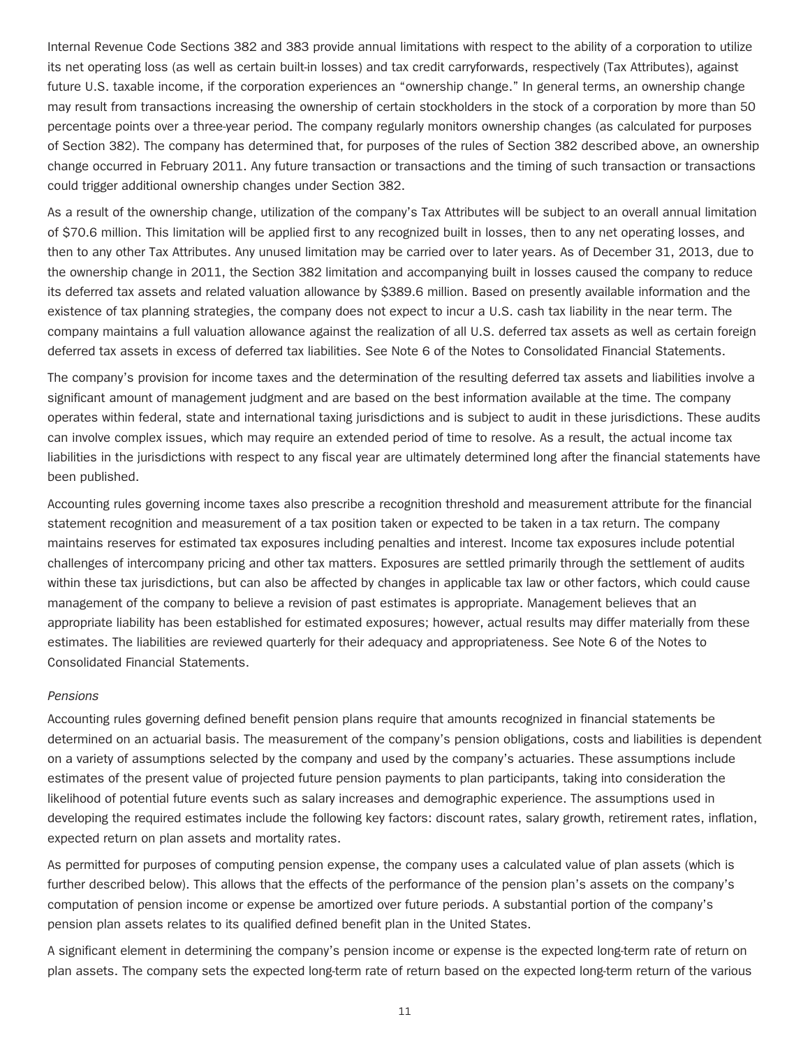Internal Revenue Code Sections 382 and 383 provide annual limitations with respect to the ability of a corporation to utilize its net operating loss (as well as certain built-in losses) and tax credit carryforwards, respectively (Tax Attributes), against future U.S. taxable income, if the corporation experiences an “ownership change.” In general terms, an ownership change may result from transactions increasing the ownership of certain stockholders in the stock of a corporation by more than 50 percentage points over a three-year period. The company regularly monitors ownership changes (as calculated for purposes of Section 382). The company has determined that, for purposes of the rules of Section 382 described above, an ownership change occurred in February 2011. Any future transaction or transactions and the timing of such transaction or transactions could trigger additional ownership changes under Section 382.

As a result of the ownership change, utilization of the company’s Tax Attributes will be subject to an overall annual limitation of $70.6 million. This limitation will be applied first to any recognized built in losses, then to any net operating losses, and then to any other Tax Attributes. Any unused limitation may be carried over to later years. As of December 31, 2013, due to the ownership change in 2011, the Section 382 limitation and accompanying built in losses caused the company to reduce its deferred tax assets and related valuation allowance by $389.6 million. Based on presently available information and the existence of tax planning strategies, the company does not expect to incur a U.S. cash tax liability in the near term. The company maintains a full valuation allowance against the realization of all U.S. deferred tax assets as well as certain foreign deferred tax assets in excess of deferred tax liabilities. See Note 6 of the Notes to Consolidated Financial Statements.

The company’s provision for income taxes and the determination of the resulting deferred tax assets and liabilities involve a significant amount of management judgment and are based on the best information available at the time. The company operates within federal, state and international taxing jurisdictions and is subject to audit in these jurisdictions. These audits can involve complex issues, which may require an extended period of time to resolve. As a result, the actual income tax liabilities in the jurisdictions with respect to any fiscal year are ultimately determined long after the financial statements have been published.

Accounting rules governing income taxes also prescribe a recognition threshold and measurement attribute for the financial statement recognition and measurement of a tax position taken or expected to be taken in a tax return. The company maintains reserves for estimated tax exposures including penalties and interest. Income tax exposures include potential challenges of intercompany pricing and other tax matters. Exposures are settled primarily through the settlement of audits within these tax jurisdictions, but can also be affected by changes in applicable tax law or other factors, which could cause management of the company to believe a revision of past estimates is appropriate. Management believes that an appropriate liability has been established for estimated exposures; however, actual results may differ materially from these estimates. The liabilities are reviewed quarterly for their adequacy and appropriateness. See Note 6 of the Notes to Consolidated Financial Statements.

*Pensions*

Accounting rules governing defined benefit pension plans require that amounts recognized in financial statements be determined on an actuarial basis. The measurement of the company’s pension obligations, costs and liabilities is dependent on a variety of assumptions selected by the company and used by the company’s actuaries. These assumptions include estimates of the present value of projected future pension payments to plan participants, taking into consideration the likelihood of potential future events such as salary increases and demographic experience. The assumptions used in developing the required estimates include the following key factors: discount rates, salary growth, retirement rates, inflation, expected return on plan assets and mortality rates.

As permitted for purposes of computing pension expense, the company uses a calculated value of plan assets (which is further described below). This allows that the effects of the performance of the pension plan’s assets on the company’s computation of pension income or expense be amortized over future periods. A substantial portion of the company’s pension plan assets relates to its qualified defined benefit plan in the United States.

A significant element in determining the company’s pension income or expense is the expected long-term rate of return on plan assets. The company sets the expected long-term rate of return based on the expected long-term return of the various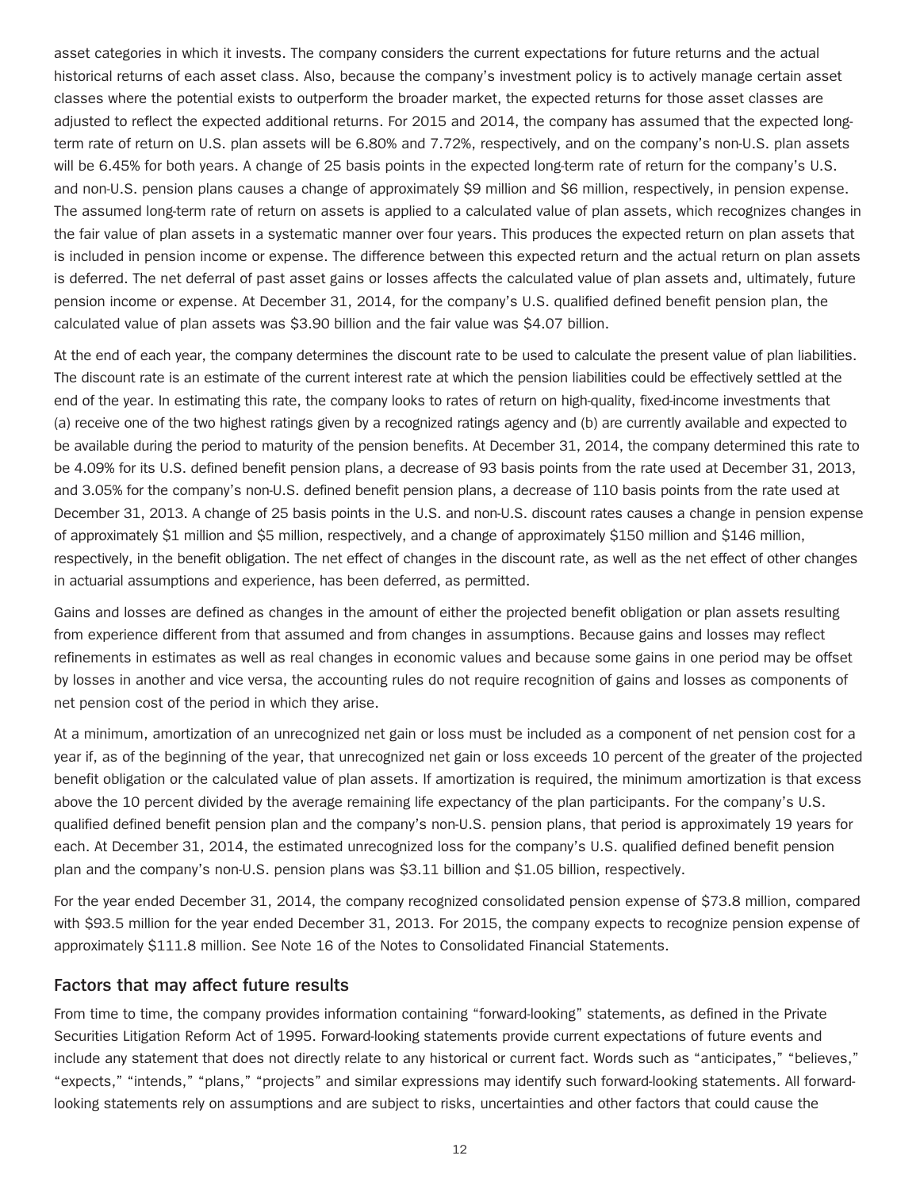asset categories in which it invests. The company considers the current expectations for future returns and the actual historical returns of each asset class. Also, because the company's investment policy is to actively manage certain asset classes where the potential exists to outperform the broader market, the expected returns for those asset classes are adjusted to reflect the expected additional returns. For 2015 and 2014, the company has assumed that the expected long-term rate of return on U.S. plan assets will be 6.80% and 7.72%, respectively, and on the company's non-U.S. plan assets will be 6.45% for both years. A change of 25 basis points in the expected long-term rate of return for the company's U.S. and non-U.S. pension plans causes a change of approximately $9 million and $6 million, respectively, in pension expense. The assumed long-term rate of return on assets is applied to a calculated value of plan assets, which recognizes changes in the fair value of plan assets in a systematic manner over four years. This produces the expected return on plan assets that is included in pension income or expense. The difference between this expected return and the actual return on plan assets is deferred. The net deferral of past asset gains or losses affects the calculated value of plan assets and, ultimately, future pension income or expense. At December 31, 2014, for the company's U.S. qualified defined benefit pension plan, the calculated value of plan assets was $3.90 billion and the fair value was $4.07 billion.

At the end of each year, the company determines the discount rate to be used to calculate the present value of plan liabilities. The discount rate is an estimate of the current interest rate at which the pension liabilities could be effectively settled at the end of the year. In estimating this rate, the company looks to rates of return on high-quality, fixed-income investments that (a) receive one of the two highest ratings given by a recognized ratings agency and (b) are currently available and expected to be available during the period to maturity of the pension benefits. At December 31, 2014, the company determined this rate to be 4.09% for its U.S. defined benefit pension plans, a decrease of 93 basis points from the rate used at December 31, 2013, and 3.05% for the company's non-U.S. defined benefit pension plans, a decrease of 110 basis points from the rate used at December 31, 2013. A change of 25 basis points in the U.S. and non-U.S. discount rates causes a change in pension expense of approximately $1 million and $5 million, respectively, and a change of approximately $150 million and $146 million, respectively, in the benefit obligation. The net effect of changes in the discount rate, as well as the net effect of other changes in actuarial assumptions and experience, has been deferred, as permitted.

Gains and losses are defined as changes in the amount of either the projected benefit obligation or plan assets resulting from experience different from that assumed and from changes in assumptions. Because gains and losses may reflect refinements in estimates as well as real changes in economic values and because some gains in one period may be offset by losses in another and vice versa, the accounting rules do not require recognition of gains and losses as components of net pension cost of the period in which they arise.

At a minimum, amortization of an unrecognized net gain or loss must be included as a component of net pension cost for a year if, as of the beginning of the year, that unrecognized net gain or loss exceeds 10 percent of the greater of the projected benefit obligation or the calculated value of plan assets. If amortization is required, the minimum amortization is that excess above the 10 percent divided by the average remaining life expectancy of the plan participants. For the company's U.S. qualified defined benefit pension plan and the company's non-U.S. pension plans, that period is approximately 19 years for each. At December 31, 2014, the estimated unrecognized loss for the company's U.S. qualified defined benefit pension plan and the company's non-U.S. pension plans was $3.11 billion and $1.05 billion, respectively.

For the year ended December 31, 2014, the company recognized consolidated pension expense of $73.8 million, compared with $93.5 million for the year ended December 31, 2013. For 2015, the company expects to recognize pension expense of approximately $111.8 million. See Note 16 of the Notes to Consolidated Financial Statements.

## Factors that may affect future results

From time to time, the company provides information containing "forward-looking" statements, as defined in the Private Securities Litigation Reform Act of 1995. Forward-looking statements provide current expectations of future events and include any statement that does not directly relate to any historical or current fact. Words such as "anticipates," "believes," "expects," "intends," "plans," "projects" and similar expressions may identify such forward-looking statements. All forward-looking statements rely on assumptions and are subject to risks, uncertainties and other factors that could cause the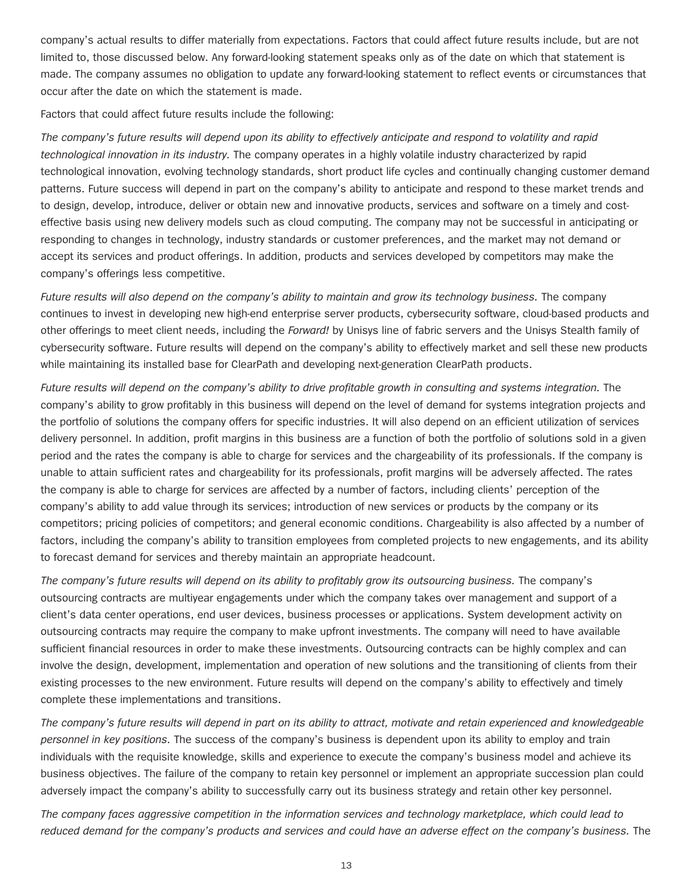company's actual results to differ materially from expectations. Factors that could affect future results include, but are not limited to, those discussed below. Any forward-looking statement speaks only as of the date on which that statement is made. The company assumes no obligation to update any forward-looking statement to reflect events or circumstances that occur after the date on which the statement is made.

Factors that could affect future results include the following:

*The company's future results will depend upon its ability to effectively anticipate and respond to volatility and rapid technological innovation in its industry.* The company operates in a highly volatile industry characterized by rapid technological innovation, evolving technology standards, short product life cycles and continually changing customer demand patterns. Future success will depend in part on the company's ability to anticipate and respond to these market trends and to design, develop, introduce, deliver or obtain new and innovative products, services and software on a timely and cost-effective basis using new delivery models such as cloud computing. The company may not be successful in anticipating or responding to changes in technology, industry standards or customer preferences, and the market may not demand or accept its services and product offerings. In addition, products and services developed by competitors may make the company's offerings less competitive.

*Future results will also depend on the company's ability to maintain and grow its technology business.* The company continues to invest in developing new high-end enterprise server products, cybersecurity software, cloud-based products and other offerings to meet client needs, including the *Forward!* by Unisys line of fabric servers and the Unisys Stealth family of cybersecurity software. Future results will depend on the company's ability to effectively market and sell these new products while maintaining its installed base for ClearPath and developing next-generation ClearPath products.

*Future results will depend on the company's ability to drive profitable growth in consulting and systems integration.* The company's ability to grow profitably in this business will depend on the level of demand for systems integration projects and the portfolio of solutions the company offers for specific industries. It will also depend on an efficient utilization of services delivery personnel. In addition, profit margins in this business are a function of both the portfolio of solutions sold in a given period and the rates the company is able to charge for services and the chargeability of its professionals. If the company is unable to attain sufficient rates and chargeability for its professionals, profit margins will be adversely affected. The rates the company is able to charge for services are affected by a number of factors, including clients' perception of the company's ability to add value through its services; introduction of new services or products by the company or its competitors; pricing policies of competitors; and general economic conditions. Chargeability is also affected by a number of factors, including the company's ability to transition employees from completed projects to new engagements, and its ability to forecast demand for services and thereby maintain an appropriate headcount.

*The company's future results will depend on its ability to profitably grow its outsourcing business.* The company's outsourcing contracts are multiyear engagements under which the company takes over management and support of a client's data center operations, end user devices, business processes or applications. System development activity on outsourcing contracts may require the company to make upfront investments. The company will need to have available sufficient financial resources in order to make these investments. Outsourcing contracts can be highly complex and can involve the design, development, implementation and operation of new solutions and the transitioning of clients from their existing processes to the new environment. Future results will depend on the company's ability to effectively and timely complete these implementations and transitions.

*The company's future results will depend in part on its ability to attract, motivate and retain experienced and knowledgeable personnel in key positions.* The success of the company's business is dependent upon its ability to employ and train individuals with the requisite knowledge, skills and experience to execute the company's business model and achieve its business objectives. The failure of the company to retain key personnel or implement an appropriate succession plan could adversely impact the company's ability to successfully carry out its business strategy and retain other key personnel.

*The company faces aggressive competition in the information services and technology marketplace, which could lead to reduced demand for the company's products and services and could have an adverse effect on the company's business.* The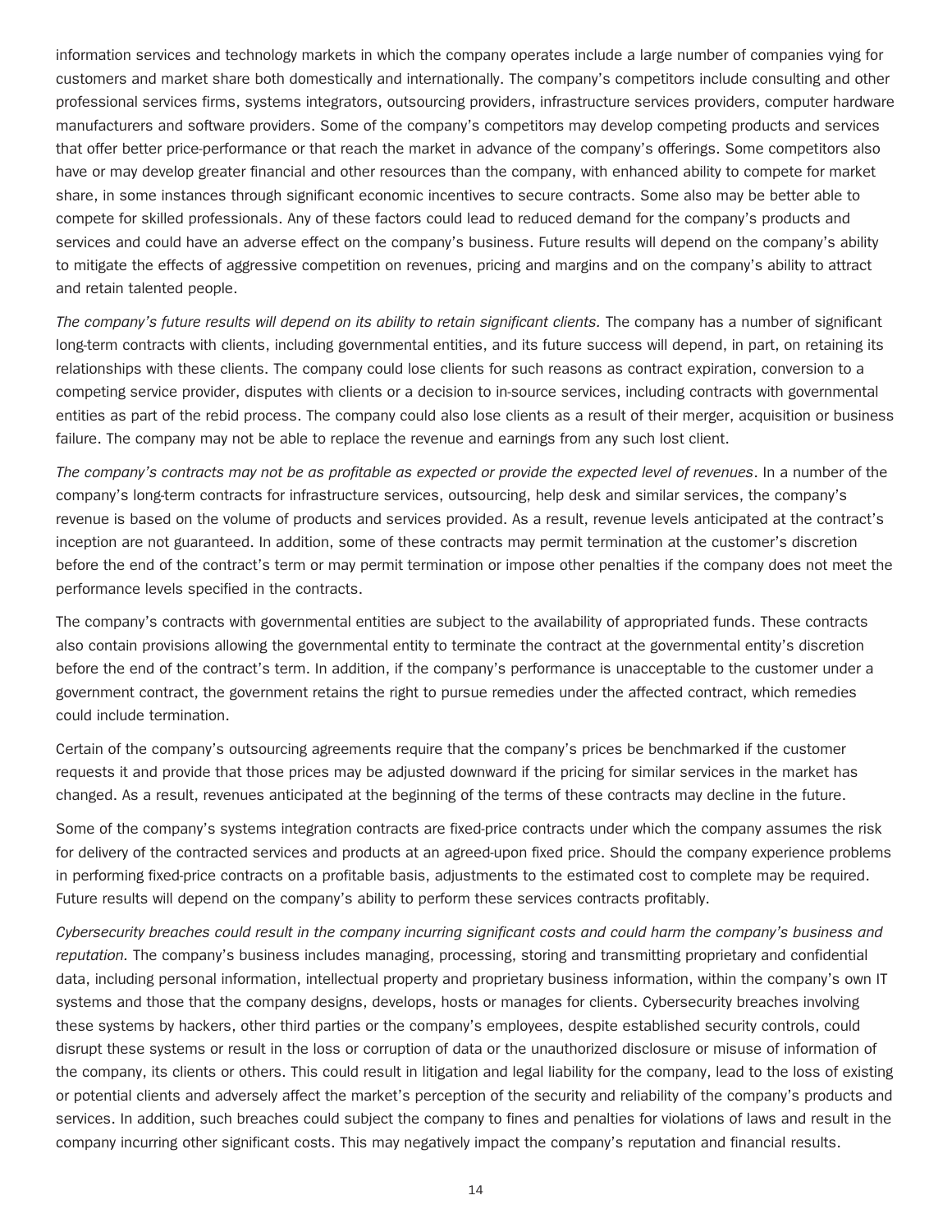information services and technology markets in which the company operates include a large number of companies vying for customers and market share both domestically and internationally. The company's competitors include consulting and other professional services firms, systems integrators, outsourcing providers, infrastructure services providers, computer hardware manufacturers and software providers. Some of the company's competitors may develop competing products and services that offer better price-performance or that reach the market in advance of the company's offerings. Some competitors also have or may develop greater financial and other resources than the company, with enhanced ability to compete for market share, in some instances through significant economic incentives to secure contracts. Some also may be better able to compete for skilled professionals. Any of these factors could lead to reduced demand for the company's products and services and could have an adverse effect on the company's business. Future results will depend on the company's ability to mitigate the effects of aggressive competition on revenues, pricing and margins and on the company's ability to attract and retain talented people.

*The company's future results will depend on its ability to retain significant clients.* The company has a number of significant long-term contracts with clients, including governmental entities, and its future success will depend, in part, on retaining its relationships with these clients. The company could lose clients for such reasons as contract expiration, conversion to a competing service provider, disputes with clients or a decision to in-source services, including contracts with governmental entities as part of the rebid process. The company could also lose clients as a result of their merger, acquisition or business failure. The company may not be able to replace the revenue and earnings from any such lost client.

*The company's contracts may not be as profitable as expected or provide the expected level of revenues*. In a number of the company's long-term contracts for infrastructure services, outsourcing, help desk and similar services, the company's revenue is based on the volume of products and services provided. As a result, revenue levels anticipated at the contract's inception are not guaranteed. In addition, some of these contracts may permit termination at the customer's discretion before the end of the contract's term or may permit termination or impose other penalties if the company does not meet the performance levels specified in the contracts.

The company's contracts with governmental entities are subject to the availability of appropriated funds. These contracts also contain provisions allowing the governmental entity to terminate the contract at the governmental entity's discretion before the end of the contract's term. In addition, if the company's performance is unacceptable to the customer under a government contract, the government retains the right to pursue remedies under the affected contract, which remedies could include termination.

Certain of the company's outsourcing agreements require that the company's prices be benchmarked if the customer requests it and provide that those prices may be adjusted downward if the pricing for similar services in the market has changed. As a result, revenues anticipated at the beginning of the terms of these contracts may decline in the future.

Some of the company's systems integration contracts are fixed-price contracts under which the company assumes the risk for delivery of the contracted services and products at an agreed-upon fixed price. Should the company experience problems in performing fixed-price contracts on a profitable basis, adjustments to the estimated cost to complete may be required. Future results will depend on the company's ability to perform these services contracts profitably.

*Cybersecurity breaches could result in the company incurring significant costs and could harm the company's business and reputation.* The company's business includes managing, processing, storing and transmitting proprietary and confidential data, including personal information, intellectual property and proprietary business information, within the company's own IT systems and those that the company designs, develops, hosts or manages for clients. Cybersecurity breaches involving these systems by hackers, other third parties or the company's employees, despite established security controls, could disrupt these systems or result in the loss or corruption of data or the unauthorized disclosure or misuse of information of the company, its clients or others. This could result in litigation and legal liability for the company, lead to the loss of existing or potential clients and adversely affect the market's perception of the security and reliability of the company's products and services. In addition, such breaches could subject the company to fines and penalties for violations of laws and result in the company incurring other significant costs. This may negatively impact the company's reputation and financial results.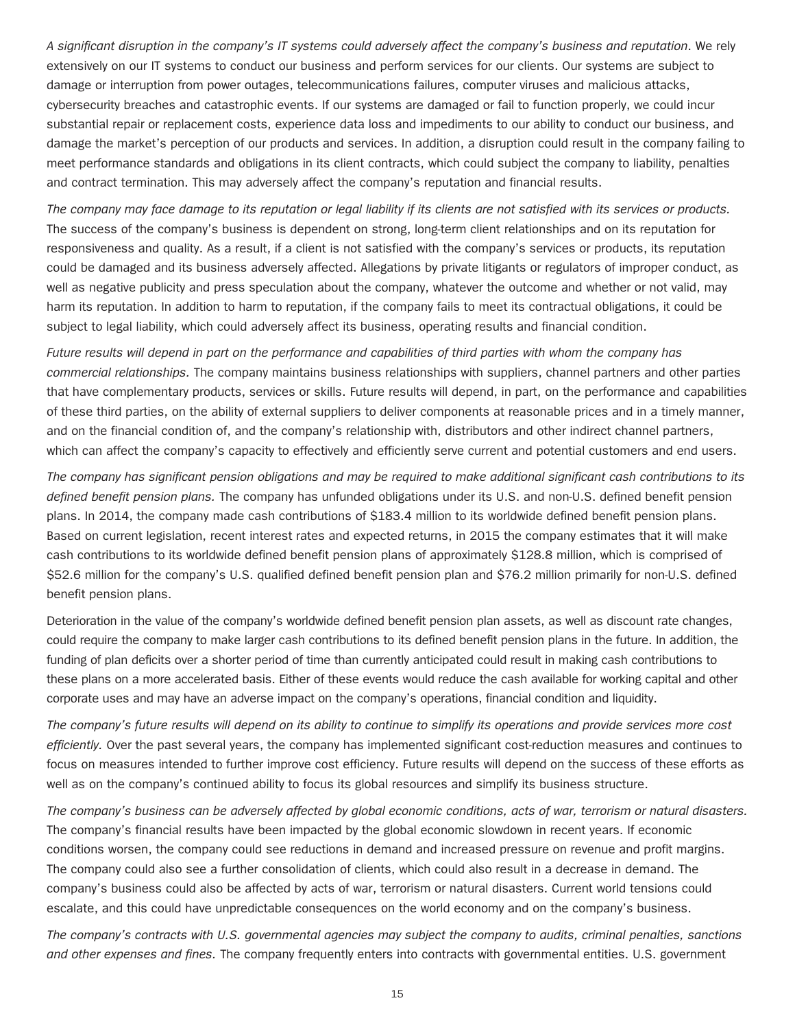*A significant disruption in the company's IT systems could adversely affect the company's business and reputation*. We rely extensively on our IT systems to conduct our business and perform services for our clients. Our systems are subject to damage or interruption from power outages, telecommunications failures, computer viruses and malicious attacks, cybersecurity breaches and catastrophic events. If our systems are damaged or fail to function properly, we could incur substantial repair or replacement costs, experience data loss and impediments to our ability to conduct our business, and damage the market's perception of our products and services. In addition, a disruption could result in the company failing to meet performance standards and obligations in its client contracts, which could subject the company to liability, penalties and contract termination. This may adversely affect the company's reputation and financial results.

*The company may face damage to its reputation or legal liability if its clients are not satisfied with its services or products.* The success of the company's business is dependent on strong, long-term client relationships and on its reputation for responsiveness and quality. As a result, if a client is not satisfied with the company's services or products, its reputation could be damaged and its business adversely affected. Allegations by private litigants or regulators of improper conduct, as well as negative publicity and press speculation about the company, whatever the outcome and whether or not valid, may harm its reputation. In addition to harm to reputation, if the company fails to meet its contractual obligations, it could be subject to legal liability, which could adversely affect its business, operating results and financial condition.

*Future results will depend in part on the performance and capabilities of third parties with whom the company has commercial relationships.* The company maintains business relationships with suppliers, channel partners and other parties that have complementary products, services or skills. Future results will depend, in part, on the performance and capabilities of these third parties, on the ability of external suppliers to deliver components at reasonable prices and in a timely manner, and on the financial condition of, and the company's relationship with, distributors and other indirect channel partners, which can affect the company's capacity to effectively and efficiently serve current and potential customers and end users.

*The company has significant pension obligations and may be required to make additional significant cash contributions to its defined benefit pension plans.* The company has unfunded obligations under its U.S. and non-U.S. defined benefit pension plans. In 2014, the company made cash contributions of $183.4 million to its worldwide defined benefit pension plans. Based on current legislation, recent interest rates and expected returns, in 2015 the company estimates that it will make cash contributions to its worldwide defined benefit pension plans of approximately $128.8 million, which is comprised of $52.6 million for the company's U.S. qualified defined benefit pension plan and $76.2 million primarily for non-U.S. defined benefit pension plans.

Deterioration in the value of the company's worldwide defined benefit pension plan assets, as well as discount rate changes, could require the company to make larger cash contributions to its defined benefit pension plans in the future. In addition, the funding of plan deficits over a shorter period of time than currently anticipated could result in making cash contributions to these plans on a more accelerated basis. Either of these events would reduce the cash available for working capital and other corporate uses and may have an adverse impact on the company's operations, financial condition and liquidity.

*The company's future results will depend on its ability to continue to simplify its operations and provide services more cost efficiently.* Over the past several years, the company has implemented significant cost-reduction measures and continues to focus on measures intended to further improve cost efficiency. Future results will depend on the success of these efforts as well as on the company's continued ability to focus its global resources and simplify its business structure.

*The company's business can be adversely affected by global economic conditions, acts of war, terrorism or natural disasters.* The company's financial results have been impacted by the global economic slowdown in recent years. If economic conditions worsen, the company could see reductions in demand and increased pressure on revenue and profit margins. The company could also see a further consolidation of clients, which could also result in a decrease in demand. The company's business could also be affected by acts of war, terrorism or natural disasters. Current world tensions could escalate, and this could have unpredictable consequences on the world economy and on the company's business.

*The company's contracts with U.S. governmental agencies may subject the company to audits, criminal penalties, sanctions and other expenses and fines.* The company frequently enters into contracts with governmental entities. U.S. government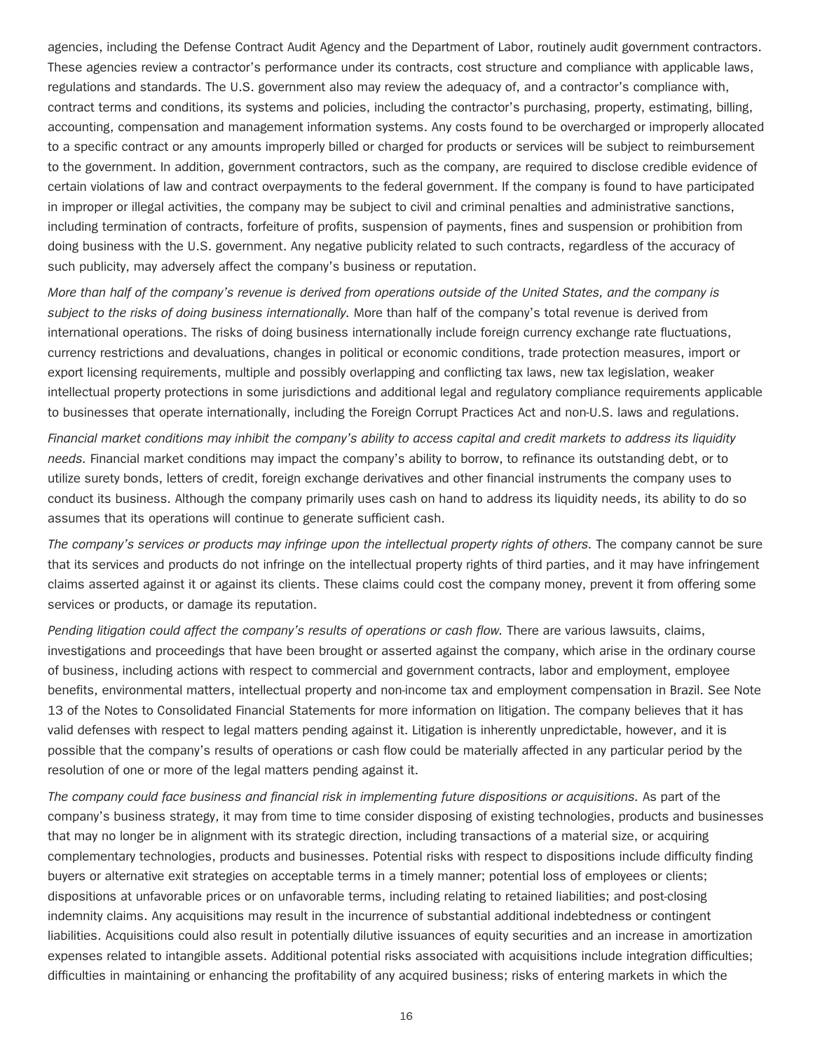agencies, including the Defense Contract Audit Agency and the Department of Labor, routinely audit government contractors. These agencies review a contractor's performance under its contracts, cost structure and compliance with applicable laws, regulations and standards. The U.S. government also may review the adequacy of, and a contractor's compliance with, contract terms and conditions, its systems and policies, including the contractor's purchasing, property, estimating, billing, accounting, compensation and management information systems. Any costs found to be overcharged or improperly allocated to a specific contract or any amounts improperly billed or charged for products or services will be subject to reimbursement to the government. In addition, government contractors, such as the company, are required to disclose credible evidence of certain violations of law and contract overpayments to the federal government. If the company is found to have participated in improper or illegal activities, the company may be subject to civil and criminal penalties and administrative sanctions, including termination of contracts, forfeiture of profits, suspension of payments, fines and suspension or prohibition from doing business with the U.S. government. Any negative publicity related to such contracts, regardless of the accuracy of such publicity, may adversely affect the company's business or reputation.

*More than half of the company's revenue is derived from operations outside of the United States, and the company is subject to the risks of doing business internationally.* More than half of the company's total revenue is derived from international operations. The risks of doing business internationally include foreign currency exchange rate fluctuations, currency restrictions and devaluations, changes in political or economic conditions, trade protection measures, import or export licensing requirements, multiple and possibly overlapping and conflicting tax laws, new tax legislation, weaker intellectual property protections in some jurisdictions and additional legal and regulatory compliance requirements applicable to businesses that operate internationally, including the Foreign Corrupt Practices Act and non-U.S. laws and regulations.

*Financial market conditions may inhibit the company's ability to access capital and credit markets to address its liquidity needs.* Financial market conditions may impact the company's ability to borrow, to refinance its outstanding debt, or to utilize surety bonds, letters of credit, foreign exchange derivatives and other financial instruments the company uses to conduct its business. Although the company primarily uses cash on hand to address its liquidity needs, its ability to do so assumes that its operations will continue to generate sufficient cash.

*The company's services or products may infringe upon the intellectual property rights of others.* The company cannot be sure that its services and products do not infringe on the intellectual property rights of third parties, and it may have infringement claims asserted against it or against its clients. These claims could cost the company money, prevent it from offering some services or products, or damage its reputation.

*Pending litigation could affect the company's results of operations or cash flow.* There are various lawsuits, claims, investigations and proceedings that have been brought or asserted against the company, which arise in the ordinary course of business, including actions with respect to commercial and government contracts, labor and employment, employee benefits, environmental matters, intellectual property and non-income tax and employment compensation in Brazil. See Note 13 of the Notes to Consolidated Financial Statements for more information on litigation. The company believes that it has valid defenses with respect to legal matters pending against it. Litigation is inherently unpredictable, however, and it is possible that the company's results of operations or cash flow could be materially affected in any particular period by the resolution of one or more of the legal matters pending against it.

*The company could face business and financial risk in implementing future dispositions or acquisitions.* As part of the company's business strategy, it may from time to time consider disposing of existing technologies, products and businesses that may no longer be in alignment with its strategic direction, including transactions of a material size, or acquiring complementary technologies, products and businesses. Potential risks with respect to dispositions include difficulty finding buyers or alternative exit strategies on acceptable terms in a timely manner; potential loss of employees or clients; dispositions at unfavorable prices or on unfavorable terms, including relating to retained liabilities; and post-closing indemnity claims. Any acquisitions may result in the incurrence of substantial additional indebtedness or contingent liabilities. Acquisitions could also result in potentially dilutive issuances of equity securities and an increase in amortization expenses related to intangible assets. Additional potential risks associated with acquisitions include integration difficulties; difficulties in maintaining or enhancing the profitability of any acquired business; risks of entering markets in which the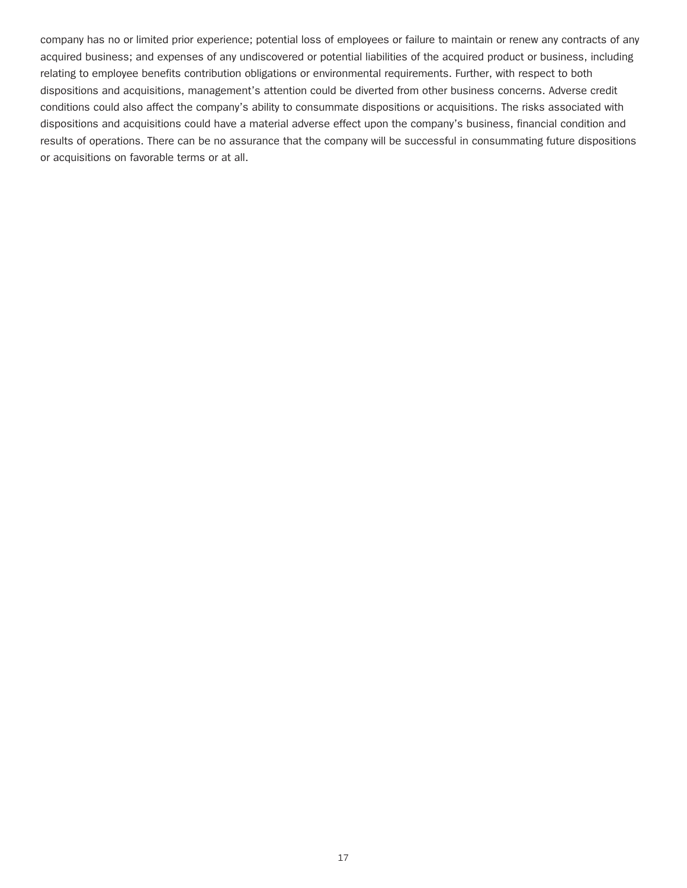company has no or limited prior experience; potential loss of employees or failure to maintain or renew any contracts of any acquired business; and expenses of any undiscovered or potential liabilities of the acquired product or business, including relating to employee benefits contribution obligations or environmental requirements. Further, with respect to both dispositions and acquisitions, management's attention could be diverted from other business concerns. Adverse credit conditions could also affect the company's ability to consummate dispositions or acquisitions. The risks associated with dispositions and acquisitions could have a material adverse effect upon the company's business, financial condition and results of operations. There can be no assurance that the company will be successful in consummating future dispositions or acquisitions on favorable terms or at all.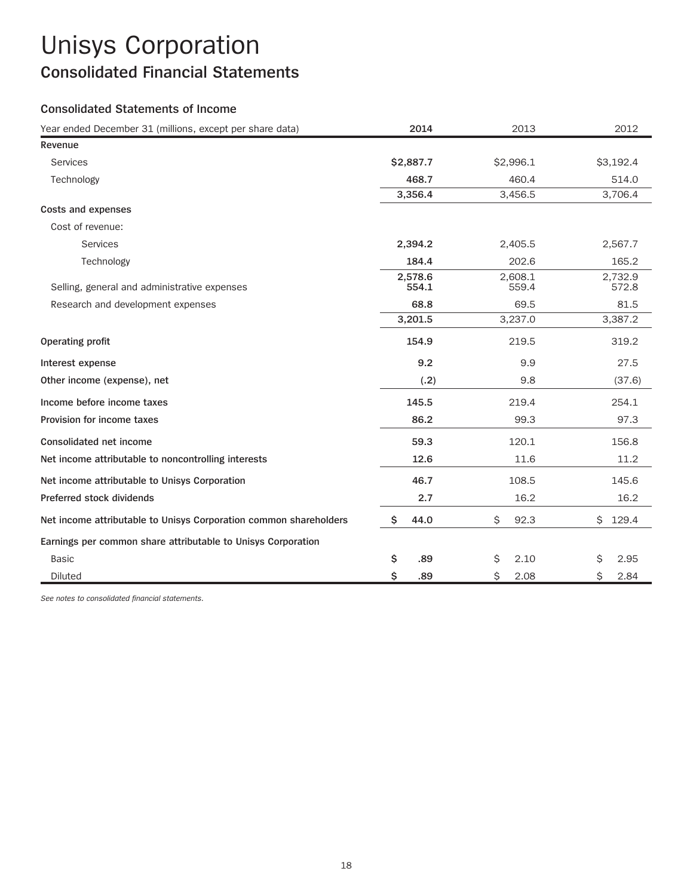# Unisys Corporation

## Consolidated Financial Statements

### Consolidated Statements of Income

| Year ended December 31 (millions, except per share data) | 2014 | 2013 | 2012 |
|---|---|---|---|
| **Revenue** | | | |
| Services | **$2,887.7** | $2,996.1 | $3,192.4 |
| Technology | **468.7** | 460.4 | 514.0 |
| | **3,356.4** | 3,456.5 | 3,706.4 |
| **Costs and expenses** | | | |
| Cost of revenue: | | | |
| Services | **2,394.2** | 2,405.5 | 2,567.7 |
| Technology | **184.4** | 202.6 | 165.2 |
| | **2,578.6** | 2,608.1 | 2,732.9 |
| Selling, general and administrative expenses | **554.1** | 559.4 | 572.8 |
| Research and development expenses | **68.8** | 69.5 | 81.5 |
| | **3,201.5** | 3,237.0 | 3,387.2 |
| **Operating profit** | **154.9** | 219.5 | 319.2 |
| **Interest expense** | **9.2** | 9.9 | 27.5 |
| **Other income (expense), net** | **(.2)** | 9.8 | (37.6) |
| **Income before income taxes** | **145.5** | 219.4 | 254.1 |
| **Provision for income taxes** | **86.2** | 99.3 | 97.3 |
| **Consolidated net income** | **59.3** | 120.1 | 156.8 |
| **Net income attributable to noncontrolling interests** | **12.6** | 11.6 | 11.2 |
| **Net income attributable to Unisys Corporation** | **46.7** | 108.5 | 145.6 |
| **Preferred stock dividends** | **2.7** | 16.2 | 16.2 |
| **Net income attributable to Unisys Corporation common shareholders** | **$ 44.0** | $ 92.3 | $ 129.4 |
| **Earnings per common share attributable to Unisys Corporation** | | | |
| Basic | **$ .89** | $ 2.10 | $ 2.95 |
| Diluted | **$ .89** | $ 2.08 | $ 2.84 |

*See notes to consolidated financial statements.*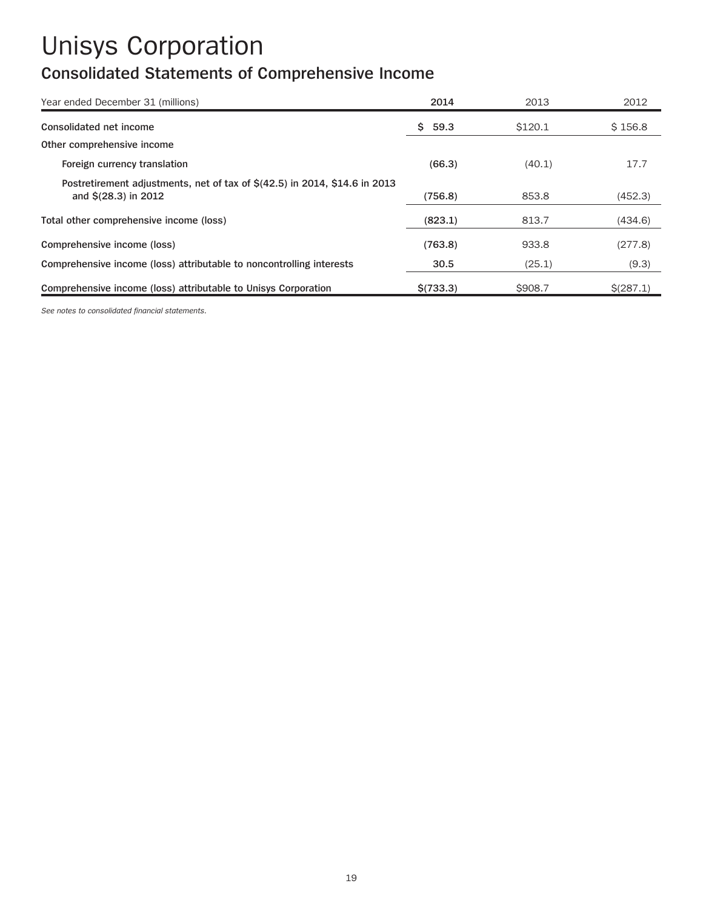# Unisys Corporation

## Consolidated Statements of Comprehensive Income

| Year ended December 31 (millions) | 2014 | 2013 | 2012 |
|---|---|---|---|
| **Consolidated net income** | **$ 59.3** | $120.1 | $ 156.8 |
| **Other comprehensive income** | | | |
| **Foreign currency translation** | **(66.3)** | (40.1) | 17.7 |
| **Postretirement adjustments, net of tax of $(42.5) in 2014, $14.6 in 2013 and $(28.3) in 2012** | **(756.8)** | 853.8 | (452.3) |
| **Total other comprehensive income (loss)** | **(823.1)** | 813.7 | (434.6) |
| **Comprehensive income (loss)** | **(763.8)** | 933.8 | (277.8) |
| **Comprehensive income (loss) attributable to noncontrolling interests** | **30.5** | (25.1) | (9.3) |
| **Comprehensive income (loss) attributable to Unisys Corporation** | **$(733.3)** | $908.7 | $(287.1) |

*See notes to consolidated financial statements.*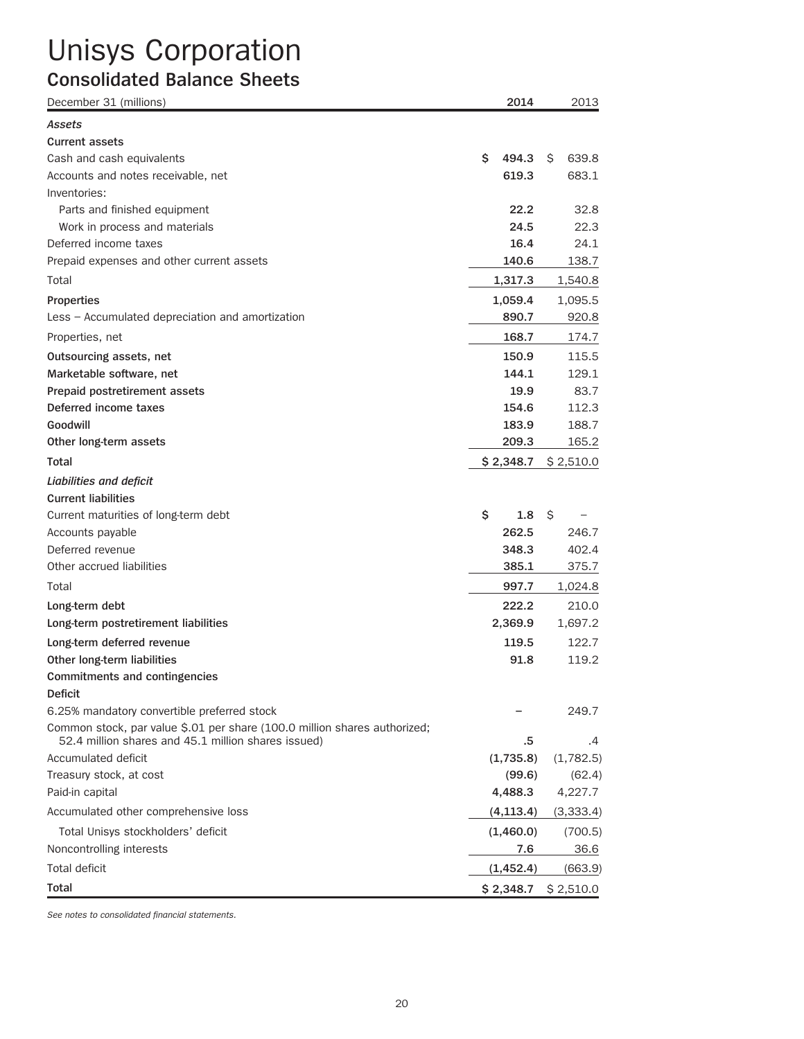# Unisys Corporation

## Consolidated Balance Sheets

| December 31 (millions) | 2014 | 2013 |
|---|---|---|
| ***Assets*** | | |
| **Current assets** | | |
| Cash and cash equivalents | $ 494.3 | $ 639.8 |
| Accounts and notes receivable, net | 619.3 | 683.1 |
| Inventories: | | |
| Parts and finished equipment | 22.2 | 32.8 |
| Work in process and materials | 24.5 | 22.3 |
| Deferred income taxes | 16.4 | 24.1 |
| Prepaid expenses and other current assets | 140.6 | 138.7 |
| Total | 1,317.3 | 1,540.8 |
| **Properties** | 1,059.4 | 1,095.5 |
| Less – Accumulated depreciation and amortization | 890.7 | 920.8 |
| Properties, net | 168.7 | 174.7 |
| **Outsourcing assets, net** | 150.9 | 115.5 |
| **Marketable software, net** | 144.1 | 129.1 |
| **Prepaid postretirement assets** | 19.9 | 83.7 |
| **Deferred income taxes** | 154.6 | 112.3 |
| **Goodwill** | 183.9 | 188.7 |
| **Other long-term assets** | 209.3 | 165.2 |
| **Total** | $ 2,348.7 | $ 2,510.0 |
| ***Liabilities and deficit*** | | |
| **Current liabilities** | | |
| Current maturities of long-term debt | $ 1.8 | $ – |
| Accounts payable | 262.5 | 246.7 |
| Deferred revenue | 348.3 | 402.4 |
| Other accrued liabilities | 385.1 | 375.7 |
| Total | 997.7 | 1,024.8 |
| **Long-term debt** | 222.2 | 210.0 |
| **Long-term postretirement liabilities** | 2,369.9 | 1,697.2 |
| **Long-term deferred revenue** | 119.5 | 122.7 |
| **Other long-term liabilities** | 91.8 | 119.2 |
| **Commitments and contingencies** | | |
| **Deficit** | | |
| 6.25% mandatory convertible preferred stock | – | 249.7 |
| Common stock, par value $.01 per share (100.0 million shares authorized; 52.4 million shares and 45.1 million shares issued) | .5 | .4 |
| Accumulated deficit | (1,735.8) | (1,782.5) |
| Treasury stock, at cost | (99.6) | (62.4) |
| Paid-in capital | 4,488.3 | 4,227.7 |
| Accumulated other comprehensive loss | (4,113.4) | (3,333.4) |
| Total Unisys stockholders' deficit | (1,460.0) | (700.5) |
| Noncontrolling interests | 7.6 | 36.6 |
| Total deficit | (1,452.4) | (663.9) |
| **Total** | $ 2,348.7 | $ 2,510.0 |

*See notes to consolidated financial statements.*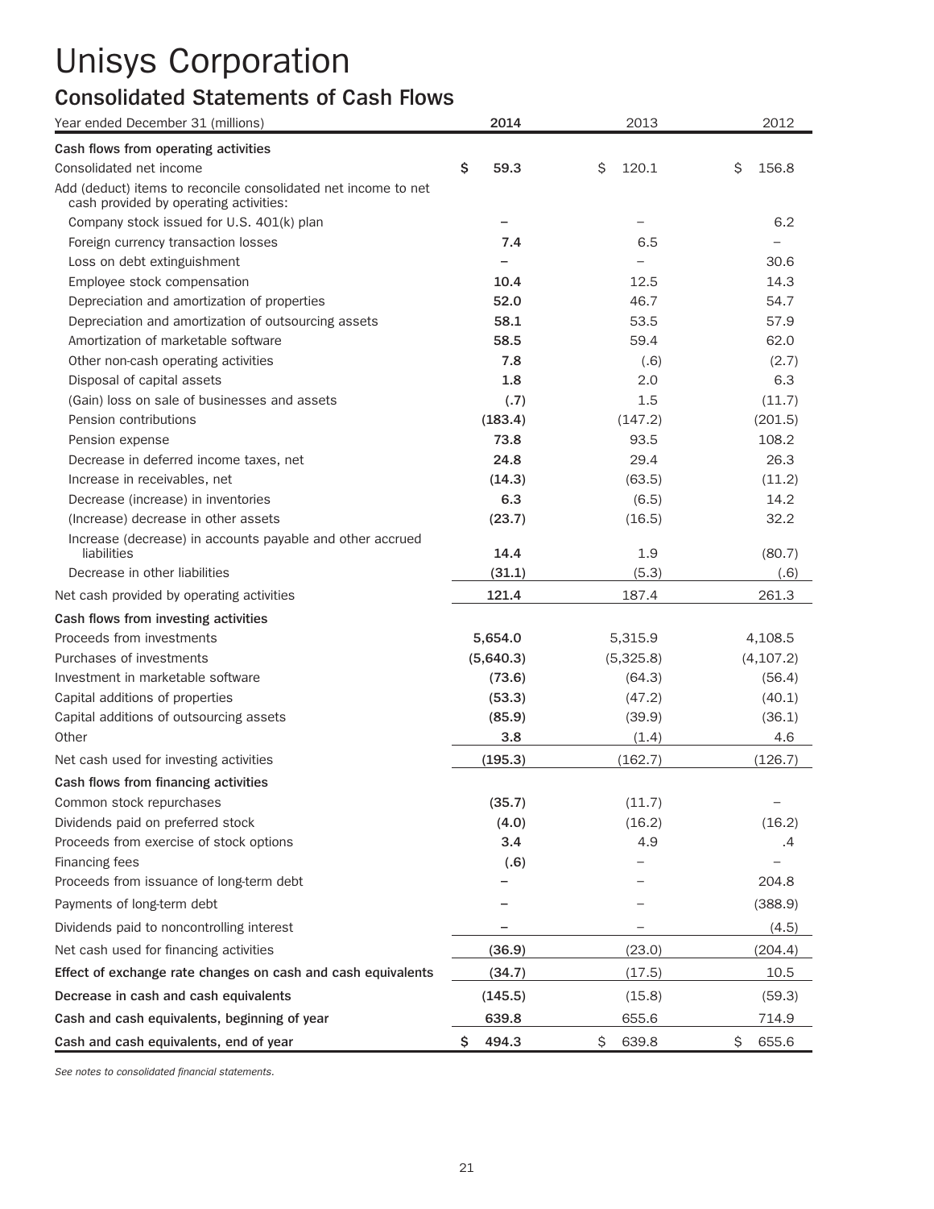# Unisys Corporation

## Consolidated Statements of Cash Flows

| Year ended December 31 (millions) | 2014 | 2013 | 2012 |
|---|---|---|---|
| **Cash flows from operating activities** | | | |
| Consolidated net income | $ 59.3 | $ 120.1 | $ 156.8 |
| Add (deduct) items to reconcile consolidated net income to net cash provided by operating activities: | | | |
| Company stock issued for U.S. 401(k) plan | – | – | 6.2 |
| Foreign currency transaction losses | 7.4 | 6.5 | – |
| Loss on debt extinguishment | – | – | 30.6 |
| Employee stock compensation | 10.4 | 12.5 | 14.3 |
| Depreciation and amortization of properties | 52.0 | 46.7 | 54.7 |
| Depreciation and amortization of outsourcing assets | 58.1 | 53.5 | 57.9 |
| Amortization of marketable software | 58.5 | 59.4 | 62.0 |
| Other non-cash operating activities | 7.8 | (.6) | (2.7) |
| Disposal of capital assets | 1.8 | 2.0 | 6.3 |
| (Gain) loss on sale of businesses and assets | (.7) | 1.5 | (11.7) |
| Pension contributions | (183.4) | (147.2) | (201.5) |
| Pension expense | 73.8 | 93.5 | 108.2 |
| Decrease in deferred income taxes, net | 24.8 | 29.4 | 26.3 |
| Increase in receivables, net | (14.3) | (63.5) | (11.2) |
| Decrease (increase) in inventories | 6.3 | (6.5) | 14.2 |
| (Increase) decrease in other assets | (23.7) | (16.5) | 32.2 |
| Increase (decrease) in accounts payable and other accrued liabilities | 14.4 | 1.9 | (80.7) |
| Decrease in other liabilities | (31.1) | (5.3) | (.6) |
| Net cash provided by operating activities | 121.4 | 187.4 | 261.3 |
| **Cash flows from investing activities** | | | |
| Proceeds from investments | 5,654.0 | 5,315.9 | 4,108.5 |
| Purchases of investments | (5,640.3) | (5,325.8) | (4,107.2) |
| Investment in marketable software | (73.6) | (64.3) | (56.4) |
| Capital additions of properties | (53.3) | (47.2) | (40.1) |
| Capital additions of outsourcing assets | (85.9) | (39.9) | (36.1) |
| Other | 3.8 | (1.4) | 4.6 |
| Net cash used for investing activities | (195.3) | (162.7) | (126.7) |
| **Cash flows from financing activities** | | | |
| Common stock repurchases | (35.7) | (11.7) | – |
| Dividends paid on preferred stock | (4.0) | (16.2) | (16.2) |
| Proceeds from exercise of stock options | 3.4 | 4.9 | .4 |
| Financing fees | (.6) | – | – |
| Proceeds from issuance of long-term debt | – | – | 204.8 |
| Payments of long-term debt | – | – | (388.9) |
| Dividends paid to noncontrolling interest | – | – | (4.5) |
| Net cash used for financing activities | (36.9) | (23.0) | (204.4) |
| **Effect of exchange rate changes on cash and cash equivalents** | (34.7) | (17.5) | 10.5 |
| **Decrease in cash and cash equivalents** | (145.5) | (15.8) | (59.3) |
| **Cash and cash equivalents, beginning of year** | 639.8 | 655.6 | 714.9 |
| **Cash and cash equivalents, end of year** | $ 494.3 | $ 639.8 | $ 655.6 |

*See notes to consolidated financial statements.*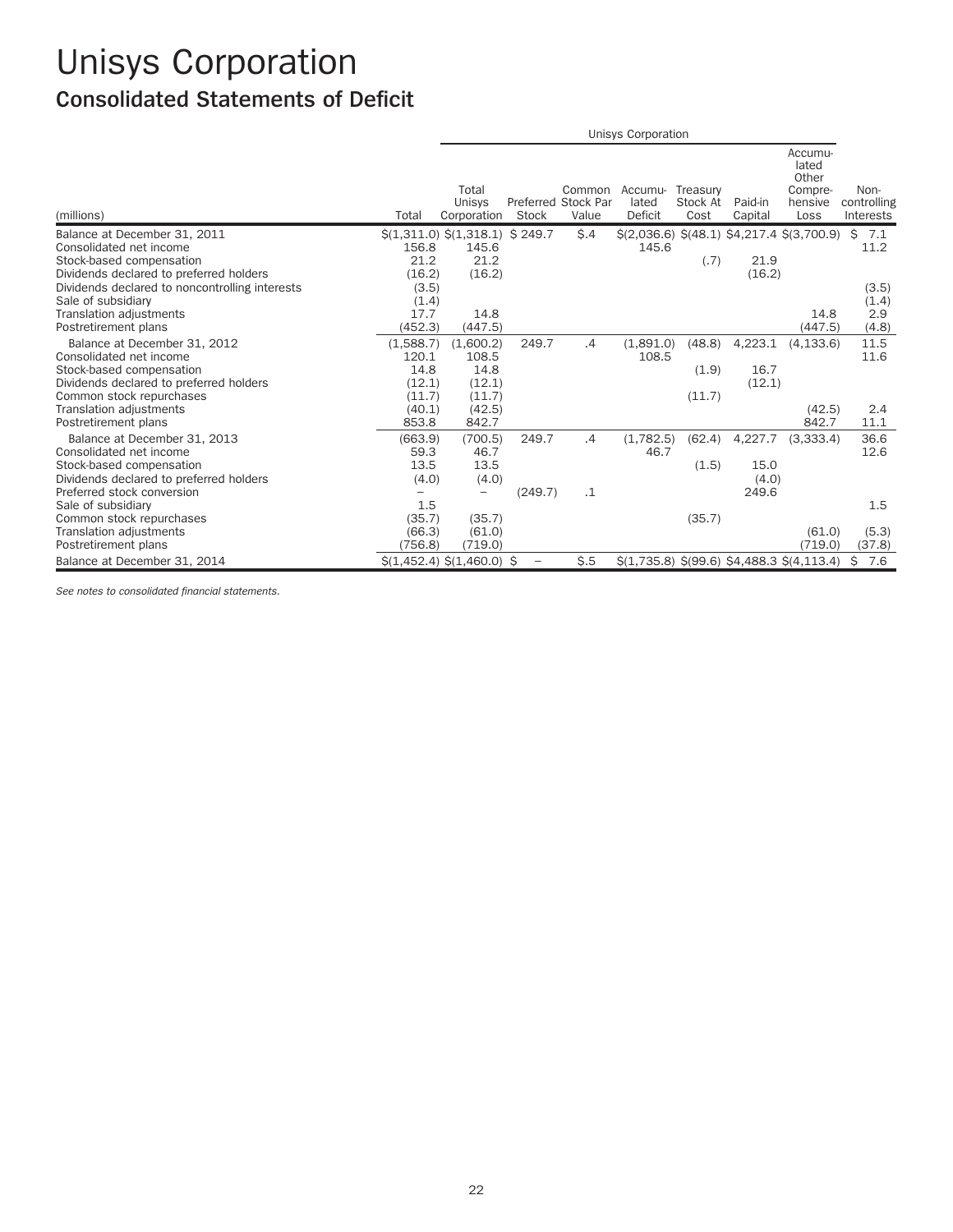# Unisys Corporation

## Consolidated Statements of Deficit

| | | Unisys Corporation | | | | | | | |
|---|---|---|---|---|---|---|---|---|---|
| (millions) | Total | Total Unisys Corporation | Preferred Stock | Common Stock Par Value | Accumu-lated Deficit | Treasury Stock At Cost | Paid-in Capital | Accumu-lated Other Compre-hensive Loss | Non-controlling Interests |
| Balance at December 31, 2011 | $(1,311.0) | $(1,318.1) | $ 249.7 | $.4 | $(2,036.6) | $(48.1) | $4,217.4 | $(3,700.9) | $ 7.1 |
| Consolidated net income | 156.8 | 145.6 | | | 145.6 | | | | 11.2 |
| Stock-based compensation | 21.2 | 21.2 | | | | (.7) | 21.9 | | |
| Dividends declared to preferred holders | (16.2) | (16.2) | | | | | (16.2) | | |
| Dividends declared to noncontrolling interests | (3.5) | | | | | | | | (3.5) |
| Sale of subsidiary | (1.4) | | | | | | | | (1.4) |
| Translation adjustments | 17.7 | 14.8 | | | | | | 14.8 | 2.9 |
| Postretirement plans | (452.3) | (447.5) | | | | | | (447.5) | (4.8) |
| Balance at December 31, 2012 | (1,588.7) | (1,600.2) | 249.7 | .4 | (1,891.0) | (48.8) | 4,223.1 | (4,133.6) | 11.5 |
| Consolidated net income | 120.1 | 108.5 | | | 108.5 | | | | 11.6 |
| Stock-based compensation | 14.8 | 14.8 | | | | (1.9) | 16.7 | | |
| Dividends declared to preferred holders | (12.1) | (12.1) | | | | | (12.1) | | |
| Common stock repurchases | (11.7) | (11.7) | | | | (11.7) | | | |
| Translation adjustments | (40.1) | (42.5) | | | | | | (42.5) | 2.4 |
| Postretirement plans | 853.8 | 842.7 | | | | | | 842.7 | 11.1 |
| Balance at December 31, 2013 | (663.9) | (700.5) | 249.7 | .4 | (1,782.5) | (62.4) | 4,227.7 | (3,333.4) | 36.6 |
| Consolidated net income | 59.3 | 46.7 | | | 46.7 | | | | 12.6 |
| Stock-based compensation | 13.5 | 13.5 | | | | (1.5) | 15.0 | | |
| Dividends declared to preferred holders | (4.0) | (4.0) | | | | | (4.0) | | |
| Preferred stock conversion | – | – | (249.7) | .1 | | | 249.6 | | |
| Sale of subsidiary | 1.5 | | | | | | | | 1.5 |
| Common stock repurchases | (35.7) | (35.7) | | | | (35.7) | | | |
| Translation adjustments | (66.3) | (61.0) | | | | | | (61.0) | (5.3) |
| Postretirement plans | (756.8) | (719.0) | | | | | | (719.0) | (37.8) |
| Balance at December 31, 2014 | $(1,452.4) | $(1,460.0) | $ – | $.5 | $(1,735.8) | $(99.6) | $4,488.3 | $(4,113.4) | $ 7.6 |

*See notes to consolidated financial statements.*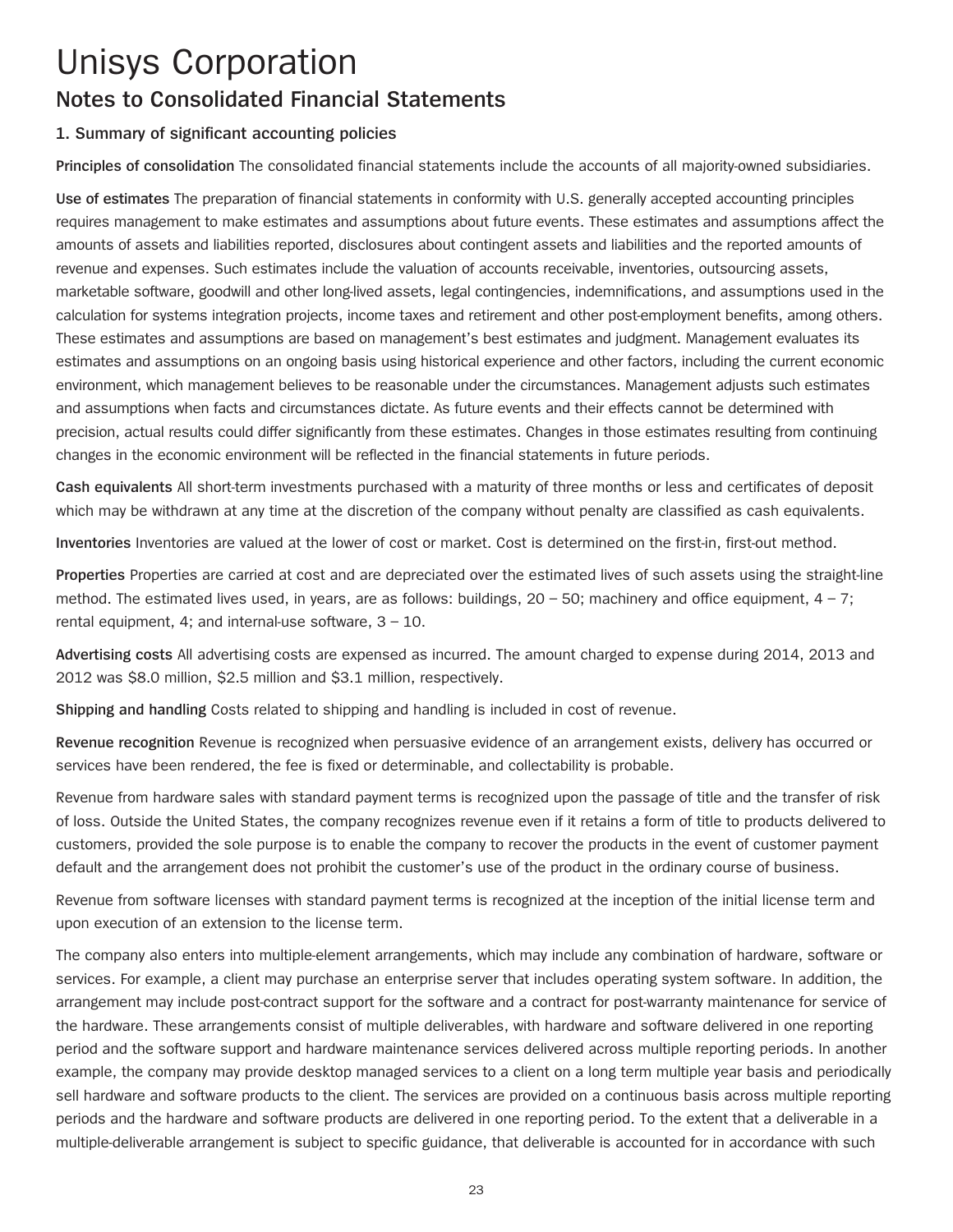# Unisys Corporation

## Notes to Consolidated Financial Statements

### 1. Summary of significant accounting policies

**Principles of consolidation** The consolidated financial statements include the accounts of all majority-owned subsidiaries.

**Use of estimates** The preparation of financial statements in conformity with U.S. generally accepted accounting principles requires management to make estimates and assumptions about future events. These estimates and assumptions affect the amounts of assets and liabilities reported, disclosures about contingent assets and liabilities and the reported amounts of revenue and expenses. Such estimates include the valuation of accounts receivable, inventories, outsourcing assets, marketable software, goodwill and other long-lived assets, legal contingencies, indemnifications, and assumptions used in the calculation for systems integration projects, income taxes and retirement and other post-employment benefits, among others. These estimates and assumptions are based on management's best estimates and judgment. Management evaluates its estimates and assumptions on an ongoing basis using historical experience and other factors, including the current economic environment, which management believes to be reasonable under the circumstances. Management adjusts such estimates and assumptions when facts and circumstances dictate. As future events and their effects cannot be determined with precision, actual results could differ significantly from these estimates. Changes in those estimates resulting from continuing changes in the economic environment will be reflected in the financial statements in future periods.

**Cash equivalents** All short-term investments purchased with a maturity of three months or less and certificates of deposit which may be withdrawn at any time at the discretion of the company without penalty are classified as cash equivalents.

**Inventories** Inventories are valued at the lower of cost or market. Cost is determined on the first-in, first-out method.

**Properties** Properties are carried at cost and are depreciated over the estimated lives of such assets using the straight-line method. The estimated lives used, in years, are as follows: buildings, 20 – 50; machinery and office equipment, 4 – 7; rental equipment, 4; and internal-use software, 3 – 10.

**Advertising costs** All advertising costs are expensed as incurred. The amount charged to expense during 2014, 2013 and 2012 was $8.0 million, $2.5 million and $3.1 million, respectively.

**Shipping and handling** Costs related to shipping and handling is included in cost of revenue.

**Revenue recognition** Revenue is recognized when persuasive evidence of an arrangement exists, delivery has occurred or services have been rendered, the fee is fixed or determinable, and collectability is probable.

Revenue from hardware sales with standard payment terms is recognized upon the passage of title and the transfer of risk of loss. Outside the United States, the company recognizes revenue even if it retains a form of title to products delivered to customers, provided the sole purpose is to enable the company to recover the products in the event of customer payment default and the arrangement does not prohibit the customer's use of the product in the ordinary course of business.

Revenue from software licenses with standard payment terms is recognized at the inception of the initial license term and upon execution of an extension to the license term.

The company also enters into multiple-element arrangements, which may include any combination of hardware, software or services. For example, a client may purchase an enterprise server that includes operating system software. In addition, the arrangement may include post-contract support for the software and a contract for post-warranty maintenance for service of the hardware. These arrangements consist of multiple deliverables, with hardware and software delivered in one reporting period and the software support and hardware maintenance services delivered across multiple reporting periods. In another example, the company may provide desktop managed services to a client on a long term multiple year basis and periodically sell hardware and software products to the client. The services are provided on a continuous basis across multiple reporting periods and the hardware and software products are delivered in one reporting period. To the extent that a deliverable in a multiple-deliverable arrangement is subject to specific guidance, that deliverable is accounted for in accordance with such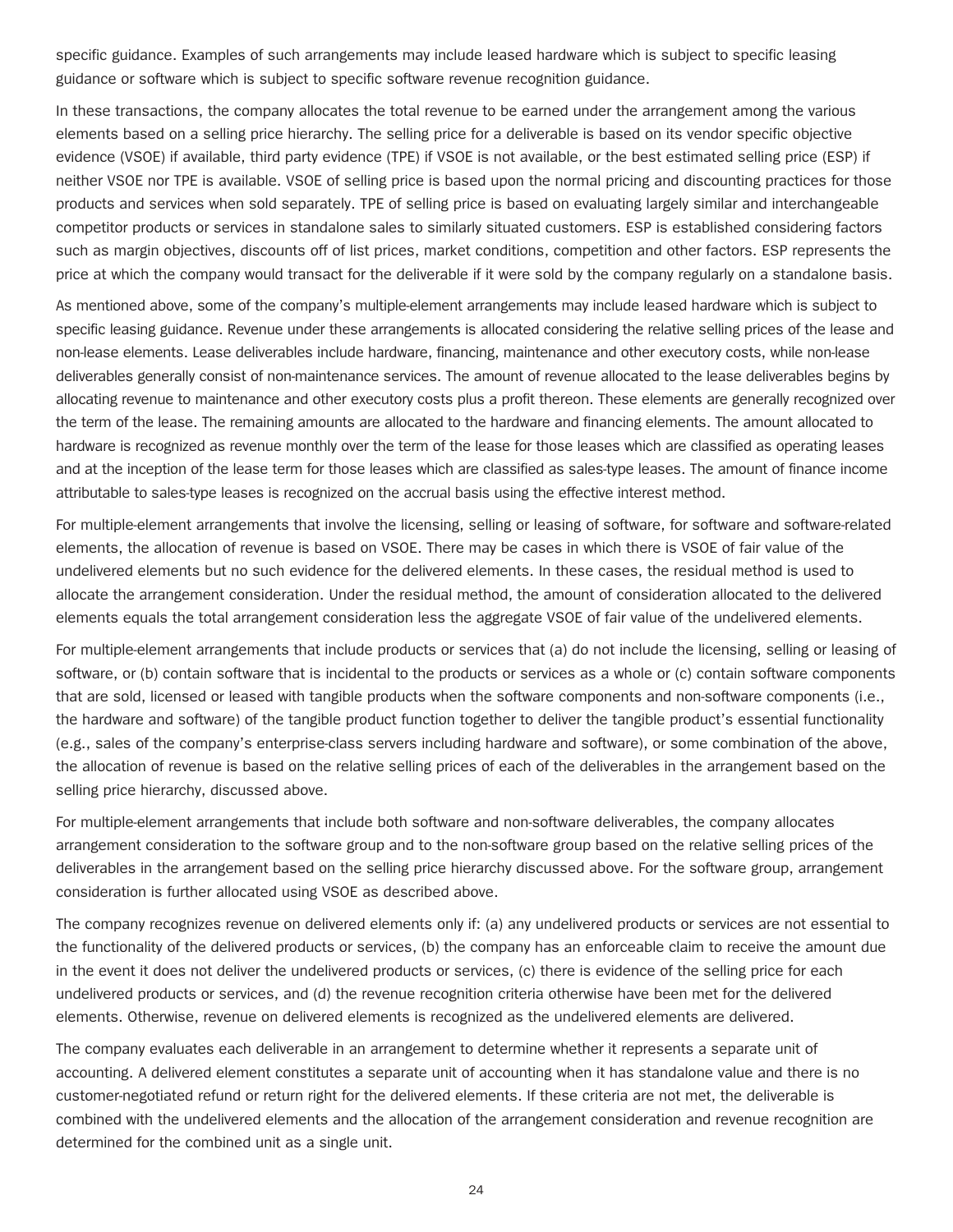specific guidance. Examples of such arrangements may include leased hardware which is subject to specific leasing guidance or software which is subject to specific software revenue recognition guidance.

In these transactions, the company allocates the total revenue to be earned under the arrangement among the various elements based on a selling price hierarchy. The selling price for a deliverable is based on its vendor specific objective evidence (VSOE) if available, third party evidence (TPE) if VSOE is not available, or the best estimated selling price (ESP) if neither VSOE nor TPE is available. VSOE of selling price is based upon the normal pricing and discounting practices for those products and services when sold separately. TPE of selling price is based on evaluating largely similar and interchangeable competitor products or services in standalone sales to similarly situated customers. ESP is established considering factors such as margin objectives, discounts off of list prices, market conditions, competition and other factors. ESP represents the price at which the company would transact for the deliverable if it were sold by the company regularly on a standalone basis.

As mentioned above, some of the company's multiple-element arrangements may include leased hardware which is subject to specific leasing guidance. Revenue under these arrangements is allocated considering the relative selling prices of the lease and non-lease elements. Lease deliverables include hardware, financing, maintenance and other executory costs, while non-lease deliverables generally consist of non-maintenance services. The amount of revenue allocated to the lease deliverables begins by allocating revenue to maintenance and other executory costs plus a profit thereon. These elements are generally recognized over the term of the lease. The remaining amounts are allocated to the hardware and financing elements. The amount allocated to hardware is recognized as revenue monthly over the term of the lease for those leases which are classified as operating leases and at the inception of the lease term for those leases which are classified as sales-type leases. The amount of finance income attributable to sales-type leases is recognized on the accrual basis using the effective interest method.

For multiple-element arrangements that involve the licensing, selling or leasing of software, for software and software-related elements, the allocation of revenue is based on VSOE. There may be cases in which there is VSOE of fair value of the undelivered elements but no such evidence for the delivered elements. In these cases, the residual method is used to allocate the arrangement consideration. Under the residual method, the amount of consideration allocated to the delivered elements equals the total arrangement consideration less the aggregate VSOE of fair value of the undelivered elements.

For multiple-element arrangements that include products or services that (a) do not include the licensing, selling or leasing of software, or (b) contain software that is incidental to the products or services as a whole or (c) contain software components that are sold, licensed or leased with tangible products when the software components and non-software components (i.e., the hardware and software) of the tangible product function together to deliver the tangible product's essential functionality (e.g., sales of the company's enterprise-class servers including hardware and software), or some combination of the above, the allocation of revenue is based on the relative selling prices of each of the deliverables in the arrangement based on the selling price hierarchy, discussed above.

For multiple-element arrangements that include both software and non-software deliverables, the company allocates arrangement consideration to the software group and to the non-software group based on the relative selling prices of the deliverables in the arrangement based on the selling price hierarchy discussed above. For the software group, arrangement consideration is further allocated using VSOE as described above.

The company recognizes revenue on delivered elements only if: (a) any undelivered products or services are not essential to the functionality of the delivered products or services, (b) the company has an enforceable claim to receive the amount due in the event it does not deliver the undelivered products or services, (c) there is evidence of the selling price for each undelivered products or services, and (d) the revenue recognition criteria otherwise have been met for the delivered elements. Otherwise, revenue on delivered elements is recognized as the undelivered elements are delivered.

The company evaluates each deliverable in an arrangement to determine whether it represents a separate unit of accounting. A delivered element constitutes a separate unit of accounting when it has standalone value and there is no customer-negotiated refund or return right for the delivered elements. If these criteria are not met, the deliverable is combined with the undelivered elements and the allocation of the arrangement consideration and revenue recognition are determined for the combined unit as a single unit.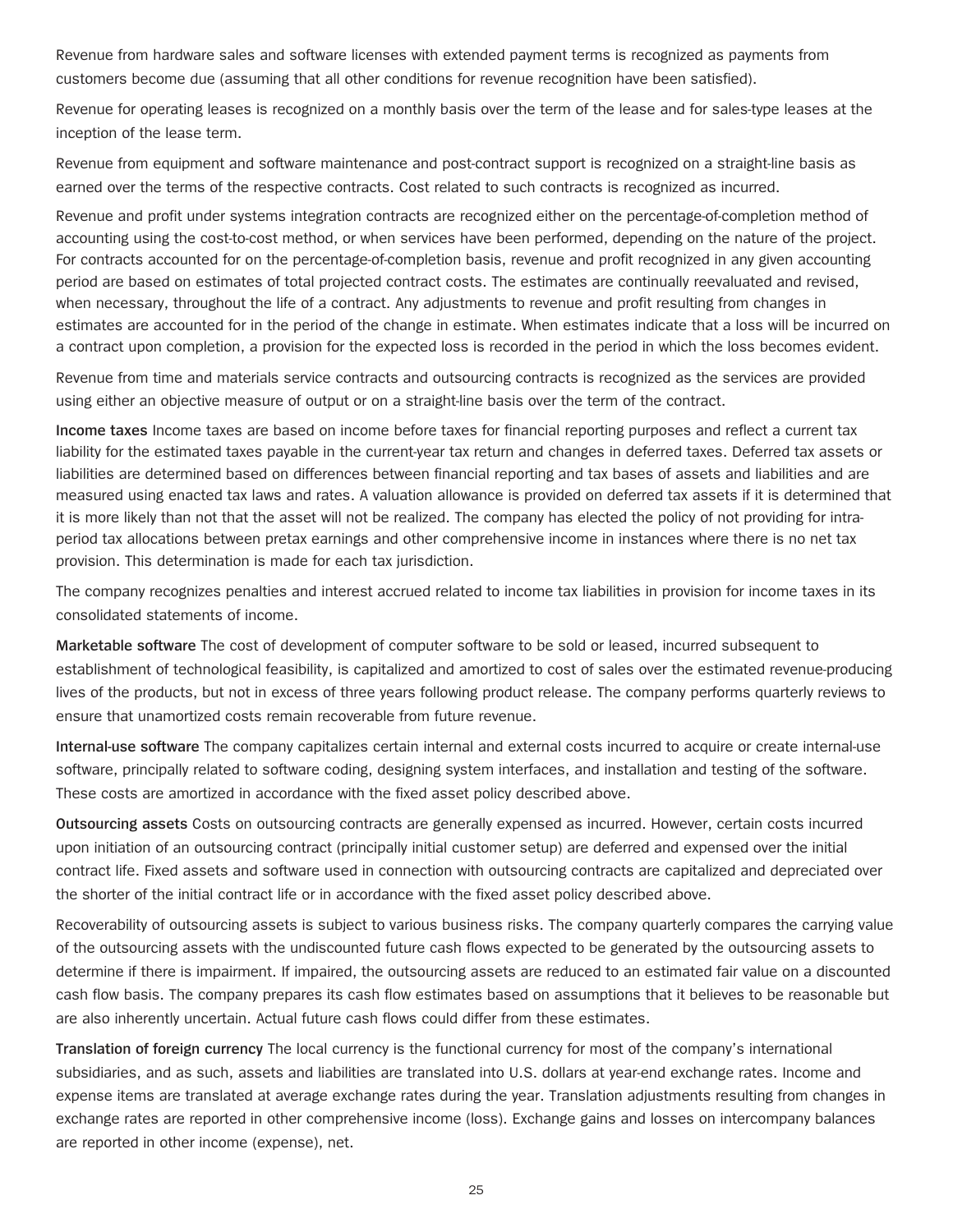Revenue from hardware sales and software licenses with extended payment terms is recognized as payments from customers become due (assuming that all other conditions for revenue recognition have been satisfied).

Revenue for operating leases is recognized on a monthly basis over the term of the lease and for sales-type leases at the inception of the lease term.

Revenue from equipment and software maintenance and post-contract support is recognized on a straight-line basis as earned over the terms of the respective contracts. Cost related to such contracts is recognized as incurred.

Revenue and profit under systems integration contracts are recognized either on the percentage-of-completion method of accounting using the cost-to-cost method, or when services have been performed, depending on the nature of the project. For contracts accounted for on the percentage-of-completion basis, revenue and profit recognized in any given accounting period are based on estimates of total projected contract costs. The estimates are continually reevaluated and revised, when necessary, throughout the life of a contract. Any adjustments to revenue and profit resulting from changes in estimates are accounted for in the period of the change in estimate. When estimates indicate that a loss will be incurred on a contract upon completion, a provision for the expected loss is recorded in the period in which the loss becomes evident.

Revenue from time and materials service contracts and outsourcing contracts is recognized as the services are provided using either an objective measure of output or on a straight-line basis over the term of the contract.

**Income taxes** Income taxes are based on income before taxes for financial reporting purposes and reflect a current tax liability for the estimated taxes payable in the current-year tax return and changes in deferred taxes. Deferred tax assets or liabilities are determined based on differences between financial reporting and tax bases of assets and liabilities and are measured using enacted tax laws and rates. A valuation allowance is provided on deferred tax assets if it is determined that it is more likely than not that the asset will not be realized. The company has elected the policy of not providing for intra-period tax allocations between pretax earnings and other comprehensive income in instances where there is no net tax provision. This determination is made for each tax jurisdiction.

The company recognizes penalties and interest accrued related to income tax liabilities in provision for income taxes in its consolidated statements of income.

**Marketable software** The cost of development of computer software to be sold or leased, incurred subsequent to establishment of technological feasibility, is capitalized and amortized to cost of sales over the estimated revenue-producing lives of the products, but not in excess of three years following product release. The company performs quarterly reviews to ensure that unamortized costs remain recoverable from future revenue.

**Internal-use software** The company capitalizes certain internal and external costs incurred to acquire or create internal-use software, principally related to software coding, designing system interfaces, and installation and testing of the software. These costs are amortized in accordance with the fixed asset policy described above.

**Outsourcing assets** Costs on outsourcing contracts are generally expensed as incurred. However, certain costs incurred upon initiation of an outsourcing contract (principally initial customer setup) are deferred and expensed over the initial contract life. Fixed assets and software used in connection with outsourcing contracts are capitalized and depreciated over the shorter of the initial contract life or in accordance with the fixed asset policy described above.

Recoverability of outsourcing assets is subject to various business risks. The company quarterly compares the carrying value of the outsourcing assets with the undiscounted future cash flows expected to be generated by the outsourcing assets to determine if there is impairment. If impaired, the outsourcing assets are reduced to an estimated fair value on a discounted cash flow basis. The company prepares its cash flow estimates based on assumptions that it believes to be reasonable but are also inherently uncertain. Actual future cash flows could differ from these estimates.

**Translation of foreign currency** The local currency is the functional currency for most of the company's international subsidiaries, and as such, assets and liabilities are translated into U.S. dollars at year-end exchange rates. Income and expense items are translated at average exchange rates during the year. Translation adjustments resulting from changes in exchange rates are reported in other comprehensive income (loss). Exchange gains and losses on intercompany balances are reported in other income (expense), net.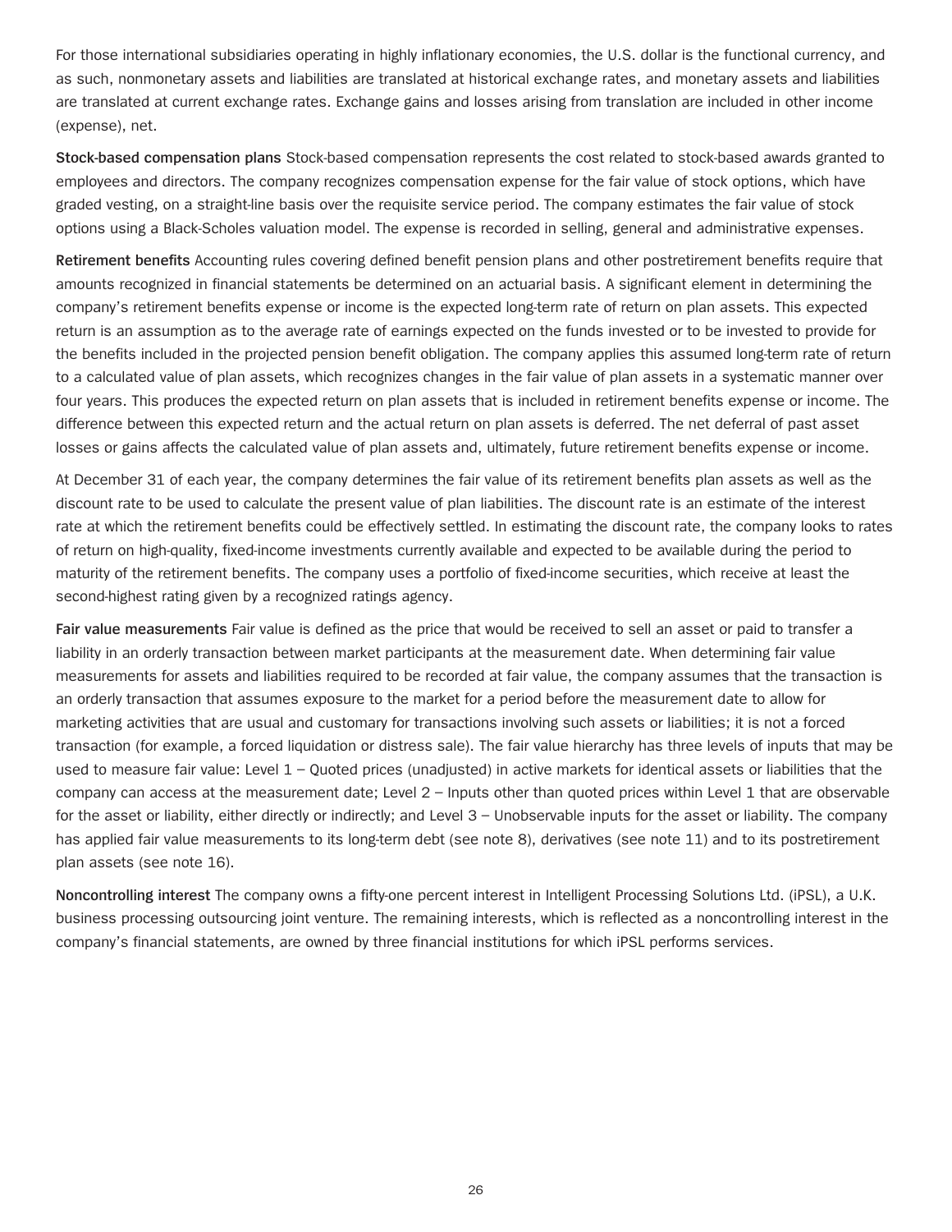For those international subsidiaries operating in highly inflationary economies, the U.S. dollar is the functional currency, and as such, nonmonetary assets and liabilities are translated at historical exchange rates, and monetary assets and liabilities are translated at current exchange rates. Exchange gains and losses arising from translation are included in other income (expense), net.

**Stock-based compensation plans** Stock-based compensation represents the cost related to stock-based awards granted to employees and directors. The company recognizes compensation expense for the fair value of stock options, which have graded vesting, on a straight-line basis over the requisite service period. The company estimates the fair value of stock options using a Black-Scholes valuation model. The expense is recorded in selling, general and administrative expenses.

**Retirement benefits** Accounting rules covering defined benefit pension plans and other postretirement benefits require that amounts recognized in financial statements be determined on an actuarial basis. A significant element in determining the company's retirement benefits expense or income is the expected long-term rate of return on plan assets. This expected return is an assumption as to the average rate of earnings expected on the funds invested or to be invested to provide for the benefits included in the projected pension benefit obligation. The company applies this assumed long-term rate of return to a calculated value of plan assets, which recognizes changes in the fair value of plan assets in a systematic manner over four years. This produces the expected return on plan assets that is included in retirement benefits expense or income. The difference between this expected return and the actual return on plan assets is deferred. The net deferral of past asset losses or gains affects the calculated value of plan assets and, ultimately, future retirement benefits expense or income.

At December 31 of each year, the company determines the fair value of its retirement benefits plan assets as well as the discount rate to be used to calculate the present value of plan liabilities. The discount rate is an estimate of the interest rate at which the retirement benefits could be effectively settled. In estimating the discount rate, the company looks to rates of return on high-quality, fixed-income investments currently available and expected to be available during the period to maturity of the retirement benefits. The company uses a portfolio of fixed-income securities, which receive at least the second-highest rating given by a recognized ratings agency.

**Fair value measurements** Fair value is defined as the price that would be received to sell an asset or paid to transfer a liability in an orderly transaction between market participants at the measurement date. When determining fair value measurements for assets and liabilities required to be recorded at fair value, the company assumes that the transaction is an orderly transaction that assumes exposure to the market for a period before the measurement date to allow for marketing activities that are usual and customary for transactions involving such assets or liabilities; it is not a forced transaction (for example, a forced liquidation or distress sale). The fair value hierarchy has three levels of inputs that may be used to measure fair value: Level 1 – Quoted prices (unadjusted) in active markets for identical assets or liabilities that the company can access at the measurement date; Level 2 – Inputs other than quoted prices within Level 1 that are observable for the asset or liability, either directly or indirectly; and Level 3 – Unobservable inputs for the asset or liability. The company has applied fair value measurements to its long-term debt (see note 8), derivatives (see note 11) and to its postretirement plan assets (see note 16).

**Noncontrolling interest** The company owns a fifty-one percent interest in Intelligent Processing Solutions Ltd. (iPSL), a U.K. business processing outsourcing joint venture. The remaining interests, which is reflected as a noncontrolling interest in the company's financial statements, are owned by three financial institutions for which iPSL performs services.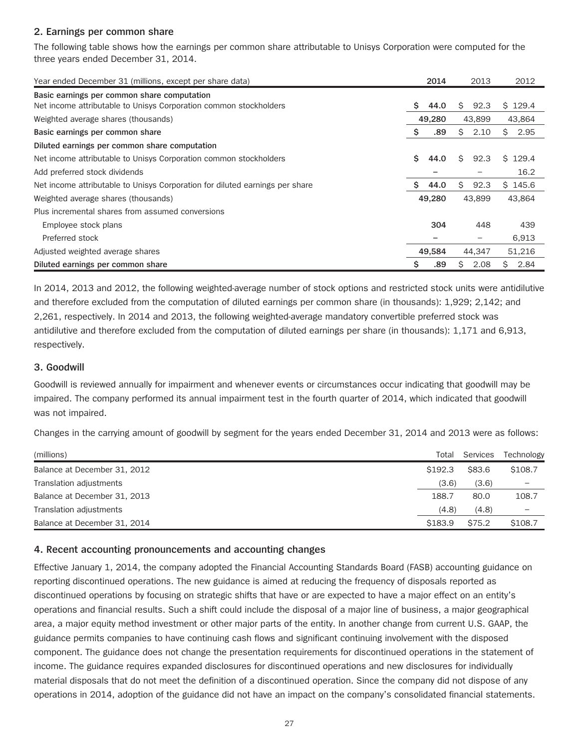### 2. Earnings per common share

The following table shows how the earnings per common share attributable to Unisys Corporation were computed for the three years ended December 31, 2014.

| Year ended December 31 (millions, except per share data) | 2014 | 2013 | 2012 |
|---|---|---|---|
| **Basic earnings per common share computation** | | | |
| Net income attributable to Unisys Corporation common stockholders | $ 44.0 | $ 92.3 | $ 129.4 |
| Weighted average shares (thousands) | 49,280 | 43,899 | 43,864 |
| **Basic earnings per common share** | $ .89 | $ 2.10 | $ 2.95 |
| **Diluted earnings per common share computation** | | | |
| Net income attributable to Unisys Corporation common stockholders | $ 44.0 | $ 92.3 | $ 129.4 |
| Add preferred stock dividends | – | – | 16.2 |
| Net income attributable to Unisys Corporation for diluted earnings per share | $ 44.0 | $ 92.3 | $ 145.6 |
| Weighted average shares (thousands) | 49,280 | 43,899 | 43,864 |
| Plus incremental shares from assumed conversions | | | |
| Employee stock plans | 304 | 448 | 439 |
| Preferred stock | – | – | 6,913 |
| Adjusted weighted average shares | 49,584 | 44,347 | 51,216 |
| **Diluted earnings per common share** | $ .89 | $ 2.08 | $ 2.84 |

In 2014, 2013 and 2012, the following weighted-average number of stock options and restricted stock units were antidilutive and therefore excluded from the computation of diluted earnings per common share (in thousands): 1,929; 2,142; and 2,261, respectively. In 2014 and 2013, the following weighted-average mandatory convertible preferred stock was antidilutive and therefore excluded from the computation of diluted earnings per share (in thousands): 1,171 and 6,913, respectively.

### 3. Goodwill

Goodwill is reviewed annually for impairment and whenever events or circumstances occur indicating that goodwill may be impaired. The company performed its annual impairment test in the fourth quarter of 2014, which indicated that goodwill was not impaired.

Changes in the carrying amount of goodwill by segment for the years ended December 31, 2014 and 2013 were as follows:

| (millions) | Total | Services | Technology |
|---|---|---|---|
| Balance at December 31, 2012 | $192.3 | $83.6 | $108.7 |
| Translation adjustments | (3.6) | (3.6) | – |
| Balance at December 31, 2013 | 188.7 | 80.0 | 108.7 |
| Translation adjustments | (4.8) | (4.8) | – |
| Balance at December 31, 2014 | $183.9 | $75.2 | $108.7 |

### 4. Recent accounting pronouncements and accounting changes

Effective January 1, 2014, the company adopted the Financial Accounting Standards Board (FASB) accounting guidance on reporting discontinued operations. The new guidance is aimed at reducing the frequency of disposals reported as discontinued operations by focusing on strategic shifts that have or are expected to have a major effect on an entity's operations and financial results. Such a shift could include the disposal of a major line of business, a major geographical area, a major equity method investment or other major parts of the entity. In another change from current U.S. GAAP, the guidance permits companies to have continuing cash flows and significant continuing involvement with the disposed component. The guidance does not change the presentation requirements for discontinued operations in the statement of income. The guidance requires expanded disclosures for discontinued operations and new disclosures for individually material disposals that do not meet the definition of a discontinued operation. Since the company did not dispose of any operations in 2014, adoption of the guidance did not have an impact on the company's consolidated financial statements.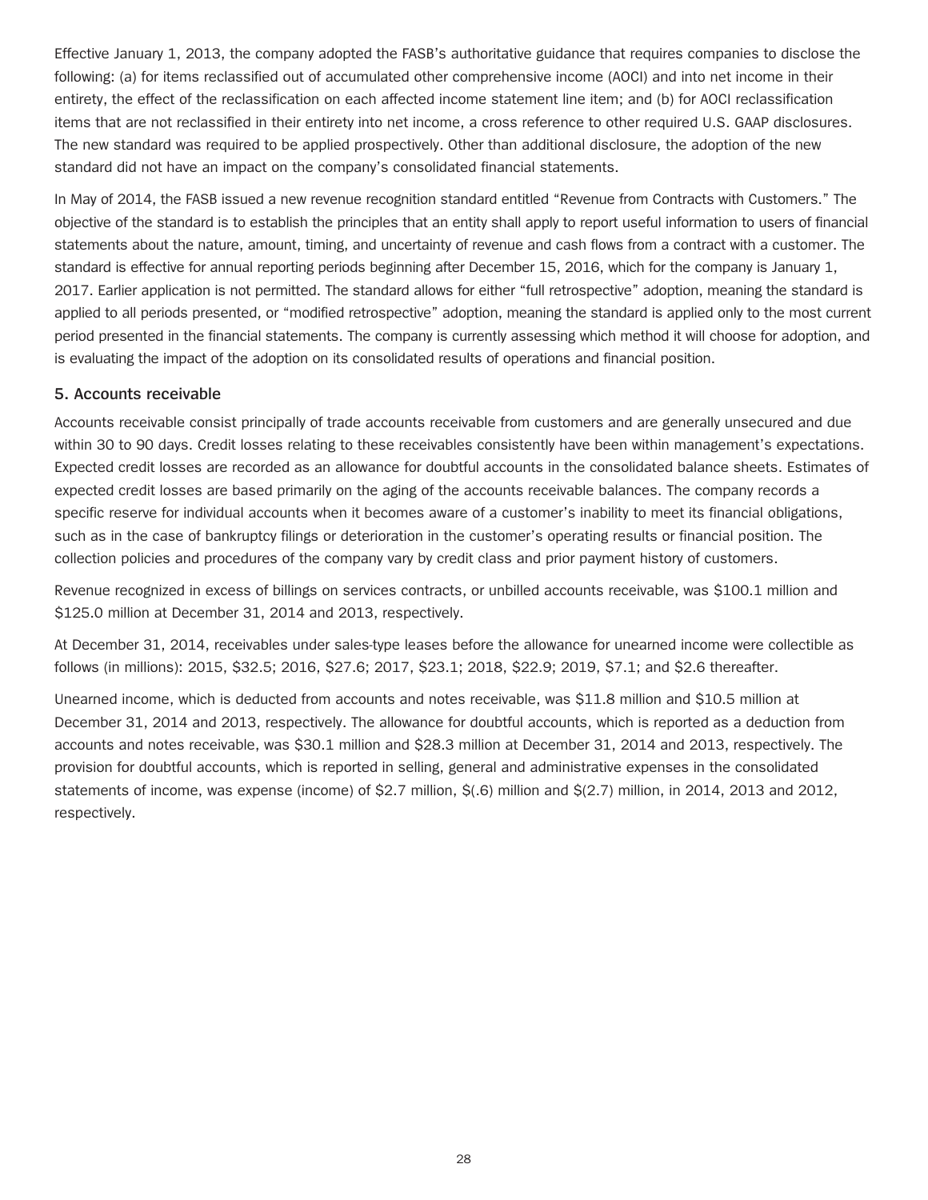Effective January 1, 2013, the company adopted the FASB's authoritative guidance that requires companies to disclose the following: (a) for items reclassified out of accumulated other comprehensive income (AOCI) and into net income in their entirety, the effect of the reclassification on each affected income statement line item; and (b) for AOCI reclassification items that are not reclassified in their entirety into net income, a cross reference to other required U.S. GAAP disclosures. The new standard was required to be applied prospectively. Other than additional disclosure, the adoption of the new standard did not have an impact on the company's consolidated financial statements.

In May of 2014, the FASB issued a new revenue recognition standard entitled "Revenue from Contracts with Customers." The objective of the standard is to establish the principles that an entity shall apply to report useful information to users of financial statements about the nature, amount, timing, and uncertainty of revenue and cash flows from a contract with a customer. The standard is effective for annual reporting periods beginning after December 15, 2016, which for the company is January 1, 2017. Earlier application is not permitted. The standard allows for either "full retrospective" adoption, meaning the standard is applied to all periods presented, or "modified retrospective" adoption, meaning the standard is applied only to the most current period presented in the financial statements. The company is currently assessing which method it will choose for adoption, and is evaluating the impact of the adoption on its consolidated results of operations and financial position.

## 5. Accounts receivable

Accounts receivable consist principally of trade accounts receivable from customers and are generally unsecured and due within 30 to 90 days. Credit losses relating to these receivables consistently have been within management's expectations. Expected credit losses are recorded as an allowance for doubtful accounts in the consolidated balance sheets. Estimates of expected credit losses are based primarily on the aging of the accounts receivable balances. The company records a specific reserve for individual accounts when it becomes aware of a customer's inability to meet its financial obligations, such as in the case of bankruptcy filings or deterioration in the customer's operating results or financial position. The collection policies and procedures of the company vary by credit class and prior payment history of customers.

Revenue recognized in excess of billings on services contracts, or unbilled accounts receivable, was $100.1 million and $125.0 million at December 31, 2014 and 2013, respectively.

At December 31, 2014, receivables under sales-type leases before the allowance for unearned income were collectible as follows (in millions): 2015, $32.5; 2016, $27.6; 2017, $23.1; 2018, $22.9; 2019, $7.1; and $2.6 thereafter.

Unearned income, which is deducted from accounts and notes receivable, was $11.8 million and $10.5 million at December 31, 2014 and 2013, respectively. The allowance for doubtful accounts, which is reported as a deduction from accounts and notes receivable, was $30.1 million and $28.3 million at December 31, 2014 and 2013, respectively. The provision for doubtful accounts, which is reported in selling, general and administrative expenses in the consolidated statements of income, was expense (income) of $2.7 million, $(.6) million and $(2.7) million, in 2014, 2013 and 2012, respectively.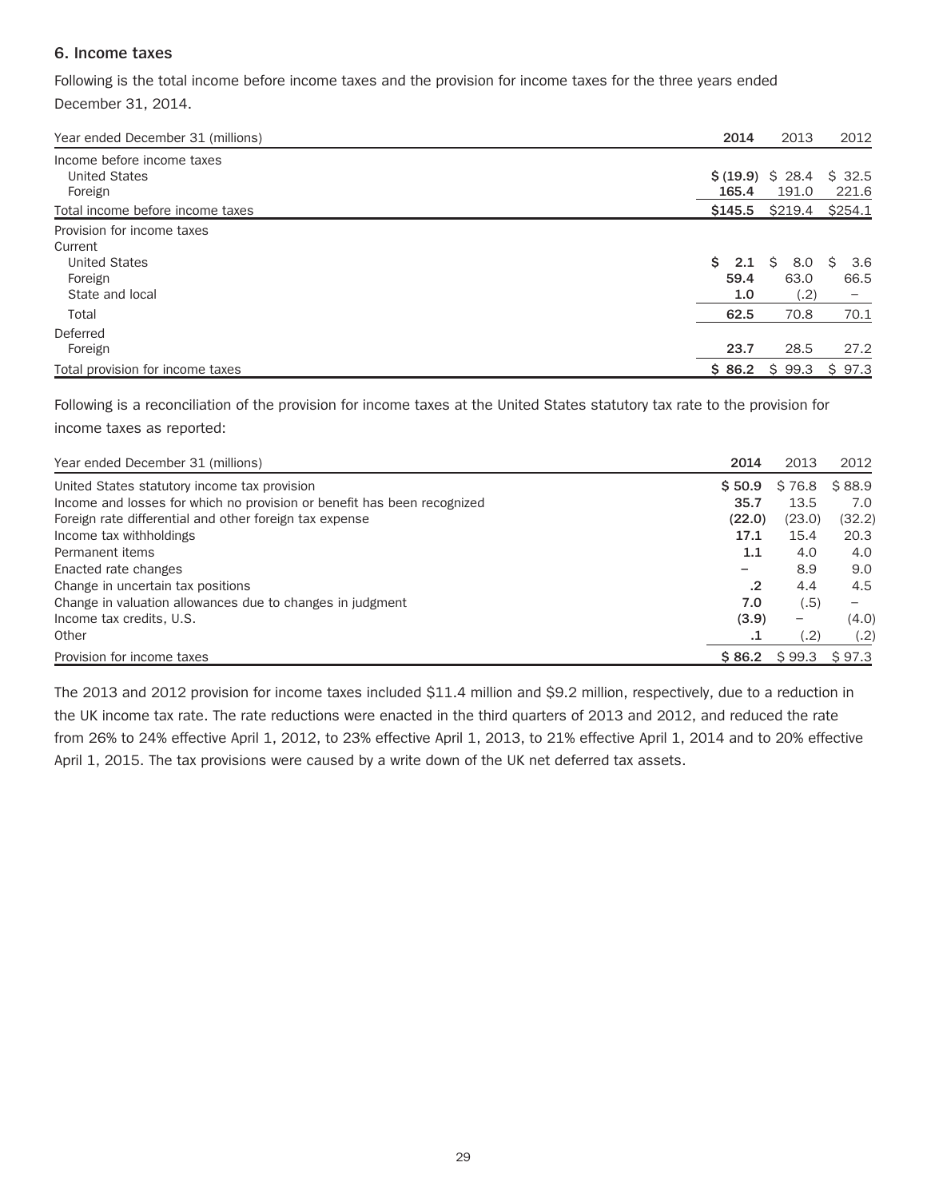## 6. Income taxes

Following is the total income before income taxes and the provision for income taxes for the three years ended December 31, 2014.

| Year ended December 31 (millions) | 2014 | 2013 | 2012 |
|---|---|---|---|
| Income before income taxes | | | |
| United States | $ (19.9) | $ 28.4 | $ 32.5 |
| Foreign | 165.4 | 191.0 | 221.6 |
| Total income before income taxes | $145.5 | $219.4 | $254.1 |
| Provision for income taxes | | | |
| Current | | | |
| United States | $ 2.1 | $ 8.0 | $ 3.6 |
| Foreign | 59.4 | 63.0 | 66.5 |
| State and local | 1.0 | (.2) | – |
| Total | 62.5 | 70.8 | 70.1 |
| Deferred | | | |
| Foreign | 23.7 | 28.5 | 27.2 |
| Total provision for income taxes | $ 86.2 | $ 99.3 | $ 97.3 |

Following is a reconciliation of the provision for income taxes at the United States statutory tax rate to the provision for income taxes as reported:

| Year ended December 31 (millions) | 2014 | 2013 | 2012 |
|---|---|---|---|
| United States statutory income tax provision | $ 50.9 | $ 76.8 | $ 88.9 |
| Income and losses for which no provision or benefit has been recognized | 35.7 | 13.5 | 7.0 |
| Foreign rate differential and other foreign tax expense | (22.0) | (23.0) | (32.2) |
| Income tax withholdings | 17.1 | 15.4 | 20.3 |
| Permanent items | 1.1 | 4.0 | 4.0 |
| Enacted rate changes | – | 8.9 | 9.0 |
| Change in uncertain tax positions | .2 | 4.4 | 4.5 |
| Change in valuation allowances due to changes in judgment | 7.0 | (.5) | – |
| Income tax credits, U.S. | (3.9) | – | (4.0) |
| Other | .1 | (.2) | (.2) |
| Provision for income taxes | $ 86.2 | $ 99.3 | $ 97.3 |

The 2013 and 2012 provision for income taxes included $11.4 million and $9.2 million, respectively, due to a reduction in the UK income tax rate. The rate reductions were enacted in the third quarters of 2013 and 2012, and reduced the rate from 26% to 24% effective April 1, 2012, to 23% effective April 1, 2013, to 21% effective April 1, 2014 and to 20% effective April 1, 2015. The tax provisions were caused by a write down of the UK net deferred tax assets.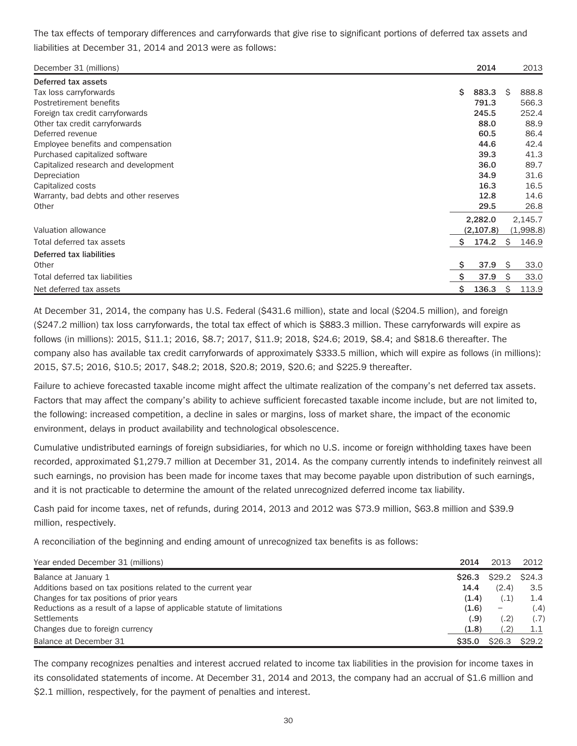The tax effects of temporary differences and carryforwards that give rise to significant portions of deferred tax assets and liabilities at December 31, 2014 and 2013 were as follows:

| December 31 (millions) | 2014 | 2013 |
|---|---|---|
| **Deferred tax assets** | | |
| Tax loss carryforwards | $ 883.3 | $ 888.8 |
| Postretirement benefits | 791.3 | 566.3 |
| Foreign tax credit carryforwards | 245.5 | 252.4 |
| Other tax credit carryforwards | 88.0 | 88.9 |
| Deferred revenue | 60.5 | 86.4 |
| Employee benefits and compensation | 44.6 | 42.4 |
| Purchased capitalized software | 39.3 | 41.3 |
| Capitalized research and development | 36.0 | 89.7 |
| Depreciation | 34.9 | 31.6 |
| Capitalized costs | 16.3 | 16.5 |
| Warranty, bad debts and other reserves | 12.8 | 14.6 |
| Other | 29.5 | 26.8 |
| | 2,282.0 | 2,145.7 |
| Valuation allowance | (2,107.8) | (1,998.8) |
| Total deferred tax assets | $ 174.2 | $ 146.9 |
| **Deferred tax liabilities** | | |
| Other | $ 37.9 | $ 33.0 |
| Total deferred tax liabilities | $ 37.9 | $ 33.0 |
| Net deferred tax assets | $ 136.3 | $ 113.9 |

At December 31, 2014, the company has U.S. Federal ($431.6 million), state and local ($204.5 million), and foreign ($247.2 million) tax loss carryforwards, the total tax effect of which is $883.3 million. These carryforwards will expire as follows (in millions): 2015, $11.1; 2016, $8.7; 2017, $11.9; 2018, $24.6; 2019, $8.4; and $818.6 thereafter. The company also has available tax credit carryforwards of approximately $333.5 million, which will expire as follows (in millions): 2015, $7.5; 2016, $10.5; 2017, $48.2; 2018, $20.8; 2019, $20.6; and $225.9 thereafter.

Failure to achieve forecasted taxable income might affect the ultimate realization of the company's net deferred tax assets. Factors that may affect the company's ability to achieve sufficient forecasted taxable income include, but are not limited to, the following: increased competition, a decline in sales or margins, loss of market share, the impact of the economic environment, delays in product availability and technological obsolescence.

Cumulative undistributed earnings of foreign subsidiaries, for which no U.S. income or foreign withholding taxes have been recorded, approximated $1,279.7 million at December 31, 2014. As the company currently intends to indefinitely reinvest all such earnings, no provision has been made for income taxes that may become payable upon distribution of such earnings, and it is not practicable to determine the amount of the related unrecognized deferred income tax liability.

Cash paid for income taxes, net of refunds, during 2014, 2013 and 2012 was $73.9 million, $63.8 million and $39.9 million, respectively.

A reconciliation of the beginning and ending amount of unrecognized tax benefits is as follows:

| Year ended December 31 (millions) | 2014 | 2013 | 2012 |
|---|---|---|---|
| Balance at January 1 | $26.3 | $29.2 | $24.3 |
| Additions based on tax positions related to the current year | 14.4 | (2.4) | 3.5 |
| Changes for tax positions of prior years | (1.4) | (.1) | 1.4 |
| Reductions as a result of a lapse of applicable statute of limitations | (1.6) | – | (.4) |
| Settlements | (.9) | (.2) | (.7) |
| Changes due to foreign currency | (1.8) | (.2) | 1.1 |
| Balance at December 31 | $35.0 | $26.3 | $29.2 |

The company recognizes penalties and interest accrued related to income tax liabilities in the provision for income taxes in its consolidated statements of income. At December 31, 2014 and 2013, the company had an accrual of $1.6 million and $2.1 million, respectively, for the payment of penalties and interest.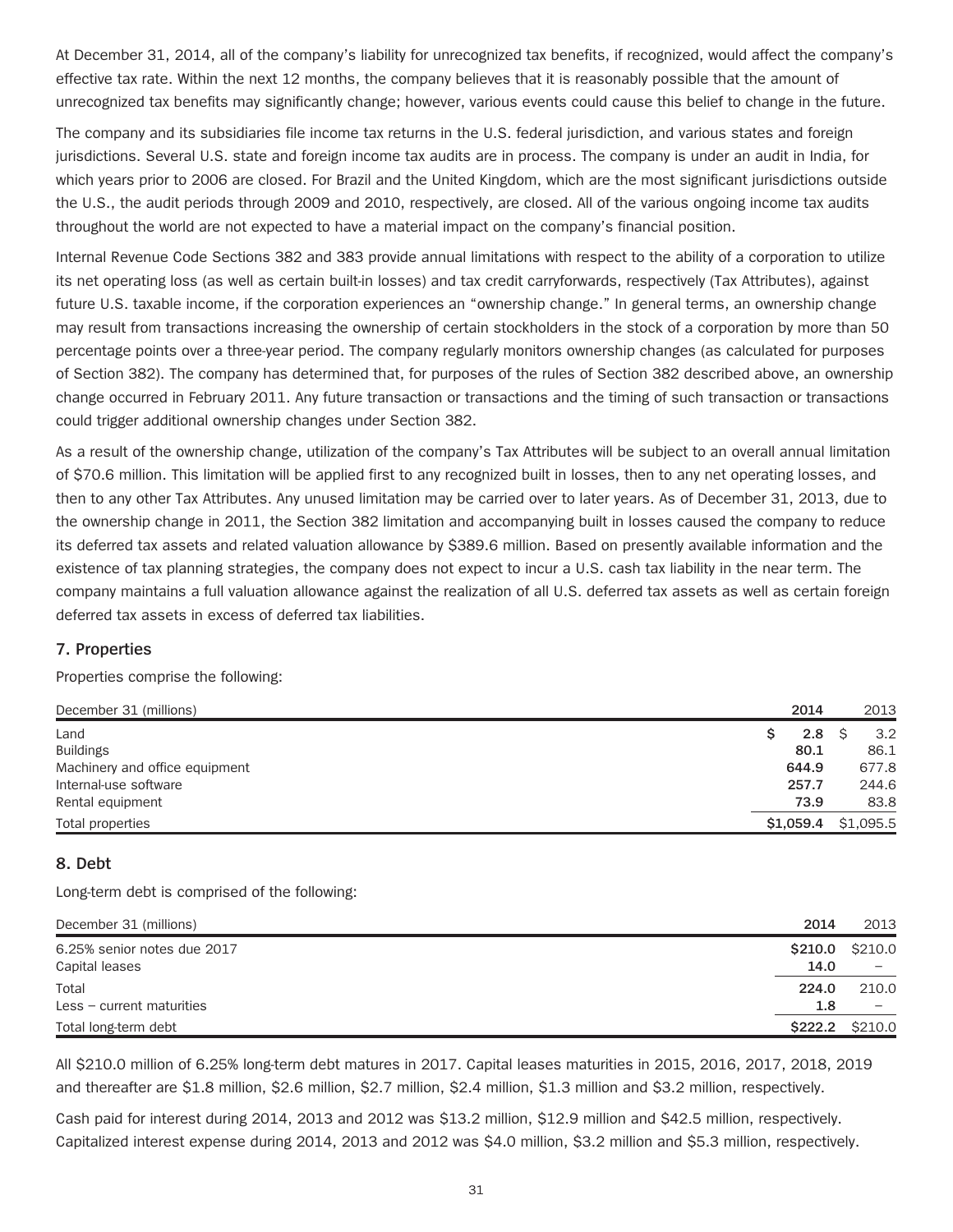At December 31, 2014, all of the company's liability for unrecognized tax benefits, if recognized, would affect the company's effective tax rate. Within the next 12 months, the company believes that it is reasonably possible that the amount of unrecognized tax benefits may significantly change; however, various events could cause this belief to change in the future.

The company and its subsidiaries file income tax returns in the U.S. federal jurisdiction, and various states and foreign jurisdictions. Several U.S. state and foreign income tax audits are in process. The company is under an audit in India, for which years prior to 2006 are closed. For Brazil and the United Kingdom, which are the most significant jurisdictions outside the U.S., the audit periods through 2009 and 2010, respectively, are closed. All of the various ongoing income tax audits throughout the world are not expected to have a material impact on the company's financial position.

Internal Revenue Code Sections 382 and 383 provide annual limitations with respect to the ability of a corporation to utilize its net operating loss (as well as certain built-in losses) and tax credit carryforwards, respectively (Tax Attributes), against future U.S. taxable income, if the corporation experiences an "ownership change." In general terms, an ownership change may result from transactions increasing the ownership of certain stockholders in the stock of a corporation by more than 50 percentage points over a three-year period. The company regularly monitors ownership changes (as calculated for purposes of Section 382). The company has determined that, for purposes of the rules of Section 382 described above, an ownership change occurred in February 2011. Any future transaction or transactions and the timing of such transaction or transactions could trigger additional ownership changes under Section 382.

As a result of the ownership change, utilization of the company's Tax Attributes will be subject to an overall annual limitation of $70.6 million. This limitation will be applied first to any recognized built in losses, then to any net operating losses, and then to any other Tax Attributes. Any unused limitation may be carried over to later years. As of December 31, 2013, due to the ownership change in 2011, the Section 382 limitation and accompanying built in losses caused the company to reduce its deferred tax assets and related valuation allowance by $389.6 million. Based on presently available information and the existence of tax planning strategies, the company does not expect to incur a U.S. cash tax liability in the near term. The company maintains a full valuation allowance against the realization of all U.S. deferred tax assets as well as certain foreign deferred tax assets in excess of deferred tax liabilities.

## 7. Properties

Properties comprise the following:

| December 31 (millions) | 2014 | 2013 |
|---|---|---|
| Land | $ 2.8 | $ 3.2 |
| Buildings | 80.1 | 86.1 |
| Machinery and office equipment | 644.9 | 677.8 |
| Internal-use software | 257.7 | 244.6 |
| Rental equipment | 73.9 | 83.8 |
| Total properties | $1,059.4 | $1,095.5 |

## 8. Debt

Long-term debt is comprised of the following:

| December 31 (millions) | 2014 | 2013 |
|---|---|---|
| 6.25% senior notes due 2017 | $210.0 | $210.0 |
| Capital leases | 14.0 | – |
| Total | 224.0 | 210.0 |
| Less – current maturities | 1.8 | – |
| Total long-term debt | $222.2 | $210.0 |

All $210.0 million of 6.25% long-term debt matures in 2017. Capital leases maturities in 2015, 2016, 2017, 2018, 2019 and thereafter are $1.8 million, $2.6 million, $2.7 million, $2.4 million, $1.3 million and $3.2 million, respectively.

Cash paid for interest during 2014, 2013 and 2012 was $13.2 million, $12.9 million and $42.5 million, respectively. Capitalized interest expense during 2014, 2013 and 2012 was $4.0 million, $3.2 million and $5.3 million, respectively.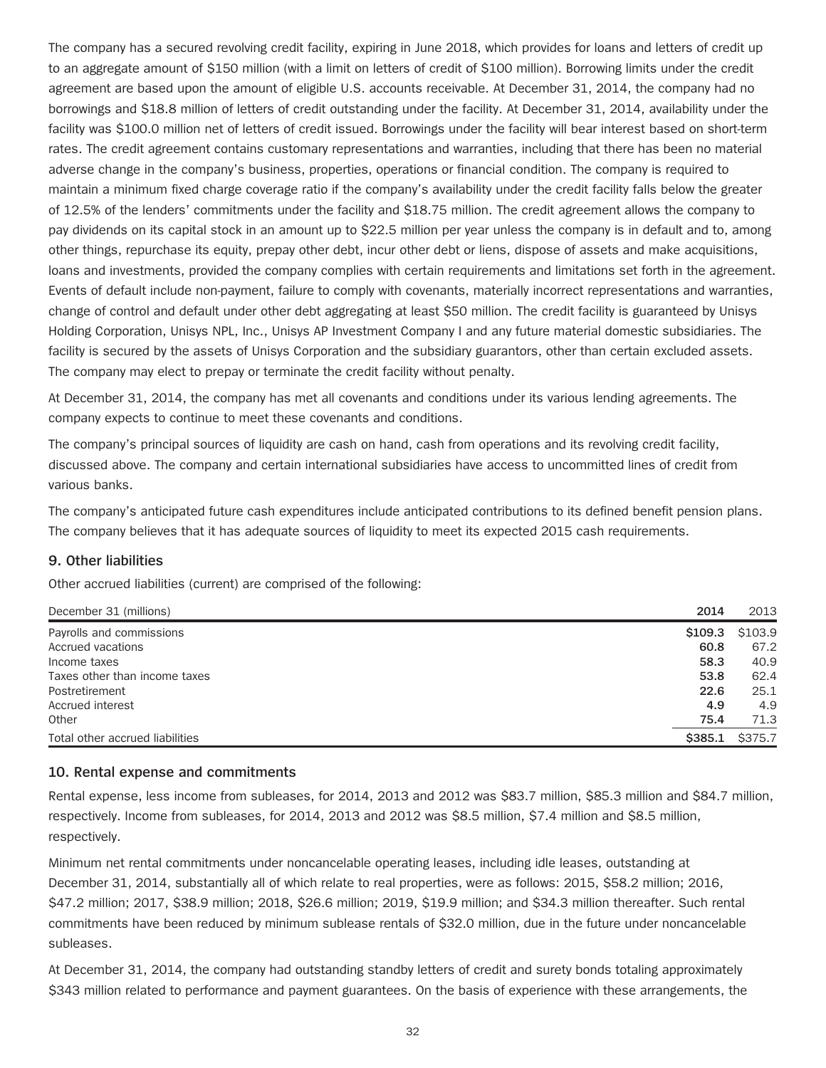The company has a secured revolving credit facility, expiring in June 2018, which provides for loans and letters of credit up to an aggregate amount of $150 million (with a limit on letters of credit of $100 million). Borrowing limits under the credit agreement are based upon the amount of eligible U.S. accounts receivable. At December 31, 2014, the company had no borrowings and $18.8 million of letters of credit outstanding under the facility. At December 31, 2014, availability under the facility was $100.0 million net of letters of credit issued. Borrowings under the facility will bear interest based on short-term rates. The credit agreement contains customary representations and warranties, including that there has been no material adverse change in the company's business, properties, operations or financial condition. The company is required to maintain a minimum fixed charge coverage ratio if the company's availability under the credit facility falls below the greater of 12.5% of the lenders' commitments under the facility and $18.75 million. The credit agreement allows the company to pay dividends on its capital stock in an amount up to $22.5 million per year unless the company is in default and to, among other things, repurchase its equity, prepay other debt, incur other debt or liens, dispose of assets and make acquisitions, loans and investments, provided the company complies with certain requirements and limitations set forth in the agreement. Events of default include non-payment, failure to comply with covenants, materially incorrect representations and warranties, change of control and default under other debt aggregating at least $50 million. The credit facility is guaranteed by Unisys Holding Corporation, Unisys NPL, Inc., Unisys AP Investment Company I and any future material domestic subsidiaries. The facility is secured by the assets of Unisys Corporation and the subsidiary guarantors, other than certain excluded assets. The company may elect to prepay or terminate the credit facility without penalty.

At December 31, 2014, the company has met all covenants and conditions under its various lending agreements. The company expects to continue to meet these covenants and conditions.

The company's principal sources of liquidity are cash on hand, cash from operations and its revolving credit facility, discussed above. The company and certain international subsidiaries have access to uncommitted lines of credit from various banks.

The company's anticipated future cash expenditures include anticipated contributions to its defined benefit pension plans. The company believes that it has adequate sources of liquidity to meet its expected 2015 cash requirements.

## 9. Other liabilities

Other accrued liabilities (current) are comprised of the following:

| December 31 (millions) | 2014 | 2013 |
|---|---|---|
| Payrolls and commissions | **$109.3** | $103.9 |
| Accrued vacations | **60.8** | 67.2 |
| Income taxes | **58.3** | 40.9 |
| Taxes other than income taxes | **53.8** | 62.4 |
| Postretirement | **22.6** | 25.1 |
| Accrued interest | **4.9** | 4.9 |
| Other | **75.4** | 71.3 |
| Total other accrued liabilities | **$385.1** | $375.7 |

## 10. Rental expense and commitments

Rental expense, less income from subleases, for 2014, 2013 and 2012 was $83.7 million, $85.3 million and $84.7 million, respectively. Income from subleases, for 2014, 2013 and 2012 was $8.5 million, $7.4 million and $8.5 million, respectively.

Minimum net rental commitments under noncancelable operating leases, including idle leases, outstanding at December 31, 2014, substantially all of which relate to real properties, were as follows: 2015, $58.2 million; 2016, $47.2 million; 2017, $38.9 million; 2018, $26.6 million; 2019, $19.9 million; and $34.3 million thereafter. Such rental commitments have been reduced by minimum sublease rentals of $32.0 million, due in the future under noncancelable subleases.

At December 31, 2014, the company had outstanding standby letters of credit and surety bonds totaling approximately $343 million related to performance and payment guarantees. On the basis of experience with these arrangements, the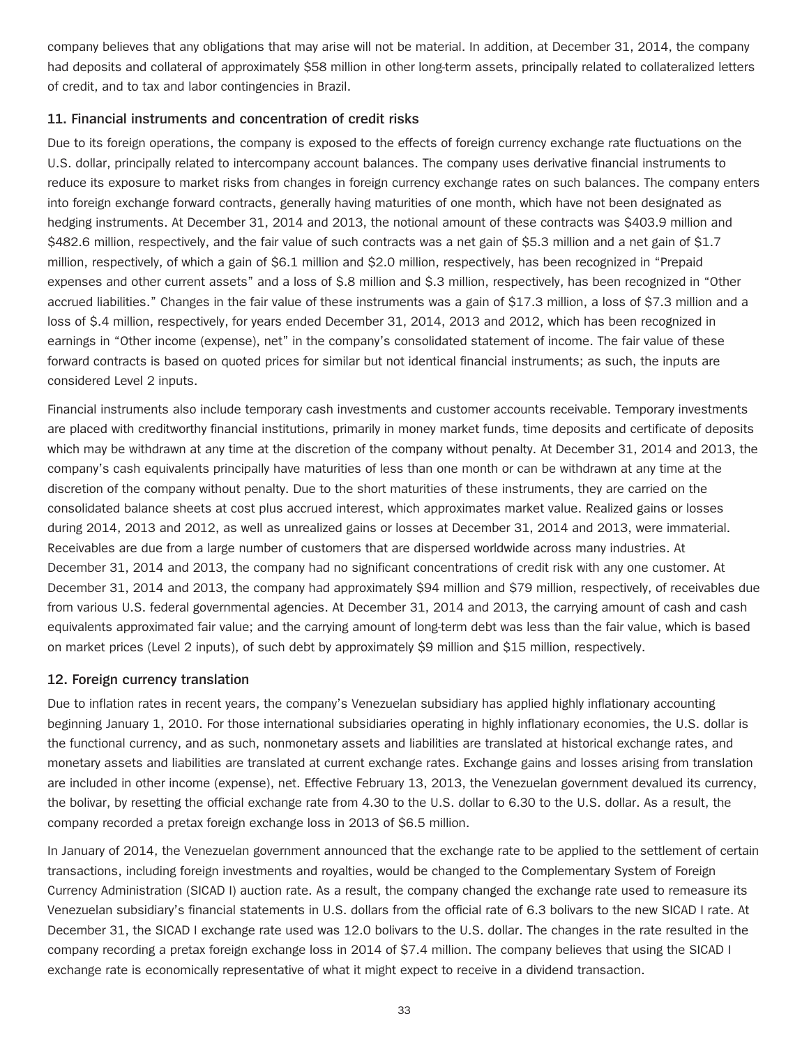company believes that any obligations that may arise will not be material. In addition, at December 31, 2014, the company had deposits and collateral of approximately $58 million in other long-term assets, principally related to collateralized letters of credit, and to tax and labor contingencies in Brazil.

## 11. Financial instruments and concentration of credit risks

Due to its foreign operations, the company is exposed to the effects of foreign currency exchange rate fluctuations on the U.S. dollar, principally related to intercompany account balances. The company uses derivative financial instruments to reduce its exposure to market risks from changes in foreign currency exchange rates on such balances. The company enters into foreign exchange forward contracts, generally having maturities of one month, which have not been designated as hedging instruments. At December 31, 2014 and 2013, the notional amount of these contracts was $403.9 million and $482.6 million, respectively, and the fair value of such contracts was a net gain of $5.3 million and a net gain of $1.7 million, respectively, of which a gain of $6.1 million and $2.0 million, respectively, has been recognized in "Prepaid expenses and other current assets" and a loss of $.8 million and $.3 million, respectively, has been recognized in "Other accrued liabilities." Changes in the fair value of these instruments was a gain of $17.3 million, a loss of $7.3 million and a loss of $.4 million, respectively, for years ended December 31, 2014, 2013 and 2012, which has been recognized in earnings in "Other income (expense), net" in the company's consolidated statement of income. The fair value of these forward contracts is based on quoted prices for similar but not identical financial instruments; as such, the inputs are considered Level 2 inputs.

Financial instruments also include temporary cash investments and customer accounts receivable. Temporary investments are placed with creditworthy financial institutions, primarily in money market funds, time deposits and certificate of deposits which may be withdrawn at any time at the discretion of the company without penalty. At December 31, 2014 and 2013, the company's cash equivalents principally have maturities of less than one month or can be withdrawn at any time at the discretion of the company without penalty. Due to the short maturities of these instruments, they are carried on the consolidated balance sheets at cost plus accrued interest, which approximates market value. Realized gains or losses during 2014, 2013 and 2012, as well as unrealized gains or losses at December 31, 2014 and 2013, were immaterial. Receivables are due from a large number of customers that are dispersed worldwide across many industries. At December 31, 2014 and 2013, the company had no significant concentrations of credit risk with any one customer. At December 31, 2014 and 2013, the company had approximately $94 million and $79 million, respectively, of receivables due from various U.S. federal governmental agencies. At December 31, 2014 and 2013, the carrying amount of cash and cash equivalents approximated fair value; and the carrying amount of long-term debt was less than the fair value, which is based on market prices (Level 2 inputs), of such debt by approximately $9 million and $15 million, respectively.

## 12. Foreign currency translation

Due to inflation rates in recent years, the company's Venezuelan subsidiary has applied highly inflationary accounting beginning January 1, 2010. For those international subsidiaries operating in highly inflationary economies, the U.S. dollar is the functional currency, and as such, nonmonetary assets and liabilities are translated at historical exchange rates, and monetary assets and liabilities are translated at current exchange rates. Exchange gains and losses arising from translation are included in other income (expense), net. Effective February 13, 2013, the Venezuelan government devalued its currency, the bolivar, by resetting the official exchange rate from 4.30 to the U.S. dollar to 6.30 to the U.S. dollar. As a result, the company recorded a pretax foreign exchange loss in 2013 of $6.5 million.

In January of 2014, the Venezuelan government announced that the exchange rate to be applied to the settlement of certain transactions, including foreign investments and royalties, would be changed to the Complementary System of Foreign Currency Administration (SICAD I) auction rate. As a result, the company changed the exchange rate used to remeasure its Venezuelan subsidiary's financial statements in U.S. dollars from the official rate of 6.3 bolivars to the new SICAD I rate. At December 31, the SICAD I exchange rate used was 12.0 bolivars to the U.S. dollar. The changes in the rate resulted in the company recording a pretax foreign exchange loss in 2014 of $7.4 million. The company believes that using the SICAD I exchange rate is economically representative of what it might expect to receive in a dividend transaction.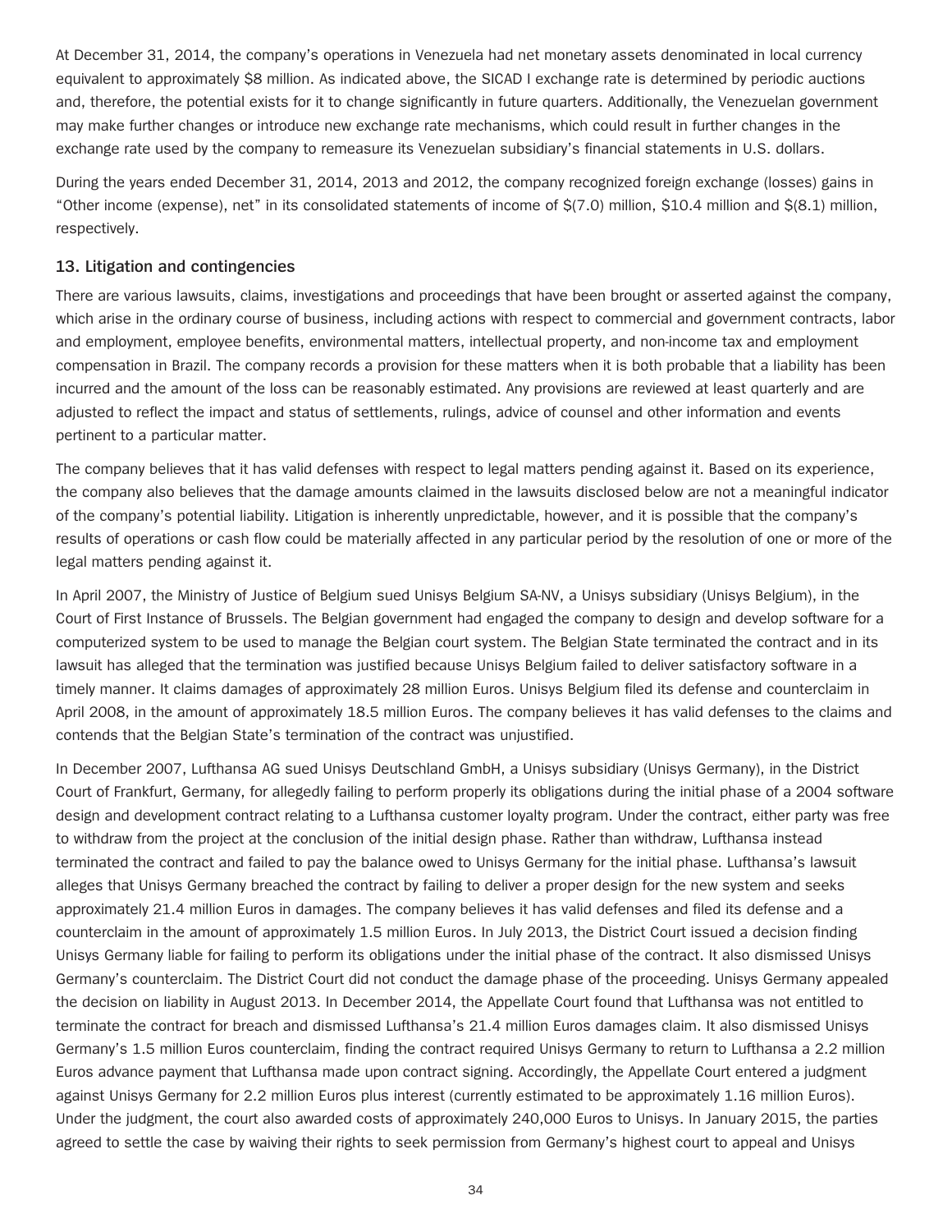At December 31, 2014, the company's operations in Venezuela had net monetary assets denominated in local currency equivalent to approximately $8 million. As indicated above, the SICAD I exchange rate is determined by periodic auctions and, therefore, the potential exists for it to change significantly in future quarters. Additionally, the Venezuelan government may make further changes or introduce new exchange rate mechanisms, which could result in further changes in the exchange rate used by the company to remeasure its Venezuelan subsidiary's financial statements in U.S. dollars.

During the years ended December 31, 2014, 2013 and 2012, the company recognized foreign exchange (losses) gains in "Other income (expense), net" in its consolidated statements of income of $(7.0) million, $10.4 million and $(8.1) million, respectively.

## 13. Litigation and contingencies

There are various lawsuits, claims, investigations and proceedings that have been brought or asserted against the company, which arise in the ordinary course of business, including actions with respect to commercial and government contracts, labor and employment, employee benefits, environmental matters, intellectual property, and non-income tax and employment compensation in Brazil. The company records a provision for these matters when it is both probable that a liability has been incurred and the amount of the loss can be reasonably estimated. Any provisions are reviewed at least quarterly and are adjusted to reflect the impact and status of settlements, rulings, advice of counsel and other information and events pertinent to a particular matter.

The company believes that it has valid defenses with respect to legal matters pending against it. Based on its experience, the company also believes that the damage amounts claimed in the lawsuits disclosed below are not a meaningful indicator of the company's potential liability. Litigation is inherently unpredictable, however, and it is possible that the company's results of operations or cash flow could be materially affected in any particular period by the resolution of one or more of the legal matters pending against it.

In April 2007, the Ministry of Justice of Belgium sued Unisys Belgium SA-NV, a Unisys subsidiary (Unisys Belgium), in the Court of First Instance of Brussels. The Belgian government had engaged the company to design and develop software for a computerized system to be used to manage the Belgian court system. The Belgian State terminated the contract and in its lawsuit has alleged that the termination was justified because Unisys Belgium failed to deliver satisfactory software in a timely manner. It claims damages of approximately 28 million Euros. Unisys Belgium filed its defense and counterclaim in April 2008, in the amount of approximately 18.5 million Euros. The company believes it has valid defenses to the claims and contends that the Belgian State's termination of the contract was unjustified.

In December 2007, Lufthansa AG sued Unisys Deutschland GmbH, a Unisys subsidiary (Unisys Germany), in the District Court of Frankfurt, Germany, for allegedly failing to perform properly its obligations during the initial phase of a 2004 software design and development contract relating to a Lufthansa customer loyalty program. Under the contract, either party was free to withdraw from the project at the conclusion of the initial design phase. Rather than withdraw, Lufthansa instead terminated the contract and failed to pay the balance owed to Unisys Germany for the initial phase. Lufthansa's lawsuit alleges that Unisys Germany breached the contract by failing to deliver a proper design for the new system and seeks approximately 21.4 million Euros in damages. The company believes it has valid defenses and filed its defense and a counterclaim in the amount of approximately 1.5 million Euros. In July 2013, the District Court issued a decision finding Unisys Germany liable for failing to perform its obligations under the initial phase of the contract. It also dismissed Unisys Germany's counterclaim. The District Court did not conduct the damage phase of the proceeding. Unisys Germany appealed the decision on liability in August 2013. In December 2014, the Appellate Court found that Lufthansa was not entitled to terminate the contract for breach and dismissed Lufthansa's 21.4 million Euros damages claim. It also dismissed Unisys Germany's 1.5 million Euros counterclaim, finding the contract required Unisys Germany to return to Lufthansa a 2.2 million Euros advance payment that Lufthansa made upon contract signing. Accordingly, the Appellate Court entered a judgment against Unisys Germany for 2.2 million Euros plus interest (currently estimated to be approximately 1.16 million Euros). Under the judgment, the court also awarded costs of approximately 240,000 Euros to Unisys. In January 2015, the parties agreed to settle the case by waiving their rights to seek permission from Germany's highest court to appeal and Unisys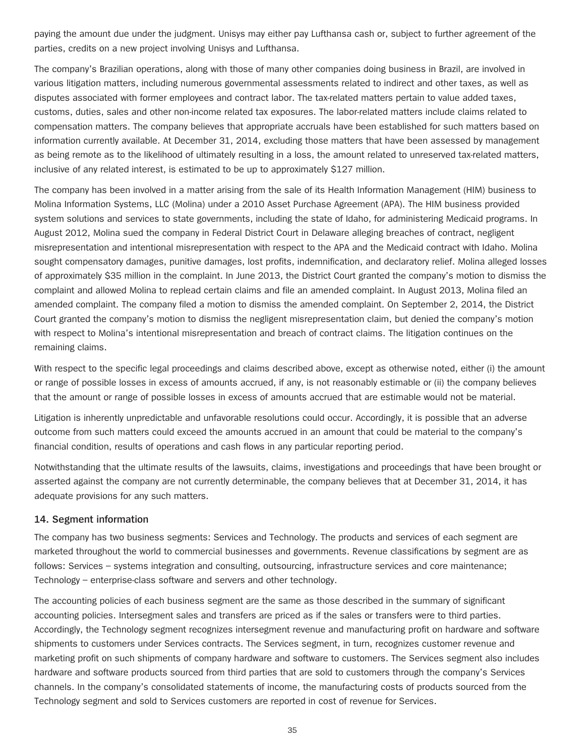paying the amount due under the judgment. Unisys may either pay Lufthansa cash or, subject to further agreement of the parties, credits on a new project involving Unisys and Lufthansa.

The company's Brazilian operations, along with those of many other companies doing business in Brazil, are involved in various litigation matters, including numerous governmental assessments related to indirect and other taxes, as well as disputes associated with former employees and contract labor. The tax-related matters pertain to value added taxes, customs, duties, sales and other non-income related tax exposures. The labor-related matters include claims related to compensation matters. The company believes that appropriate accruals have been established for such matters based on information currently available. At December 31, 2014, excluding those matters that have been assessed by management as being remote as to the likelihood of ultimately resulting in a loss, the amount related to unreserved tax-related matters, inclusive of any related interest, is estimated to be up to approximately $127 million.

The company has been involved in a matter arising from the sale of its Health Information Management (HIM) business to Molina Information Systems, LLC (Molina) under a 2010 Asset Purchase Agreement (APA). The HIM business provided system solutions and services to state governments, including the state of Idaho, for administering Medicaid programs. In August 2012, Molina sued the company in Federal District Court in Delaware alleging breaches of contract, negligent misrepresentation and intentional misrepresentation with respect to the APA and the Medicaid contract with Idaho. Molina sought compensatory damages, punitive damages, lost profits, indemnification, and declaratory relief. Molina alleged losses of approximately $35 million in the complaint. In June 2013, the District Court granted the company's motion to dismiss the complaint and allowed Molina to replead certain claims and file an amended complaint. In August 2013, Molina filed an amended complaint. The company filed a motion to dismiss the amended complaint. On September 2, 2014, the District Court granted the company's motion to dismiss the negligent misrepresentation claim, but denied the company's motion with respect to Molina's intentional misrepresentation and breach of contract claims. The litigation continues on the remaining claims.

With respect to the specific legal proceedings and claims described above, except as otherwise noted, either (i) the amount or range of possible losses in excess of amounts accrued, if any, is not reasonably estimable or (ii) the company believes that the amount or range of possible losses in excess of amounts accrued that are estimable would not be material.

Litigation is inherently unpredictable and unfavorable resolutions could occur. Accordingly, it is possible that an adverse outcome from such matters could exceed the amounts accrued in an amount that could be material to the company's financial condition, results of operations and cash flows in any particular reporting period.

Notwithstanding that the ultimate results of the lawsuits, claims, investigations and proceedings that have been brought or asserted against the company are not currently determinable, the company believes that at December 31, 2014, it has adequate provisions for any such matters.

## 14. Segment information

The company has two business segments: Services and Technology. The products and services of each segment are marketed throughout the world to commercial businesses and governments. Revenue classifications by segment are as follows: Services – systems integration and consulting, outsourcing, infrastructure services and core maintenance; Technology – enterprise-class software and servers and other technology.

The accounting policies of each business segment are the same as those described in the summary of significant accounting policies. Intersegment sales and transfers are priced as if the sales or transfers were to third parties. Accordingly, the Technology segment recognizes intersegment revenue and manufacturing profit on hardware and software shipments to customers under Services contracts. The Services segment, in turn, recognizes customer revenue and marketing profit on such shipments of company hardware and software to customers. The Services segment also includes hardware and software products sourced from third parties that are sold to customers through the company's Services channels. In the company's consolidated statements of income, the manufacturing costs of products sourced from the Technology segment and sold to Services customers are reported in cost of revenue for Services.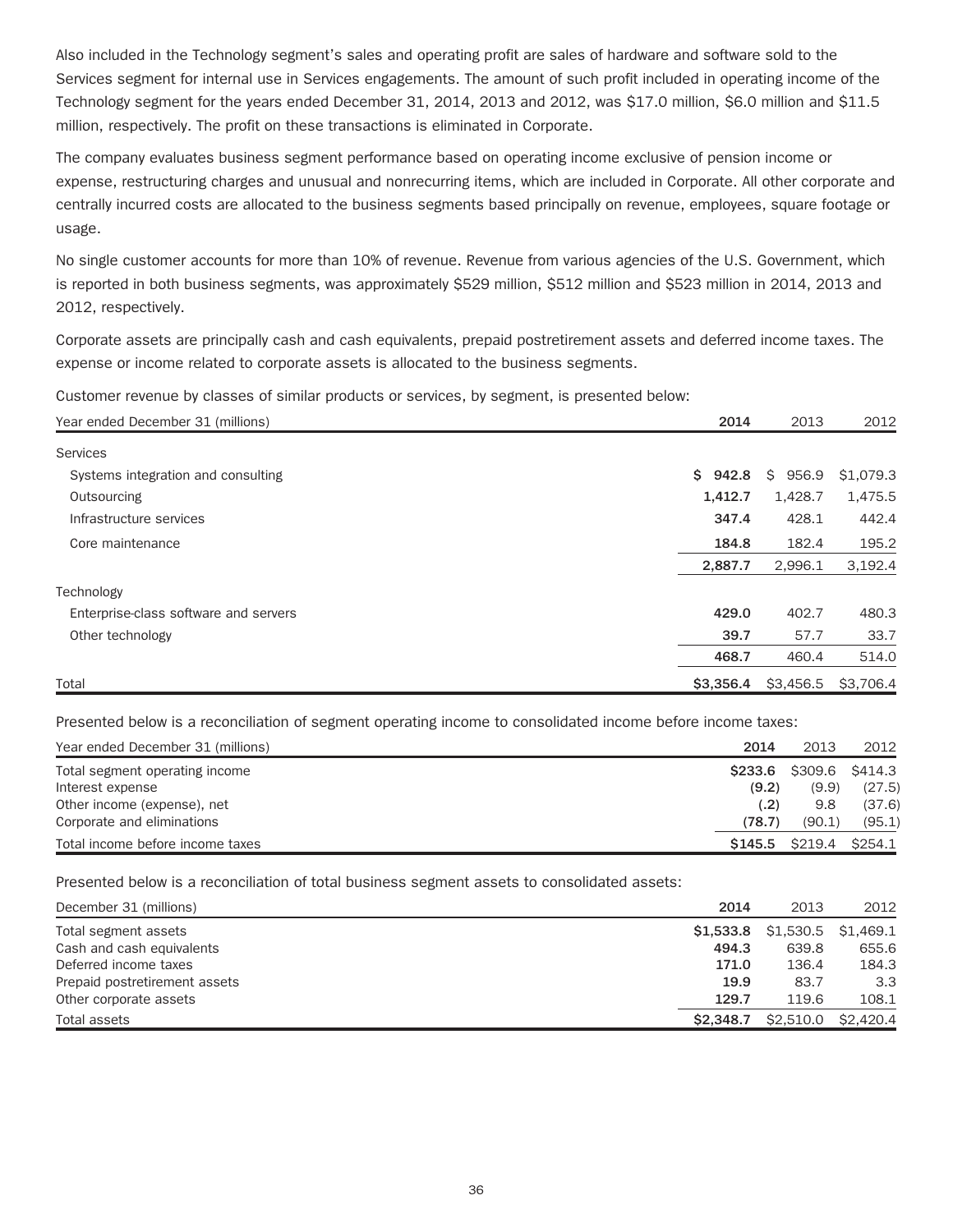Also included in the Technology segment's sales and operating profit are sales of hardware and software sold to the Services segment for internal use in Services engagements. The amount of such profit included in operating income of the Technology segment for the years ended December 31, 2014, 2013 and 2012, was $17.0 million, $6.0 million and $11.5 million, respectively. The profit on these transactions is eliminated in Corporate.

The company evaluates business segment performance based on operating income exclusive of pension income or expense, restructuring charges and unusual and nonrecurring items, which are included in Corporate. All other corporate and centrally incurred costs are allocated to the business segments based principally on revenue, employees, square footage or usage.

No single customer accounts for more than 10% of revenue. Revenue from various agencies of the U.S. Government, which is reported in both business segments, was approximately $529 million, $512 million and $523 million in 2014, 2013 and 2012, respectively.

Corporate assets are principally cash and cash equivalents, prepaid postretirement assets and deferred income taxes. The expense or income related to corporate assets is allocated to the business segments.

Customer revenue by classes of similar products or services, by segment, is presented below:

| Year ended December 31 (millions) | 2014 | 2013 | 2012 |
|---|---|---|---|
| Services | | | |
| Systems integration and consulting | **$ 942.8** | $ 956.9 | $1,079.3 |
| Outsourcing | **1,412.7** | 1,428.7 | 1,475.5 |
| Infrastructure services | **347.4** | 428.1 | 442.4 |
| Core maintenance | **184.8** | 182.4 | 195.2 |
| | **2,887.7** | 2,996.1 | 3,192.4 |
| Technology | | | |
| Enterprise-class software and servers | **429.0** | 402.7 | 480.3 |
| Other technology | **39.7** | 57.7 | 33.7 |
| | **468.7** | 460.4 | 514.0 |
| Total | **$3,356.4** | $3,456.5 | $3,706.4 |

Presented below is a reconciliation of segment operating income to consolidated income before income taxes:

| Year ended December 31 (millions) | 2014 | 2013 | 2012 |
|---|---|---|---|
| Total segment operating income | **$233.6** | $309.6 | $414.3 |
| Interest expense | **(9.2)** | (9.9) | (27.5) |
| Other income (expense), net | **(.2)** | 9.8 | (37.6) |
| Corporate and eliminations | **(78.7)** | (90.1) | (95.1) |
| Total income before income taxes | **$145.5** | $219.4 | $254.1 |

Presented below is a reconciliation of total business segment assets to consolidated assets:

| December 31 (millions) | 2014 | 2013 | 2012 |
|---|---|---|---|
| Total segment assets | **$1,533.8** | $1,530.5 | $1,469.1 |
| Cash and cash equivalents | **494.3** | 639.8 | 655.6 |
| Deferred income taxes | **171.0** | 136.4 | 184.3 |
| Prepaid postretirement assets | **19.9** | 83.7 | 3.3 |
| Other corporate assets | **129.7** | 119.6 | 108.1 |
| Total assets | **$2,348.7** | $2,510.0 | $2,420.4 |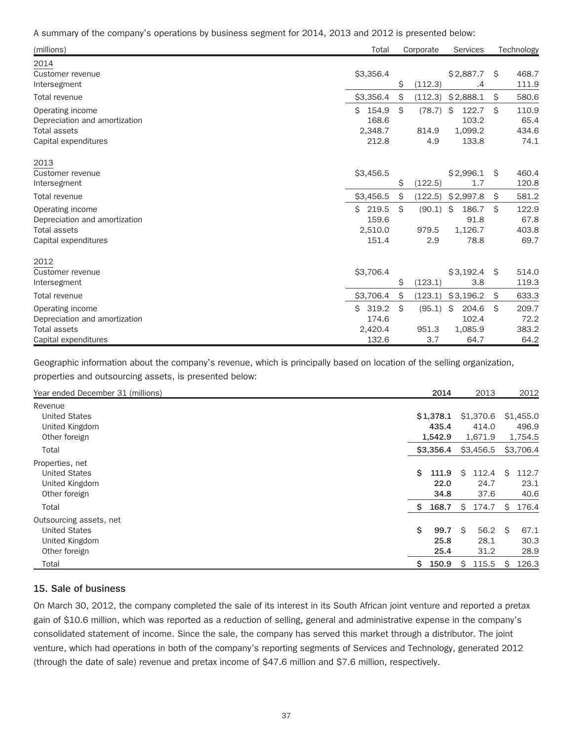A summary of the company's operations by business segment for 2014, 2013 and 2012 is presented below:

| (millions) | Total | Corporate | Services | Technology |
|---|---|---|---|---|
| **2014** | | | | |
| Customer revenue | $3,356.4 | | $2,887.7 | $ 468.7 |
| Intersegment | | $ (112.3) | .4 | 111.9 |
| Total revenue | $3,356.4 | $ (112.3) | $2,888.1 | $ 580.6 |
| Operating income | $ 154.9 | $ (78.7) | $ 122.7 | $ 110.9 |
| Depreciation and amortization | 168.6 | | 103.2 | 65.4 |
| Total assets | 2,348.7 | 814.9 | 1,099.2 | 434.6 |
| Capital expenditures | 212.8 | 4.9 | 133.8 | 74.1 |
| **2013** | | | | |
| Customer revenue | $3,456.5 | | $2,996.1 | $ 460.4 |
| Intersegment | | $ (122.5) | 1.7 | 120.8 |
| Total revenue | $3,456.5 | $ (122.5) | $2,997.8 | $ 581.2 |
| Operating income | $ 219.5 | $ (90.1) | $ 186.7 | $ 122.9 |
| Depreciation and amortization | 159.6 | | 91.8 | 67.8 |
| Total assets | 2,510.0 | 979.5 | 1,126.7 | 403.8 |
| Capital expenditures | 151.4 | 2.9 | 78.8 | 69.7 |
| **2012** | | | | |
| Customer revenue | $3,706.4 | | $3,192.4 | $ 514.0 |
| Intersegment | | $ (123.1) | 3.8 | 119.3 |
| Total revenue | $3,706.4 | $ (123.1) | $3,196.2 | $ 633.3 |
| Operating income | $ 319.2 | $ (95.1) | $ 204.6 | $ 209.7 |
| Depreciation and amortization | 174.6 | | 102.4 | 72.2 |
| Total assets | 2,420.4 | 951.3 | 1,085.9 | 383.2 |
| Capital expenditures | 132.6 | 3.7 | 64.7 | 64.2 |

Geographic information about the company's revenue, which is principally based on location of the selling organization, properties and outsourcing assets, is presented below:

| Year ended December 31 (millions) | 2014 | 2013 | 2012 |
|---|---|---|---|
| Revenue | | | |
| United States | **$1,378.1** | $1,370.6 | $1,455.0 |
| United Kingdom | **435.4** | 414.0 | 496.9 |
| Other foreign | **1,542.9** | 1,671.9 | 1,754.5 |
| Total | **$3,356.4** | $3,456.5 | $3,706.4 |
| Properties, net | | | |
| United States | **$ 111.9** | $ 112.4 | $ 112.7 |
| United Kingdom | **22.0** | 24.7 | 23.1 |
| Other foreign | **34.8** | 37.6 | 40.6 |
| Total | **$ 168.7** | $ 174.7 | $ 176.4 |
| Outsourcing assets, net | | | |
| United States | **$ 99.7** | $ 56.2 | $ 67.1 |
| United Kingdom | **25.8** | 28.1 | 30.3 |
| Other foreign | **25.4** | 31.2 | 28.9 |
| Total | **$ 150.9** | $ 115.5 | $ 126.3 |

## 15. Sale of business

On March 30, 2012, the company completed the sale of its interest in its South African joint venture and reported a pretax gain of $10.6 million, which was reported as a reduction of selling, general and administrative expense in the company's consolidated statement of income. Since the sale, the company has served this market through a distributor. The joint venture, which had operations in both of the company's reporting segments of Services and Technology, generated 2012 (through the date of sale) revenue and pretax income of $47.6 million and $7.6 million, respectively.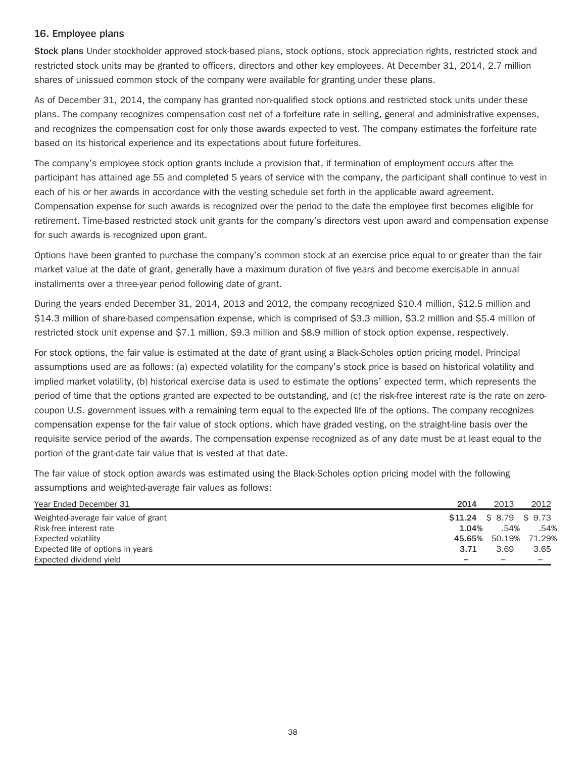## 16. Employee plans

**Stock plans** Under stockholder approved stock-based plans, stock options, stock appreciation rights, restricted stock and restricted stock units may be granted to officers, directors and other key employees. At December 31, 2014, 2.7 million shares of unissued common stock of the company were available for granting under these plans.

As of December 31, 2014, the company has granted non-qualified stock options and restricted stock units under these plans. The company recognizes compensation cost net of a forfeiture rate in selling, general and administrative expenses, and recognizes the compensation cost for only those awards expected to vest. The company estimates the forfeiture rate based on its historical experience and its expectations about future forfeitures.

The company's employee stock option grants include a provision that, if termination of employment occurs after the participant has attained age 55 and completed 5 years of service with the company, the participant shall continue to vest in each of his or her awards in accordance with the vesting schedule set forth in the applicable award agreement. Compensation expense for such awards is recognized over the period to the date the employee first becomes eligible for retirement. Time-based restricted stock unit grants for the company's directors vest upon award and compensation expense for such awards is recognized upon grant.

Options have been granted to purchase the company's common stock at an exercise price equal to or greater than the fair market value at the date of grant, generally have a maximum duration of five years and become exercisable in annual installments over a three-year period following date of grant.

During the years ended December 31, 2014, 2013 and 2012, the company recognized $10.4 million, $12.5 million and $14.3 million of share-based compensation expense, which is comprised of $3.3 million, $3.2 million and $5.4 million of restricted stock unit expense and $7.1 million, $9.3 million and $8.9 million of stock option expense, respectively.

For stock options, the fair value is estimated at the date of grant using a Black-Scholes option pricing model. Principal assumptions used are as follows: (a) expected volatility for the company's stock price is based on historical volatility and implied market volatility, (b) historical exercise data is used to estimate the options' expected term, which represents the period of time that the options granted are expected to be outstanding, and (c) the risk-free interest rate is the rate on zero-coupon U.S. government issues with a remaining term equal to the expected life of the options. The company recognizes compensation expense for the fair value of stock options, which have graded vesting, on the straight-line basis over the requisite service period of the awards. The compensation expense recognized as of any date must be at least equal to the portion of the grant-date fair value that is vested at that date.

The fair value of stock option awards was estimated using the Black-Scholes option pricing model with the following assumptions and weighted-average fair values as follows:

| Year Ended December 31 | 2014 | 2013 | 2012 |
|---|---|---|---|
| Weighted-average fair value of grant | **$11.24** | $ 8.79 | $ 9.73 |
| Risk-free interest rate | **1.04%** | .54% | .54% |
| Expected volatility | **45.65%** | 50.19% | 71.29% |
| Expected life of options in years | **3.71** | 3.69 | 3.65 |
| Expected dividend yield | **–** | – | – |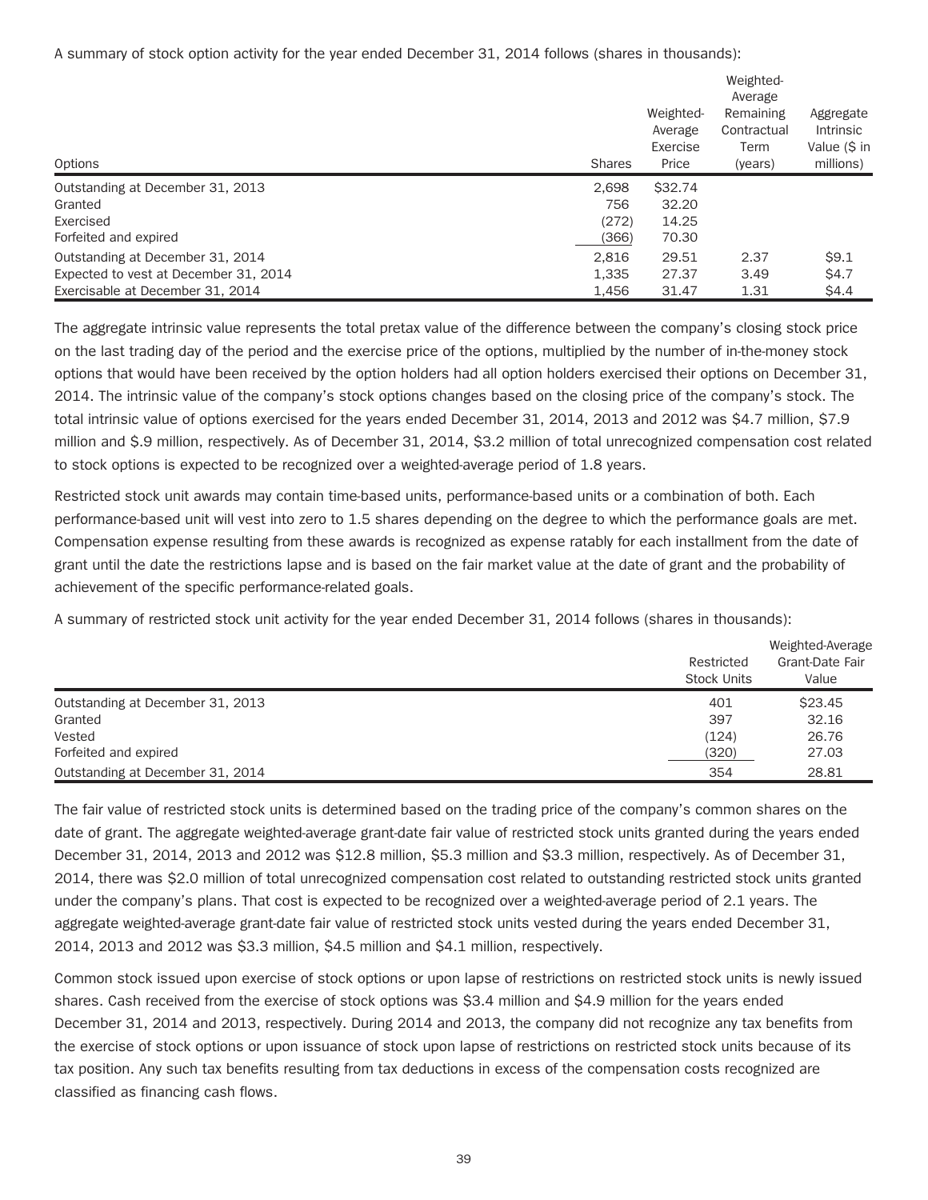A summary of stock option activity for the year ended December 31, 2014 follows (shares in thousands):

| Options | Shares | Weighted-Average Exercise Price | Weighted-Average Remaining Contractual Term (years) | Aggregate Intrinsic Value ($ in millions) |
|---|---|---|---|---|
| Outstanding at December 31, 2013 | 2,698 | $32.74 | | |
| Granted | 756 | 32.20 | | |
| Exercised | (272) | 14.25 | | |
| Forfeited and expired | (366) | 70.30 | | |
| Outstanding at December 31, 2014 | 2,816 | 29.51 | 2.37 | $9.1 |
| Expected to vest at December 31, 2014 | 1,335 | 27.37 | 3.49 | $4.7 |
| Exercisable at December 31, 2014 | 1,456 | 31.47 | 1.31 | $4.4 |

The aggregate intrinsic value represents the total pretax value of the difference between the company's closing stock price on the last trading day of the period and the exercise price of the options, multiplied by the number of in-the-money stock options that would have been received by the option holders had all option holders exercised their options on December 31, 2014. The intrinsic value of the company's stock options changes based on the closing price of the company's stock. The total intrinsic value of options exercised for the years ended December 31, 2014, 2013 and 2012 was $4.7 million, $7.9 million and $.9 million, respectively. As of December 31, 2014, $3.2 million of total unrecognized compensation cost related to stock options is expected to be recognized over a weighted-average period of 1.8 years.

Restricted stock unit awards may contain time-based units, performance-based units or a combination of both. Each performance-based unit will vest into zero to 1.5 shares depending on the degree to which the performance goals are met. Compensation expense resulting from these awards is recognized as expense ratably for each installment from the date of grant until the date the restrictions lapse and is based on the fair market value at the date of grant and the probability of achievement of the specific performance-related goals.

A summary of restricted stock unit activity for the year ended December 31, 2014 follows (shares in thousands):

| | Restricted Stock Units | Weighted-Average Grant-Date Fair Value |
|---|---|---|
| Outstanding at December 31, 2013 | 401 | $23.45 |
| Granted | 397 | 32.16 |
| Vested | (124) | 26.76 |
| Forfeited and expired | (320) | 27.03 |
| Outstanding at December 31, 2014 | 354 | 28.81 |

The fair value of restricted stock units is determined based on the trading price of the company's common shares on the date of grant. The aggregate weighted-average grant-date fair value of restricted stock units granted during the years ended December 31, 2014, 2013 and 2012 was $12.8 million, $5.3 million and $3.3 million, respectively. As of December 31, 2014, there was $2.0 million of total unrecognized compensation cost related to outstanding restricted stock units granted under the company's plans. That cost is expected to be recognized over a weighted-average period of 2.1 years. The aggregate weighted-average grant-date fair value of restricted stock units vested during the years ended December 31, 2014, 2013 and 2012 was $3.3 million, $4.5 million and $4.1 million, respectively.

Common stock issued upon exercise of stock options or upon lapse of restrictions on restricted stock units is newly issued shares. Cash received from the exercise of stock options was $3.4 million and $4.9 million for the years ended December 31, 2014 and 2013, respectively. During 2014 and 2013, the company did not recognize any tax benefits from the exercise of stock options or upon issuance of stock upon lapse of restrictions on restricted stock units because of its tax position. Any such tax benefits resulting from tax deductions in excess of the compensation costs recognized are classified as financing cash flows.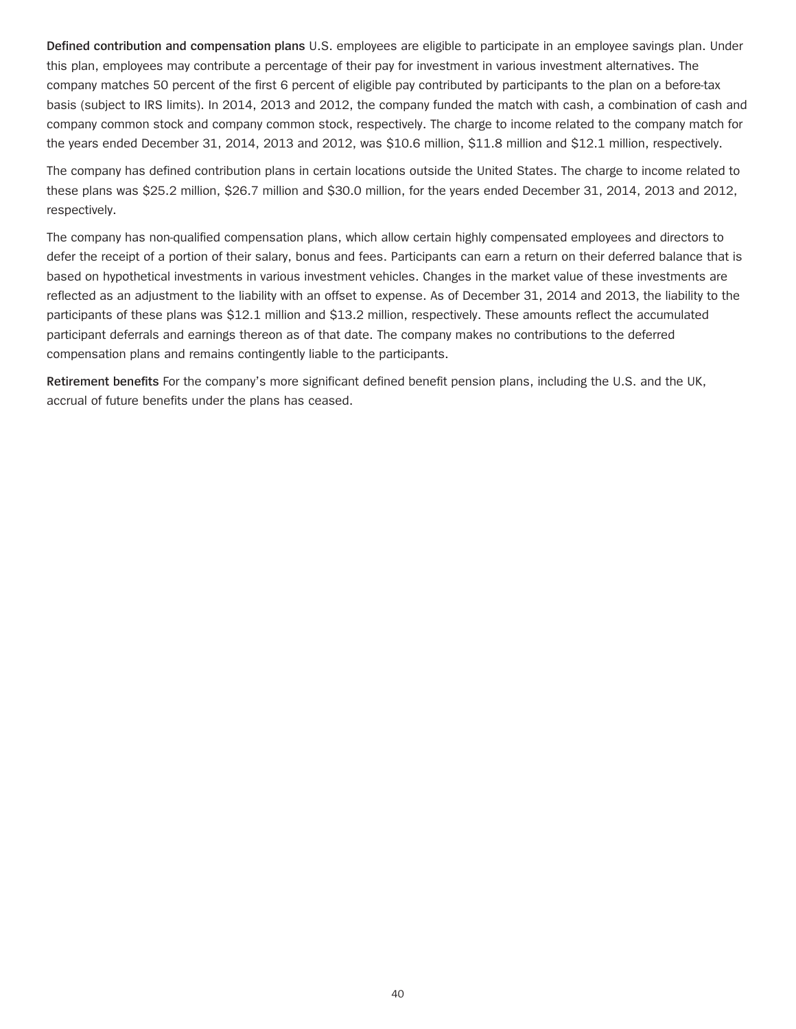**Defined contribution and compensation plans** U.S. employees are eligible to participate in an employee savings plan. Under this plan, employees may contribute a percentage of their pay for investment in various investment alternatives. The company matches 50 percent of the first 6 percent of eligible pay contributed by participants to the plan on a before-tax basis (subject to IRS limits). In 2014, 2013 and 2012, the company funded the match with cash, a combination of cash and company common stock and company common stock, respectively. The charge to income related to the company match for the years ended December 31, 2014, 2013 and 2012, was $10.6 million, $11.8 million and $12.1 million, respectively.

The company has defined contribution plans in certain locations outside the United States. The charge to income related to these plans was $25.2 million, $26.7 million and $30.0 million, for the years ended December 31, 2014, 2013 and 2012, respectively.

The company has non-qualified compensation plans, which allow certain highly compensated employees and directors to defer the receipt of a portion of their salary, bonus and fees. Participants can earn a return on their deferred balance that is based on hypothetical investments in various investment vehicles. Changes in the market value of these investments are reflected as an adjustment to the liability with an offset to expense. As of December 31, 2014 and 2013, the liability to the participants of these plans was $12.1 million and $13.2 million, respectively. These amounts reflect the accumulated participant deferrals and earnings thereon as of that date. The company makes no contributions to the deferred compensation plans and remains contingently liable to the participants.

**Retirement benefits** For the company's more significant defined benefit pension plans, including the U.S. and the UK, accrual of future benefits under the plans has ceased.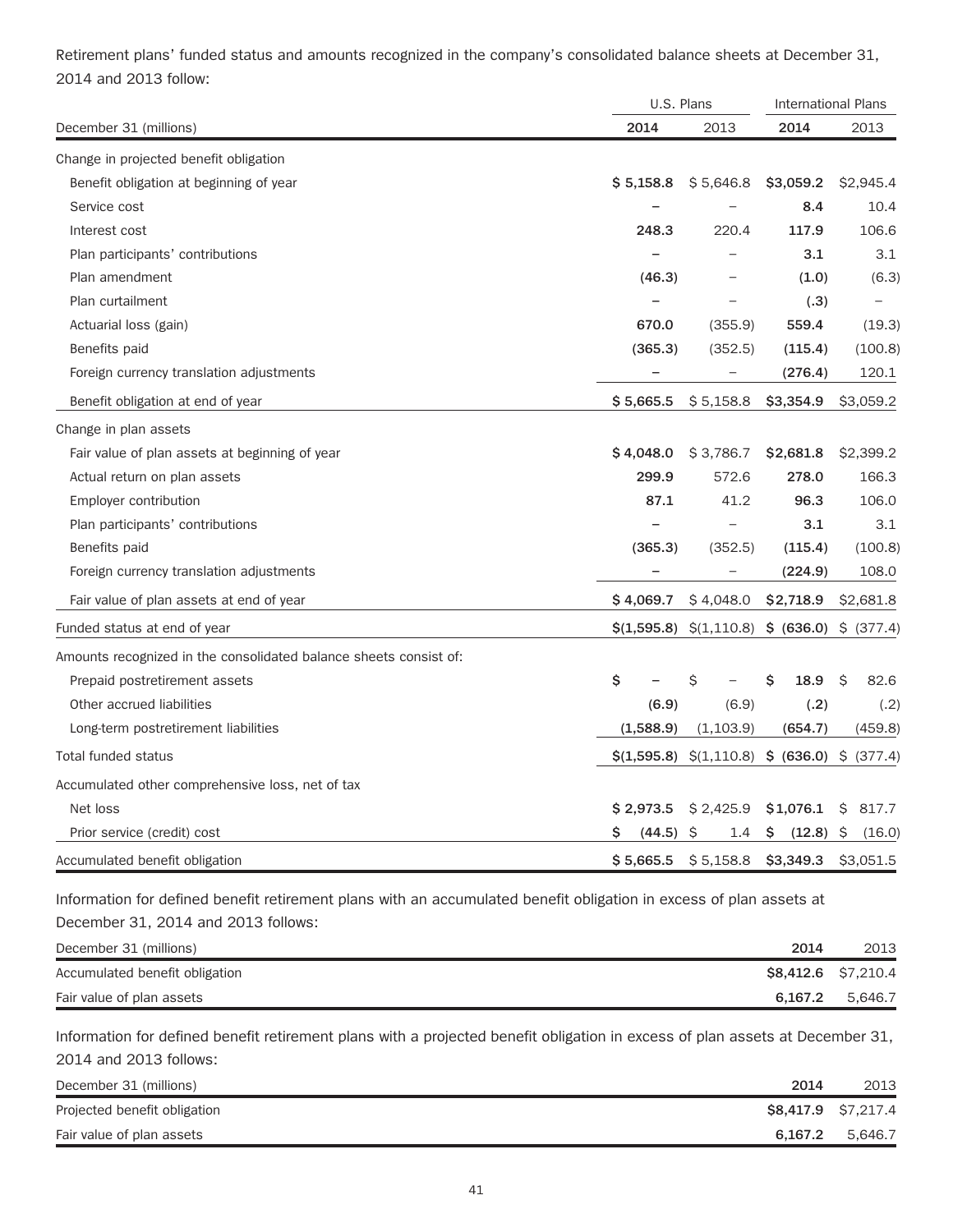Retirement plans' funded status and amounts recognized in the company's consolidated balance sheets at December 31, 2014 and 2013 follow:

| | U.S. Plans | | International Plans | |
|---|---|---|---|---|
| December 31 (millions) | **2014** | 2013 | **2014** | 2013 |
| Change in projected benefit obligation | | | | |
| Benefit obligation at beginning of year | **$ 5,158.8** | $ 5,646.8 | **$3,059.2** | $2,945.4 |
| Service cost | **–** | – | **8.4** | 10.4 |
| Interest cost | **248.3** | 220.4 | **117.9** | 106.6 |
| Plan participants' contributions | **–** | – | **3.1** | 3.1 |
| Plan amendment | **(46.3)** | – | **(1.0)** | (6.3) |
| Plan curtailment | **–** | – | **(.3)** | – |
| Actuarial loss (gain) | **670.0** | (355.9) | **559.4** | (19.3) |
| Benefits paid | **(365.3)** | (352.5) | **(115.4)** | (100.8) |
| Foreign currency translation adjustments | **–** | – | **(276.4)** | 120.1 |
| Benefit obligation at end of year | **$ 5,665.5** | $ 5,158.8 | **$3,354.9** | $3,059.2 |
| Change in plan assets | | | | |
| Fair value of plan assets at beginning of year | **$ 4,048.0** | $ 3,786.7 | **$2,681.8** | $2,399.2 |
| Actual return on plan assets | **299.9** | 572.6 | **278.0** | 166.3 |
| Employer contribution | **87.1** | 41.2 | **96.3** | 106.0 |
| Plan participants' contributions | **–** | – | **3.1** | 3.1 |
| Benefits paid | **(365.3)** | (352.5) | **(115.4)** | (100.8) |
| Foreign currency translation adjustments | **–** | – | **(224.9)** | 108.0 |
| Fair value of plan assets at end of year | **$ 4,069.7** | $ 4,048.0 | **$2,718.9** | $2,681.8 |
| Funded status at end of year | **$(1,595.8)** | $(1,110.8) | **$ (636.0)** | $ (377.4) |
| Amounts recognized in the consolidated balance sheets consist of: | | | | |
| Prepaid postretirement assets | **$ –** | $ – | **$ 18.9** | $ 82.6 |
| Other accrued liabilities | **(6.9)** | (6.9) | **(.2)** | (.2) |
| Long-term postretirement liabilities | **(1,588.9)** | (1,103.9) | **(654.7)** | (459.8) |
| Total funded status | **$(1,595.8)** | $(1,110.8) | **$ (636.0)** | $ (377.4) |
| Accumulated other comprehensive loss, net of tax | | | | |
| Net loss | **$ 2,973.5** | $ 2,425.9 | **$1,076.1** | $ 817.7 |
| Prior service (credit) cost | **$ (44.5)** | $ 1.4 | **$ (12.8)** | $ (16.0) |
| Accumulated benefit obligation | **$ 5,665.5** | $ 5,158.8 | **$3,349.3** | $3,051.5 |

Information for defined benefit retirement plans with an accumulated benefit obligation in excess of plan assets at December 31, 2014 and 2013 follows:

| December 31 (millions) | **2014** | 2013 |
|---|---|---|
| Accumulated benefit obligation | **$8,412.6** | $7,210.4 |
| Fair value of plan assets | **6,167.2** | 5,646.7 |

Information for defined benefit retirement plans with a projected benefit obligation in excess of plan assets at December 31, 2014 and 2013 follows:

| December 31 (millions) | **2014** | 2013 |
|---|---|---|
| Projected benefit obligation | **$8,417.9** | $7,217.4 |
| Fair value of plan assets | **6,167.2** | 5,646.7 |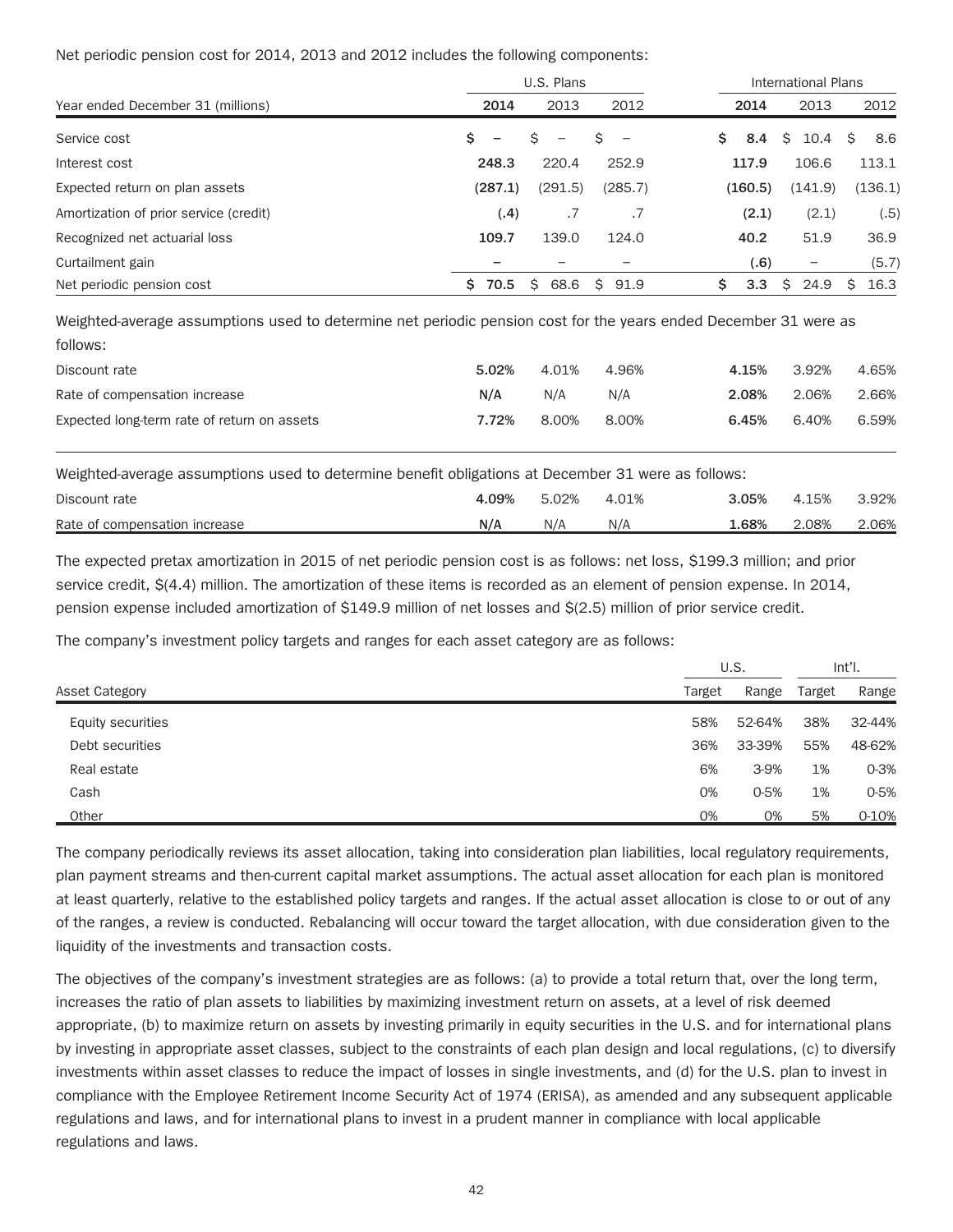Net periodic pension cost for 2014, 2013 and 2012 includes the following components:

| | U.S. Plans | | | International Plans | | |
|---|---|---|---|---|---|---|
| Year ended December 31 (millions) | **2014** | 2013 | 2012 | **2014** | 2013 | 2012 |
| Service cost | **$ –** | $ – | $ – | **$ 8.4** | $ 10.4 | $ 8.6 |
| Interest cost | **248.3** | 220.4 | 252.9 | **117.9** | 106.6 | 113.1 |
| Expected return on plan assets | **(287.1)** | (291.5) | (285.7) | **(160.5)** | (141.9) | (136.1) |
| Amortization of prior service (credit) | **(.4)** | .7 | .7 | **(2.1)** | (2.1) | (.5) |
| Recognized net actuarial loss | **109.7** | 139.0 | 124.0 | **40.2** | 51.9 | 36.9 |
| Curtailment gain | **–** | – | – | **(.6)** | – | (5.7) |
| Net periodic pension cost | **$ 70.5** | $ 68.6 | $ 91.9 | **$ 3.3** | $ 24.9 | $ 16.3 |
| Weighted-average assumptions used to determine net periodic pension cost for the years ended December 31 were as follows: | | | | | | |
| Discount rate | **5.02%** | 4.01% | 4.96% | **4.15%** | 3.92% | 4.65% |
| Rate of compensation increase | **N/A** | N/A | N/A | **2.08%** | 2.06% | 2.66% |
| Expected long-term rate of return on assets | **7.72%** | 8.00% | 8.00% | **6.45%** | 6.40% | 6.59% |
| Weighted-average assumptions used to determine benefit obligations at December 31 were as follows: | | | | | | |
| Discount rate | **4.09%** | 5.02% | 4.01% | **3.05%** | 4.15% | 3.92% |
| Rate of compensation increase | **N/A** | N/A | N/A | **1.68%** | 2.08% | 2.06% |

The expected pretax amortization in 2015 of net periodic pension cost is as follows: net loss, $199.3 million; and prior service credit, $(4.4) million. The amortization of these items is recorded as an element of pension expense. In 2014, pension expense included amortization of $149.9 million of net losses and $(2.5) million of prior service credit.

The company's investment policy targets and ranges for each asset category are as follows:

| | U.S. | | Int'l. | |
|---|---|---|---|---|
| Asset Category | Target | Range | Target | Range |
| Equity securities | 58% | 52-64% | 38% | 32-44% |
| Debt securities | 36% | 33-39% | 55% | 48-62% |
| Real estate | 6% | 3-9% | 1% | 0-3% |
| Cash | 0% | 0-5% | 1% | 0-5% |
| Other | 0% | 0% | 5% | 0-10% |

The company periodically reviews its asset allocation, taking into consideration plan liabilities, local regulatory requirements, plan payment streams and then-current capital market assumptions. The actual asset allocation for each plan is monitored at least quarterly, relative to the established policy targets and ranges. If the actual asset allocation is close to or out of any of the ranges, a review is conducted. Rebalancing will occur toward the target allocation, with due consideration given to the liquidity of the investments and transaction costs.

The objectives of the company's investment strategies are as follows: (a) to provide a total return that, over the long term, increases the ratio of plan assets to liabilities by maximizing investment return on assets, at a level of risk deemed appropriate, (b) to maximize return on assets by investing primarily in equity securities in the U.S. and for international plans by investing in appropriate asset classes, subject to the constraints of each plan design and local regulations, (c) to diversify investments within asset classes to reduce the impact of losses in single investments, and (d) for the U.S. plan to invest in compliance with the Employee Retirement Income Security Act of 1974 (ERISA), as amended and any subsequent applicable regulations and laws, and for international plans to invest in a prudent manner in compliance with local applicable regulations and laws.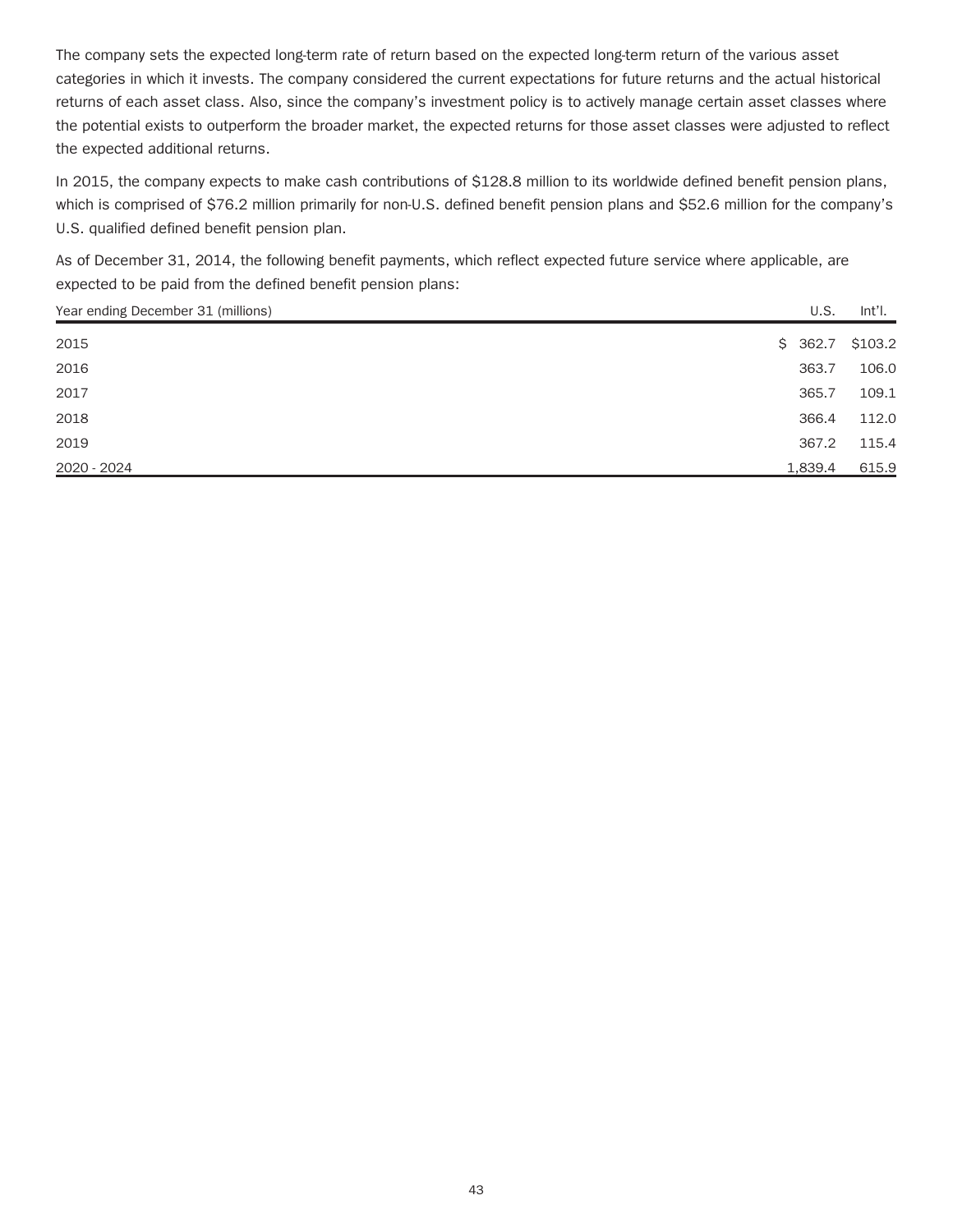The company sets the expected long-term rate of return based on the expected long-term return of the various asset categories in which it invests. The company considered the current expectations for future returns and the actual historical returns of each asset class. Also, since the company's investment policy is to actively manage certain asset classes where the potential exists to outperform the broader market, the expected returns for those asset classes were adjusted to reflect the expected additional returns.

In 2015, the company expects to make cash contributions of $128.8 million to its worldwide defined benefit pension plans, which is comprised of $76.2 million primarily for non-U.S. defined benefit pension plans and $52.6 million for the company's U.S. qualified defined benefit pension plan.

As of December 31, 2014, the following benefit payments, which reflect expected future service where applicable, are expected to be paid from the defined benefit pension plans:

| Year ending December 31 (millions) | U.S. | Int'l. |
|---|---|---|
| 2015 | $ 362.7 | $103.2 |
| 2016 | 363.7 | 106.0 |
| 2017 | 365.7 | 109.1 |
| 2018 | 366.4 | 112.0 |
| 2019 | 367.2 | 115.4 |
| 2020 - 2024 | 1,839.4 | 615.9 |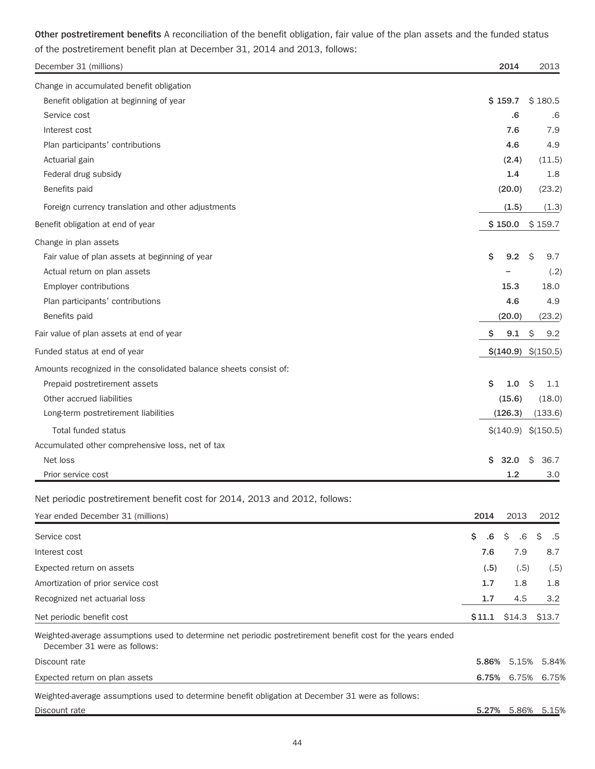**Other postretirement benefits** A reconciliation of the benefit obligation, fair value of the plan assets and the funded status of the postretirement benefit plan at December 31, 2014 and 2013, follows:

| December 31 (millions) | 2014 | 2013 |
|---|---|---|
| Change in accumulated benefit obligation | | |
| Benefit obligation at beginning of year | **$ 159.7** | $ 180.5 |
| Service cost | **.6** | .6 |
| Interest cost | **7.6** | 7.9 |
| Plan participants' contributions | **4.6** | 4.9 |
| Actuarial gain | **(2.4)** | (11.5) |
| Federal drug subsidy | **1.4** | 1.8 |
| Benefits paid | **(20.0)** | (23.2) |
| Foreign currency translation and other adjustments | **(1.5)** | (1.3) |
| Benefit obligation at end of year | **$ 150.0** | $ 159.7 |
| Change in plan assets | | |
| Fair value of plan assets at beginning of year | **$ 9.2** | $ 9.7 |
| Actual return on plan assets | **–** | (.2) |
| Employer contributions | **15.3** | 18.0 |
| Plan participants' contributions | **4.6** | 4.9 |
| Benefits paid | **(20.0)** | (23.2) |
| Fair value of plan assets at end of year | **$ 9.1** | $ 9.2 |
| Funded status at end of year | **$(140.9)** | $(150.5) |
| Amounts recognized in the consolidated balance sheets consist of: | | |
| Prepaid postretirement assets | **$ 1.0** | $ 1.1 |
| Other accrued liabilities | **(15.6)** | (18.0) |
| Long-term postretirement liabilities | **(126.3)** | (133.6) |
| Total funded status | $(140.9) | $(150.5) |
| Accumulated other comprehensive loss, net of tax | | |
| Net loss | **$ 32.0** | $ 36.7 |
| Prior service cost | **1.2** | 3.0 |

Net periodic postretirement benefit cost for 2014, 2013 and 2012, follows:

| Year ended December 31 (millions) | 2014 | 2013 | 2012 |
|---|---|---|---|
| Service cost | **$ .6** | $ .6 | $ .5 |
| Interest cost | **7.6** | 7.9 | 8.7 |
| Expected return on assets | **(.5)** | (.5) | (.5) |
| Amortization of prior service cost | **1.7** | 1.8 | 1.8 |
| Recognized net actuarial loss | **1.7** | 4.5 | 3.2 |
| Net periodic benefit cost | **$11.1** | $14.3 | $13.7 |
| Weighted-average assumptions used to determine net periodic postretirement benefit cost for the years ended December 31 were as follows: | | | |
| Discount rate | **5.86%** | 5.15% | 5.84% |
| Expected return on plan assets | **6.75%** | 6.75% | 6.75% |
| Weighted-average assumptions used to determine benefit obligation at December 31 were as follows: | | | |
| Discount rate | **5.27%** | 5.86% | 5.15% |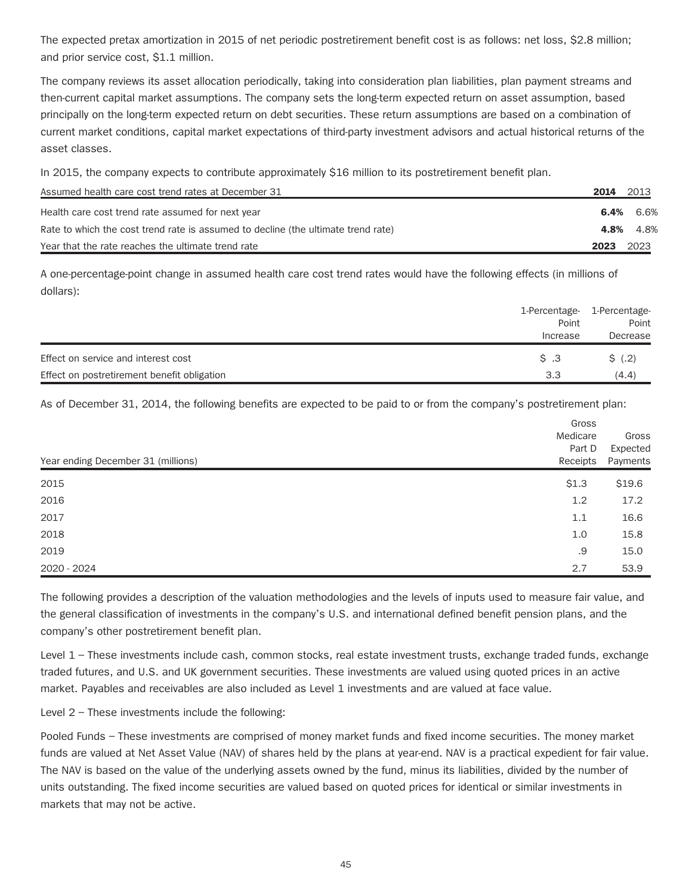The expected pretax amortization in 2015 of net periodic postretirement benefit cost is as follows: net loss, $2.8 million; and prior service cost, $1.1 million.

The company reviews its asset allocation periodically, taking into consideration plan liabilities, plan payment streams and then-current capital market assumptions. The company sets the long-term expected return on asset assumption, based principally on the long-term expected return on debt securities. These return assumptions are based on a combination of current market conditions, capital market expectations of third-party investment advisors and actual historical returns of the asset classes.

In 2015, the company expects to contribute approximately $16 million to its postretirement benefit plan.

| Assumed health care cost trend rates at December 31 | **2014** | 2013 |
|---|---|---|
| Health care cost trend rate assumed for next year | **6.4%** | 6.6% |
| Rate to which the cost trend rate is assumed to decline (the ultimate trend rate) | **4.8%** | 4.8% |
| Year that the rate reaches the ultimate trend rate | **2023** | 2023 |

A one-percentage-point change in assumed health care cost trend rates would have the following effects (in millions of dollars):

| | 1-Percentage-Point Increase | 1-Percentage-Point Decrease |
|---|---|---|
| Effect on service and interest cost | $ .3 | $ (.2) |
| Effect on postretirement benefit obligation | 3.3 | (4.4) |

As of December 31, 2014, the following benefits are expected to be paid to or from the company's postretirement plan:

| Year ending December 31 (millions) | Gross Medicare Part D Receipts | Gross Expected Payments |
|---|---|---|
| 2015 | $1.3 | $19.6 |
| 2016 | 1.2 | 17.2 |
| 2017 | 1.1 | 16.6 |
| 2018 | 1.0 | 15.8 |
| 2019 | .9 | 15.0 |
| 2020 - 2024 | 2.7 | 53.9 |

The following provides a description of the valuation methodologies and the levels of inputs used to measure fair value, and the general classification of investments in the company's U.S. and international defined benefit pension plans, and the company's other postretirement benefit plan.

Level 1 – These investments include cash, common stocks, real estate investment trusts, exchange traded funds, exchange traded futures, and U.S. and UK government securities. These investments are valued using quoted prices in an active market. Payables and receivables are also included as Level 1 investments and are valued at face value.

Level 2 – These investments include the following:

Pooled Funds – These investments are comprised of money market funds and fixed income securities. The money market funds are valued at Net Asset Value (NAV) of shares held by the plans at year-end. NAV is a practical expedient for fair value. The NAV is based on the value of the underlying assets owned by the fund, minus its liabilities, divided by the number of units outstanding. The fixed income securities are valued based on quoted prices for identical or similar investments in markets that may not be active.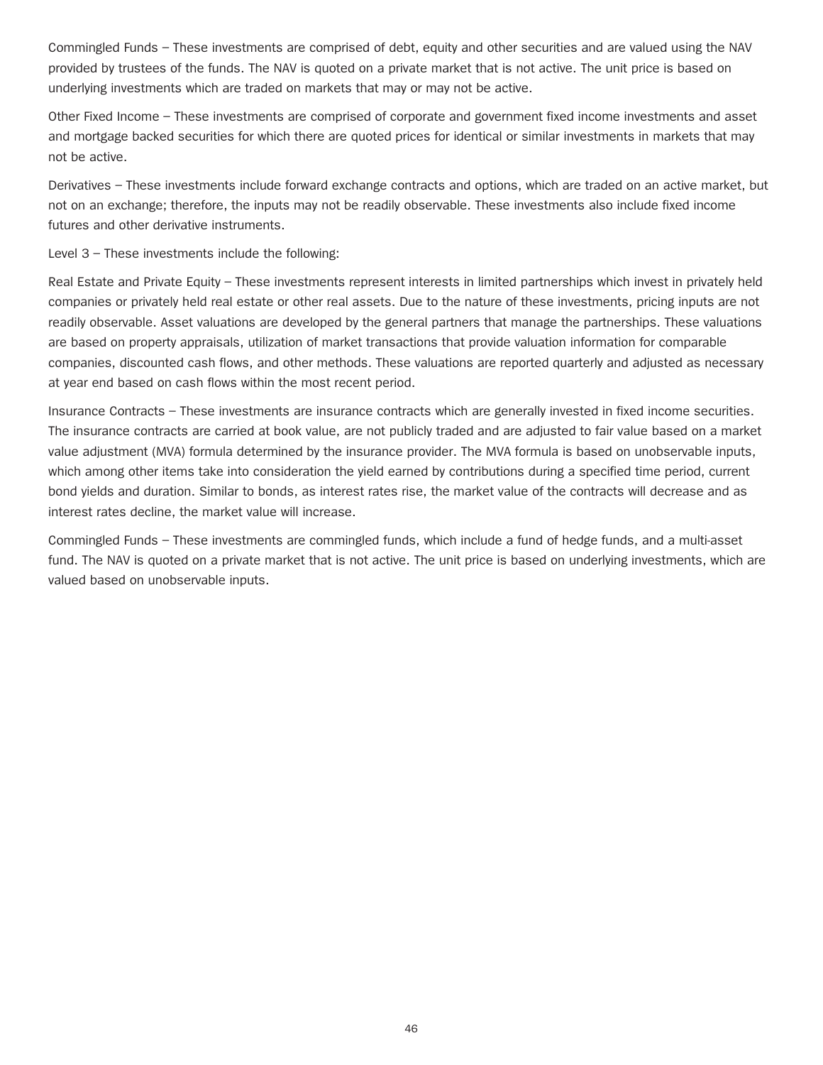Commingled Funds – These investments are comprised of debt, equity and other securities and are valued using the NAV provided by trustees of the funds. The NAV is quoted on a private market that is not active. The unit price is based on underlying investments which are traded on markets that may or may not be active.

Other Fixed Income – These investments are comprised of corporate and government fixed income investments and asset and mortgage backed securities for which there are quoted prices for identical or similar investments in markets that may not be active.

Derivatives – These investments include forward exchange contracts and options, which are traded on an active market, but not on an exchange; therefore, the inputs may not be readily observable. These investments also include fixed income futures and other derivative instruments.

Level 3 – These investments include the following:

Real Estate and Private Equity – These investments represent interests in limited partnerships which invest in privately held companies or privately held real estate or other real assets. Due to the nature of these investments, pricing inputs are not readily observable. Asset valuations are developed by the general partners that manage the partnerships. These valuations are based on property appraisals, utilization of market transactions that provide valuation information for comparable companies, discounted cash flows, and other methods. These valuations are reported quarterly and adjusted as necessary at year end based on cash flows within the most recent period.

Insurance Contracts – These investments are insurance contracts which are generally invested in fixed income securities. The insurance contracts are carried at book value, are not publicly traded and are adjusted to fair value based on a market value adjustment (MVA) formula determined by the insurance provider. The MVA formula is based on unobservable inputs, which among other items take into consideration the yield earned by contributions during a specified time period, current bond yields and duration. Similar to bonds, as interest rates rise, the market value of the contracts will decrease and as interest rates decline, the market value will increase.

Commingled Funds – These investments are commingled funds, which include a fund of hedge funds, and a multi-asset fund. The NAV is quoted on a private market that is not active. The unit price is based on underlying investments, which are valued based on unobservable inputs.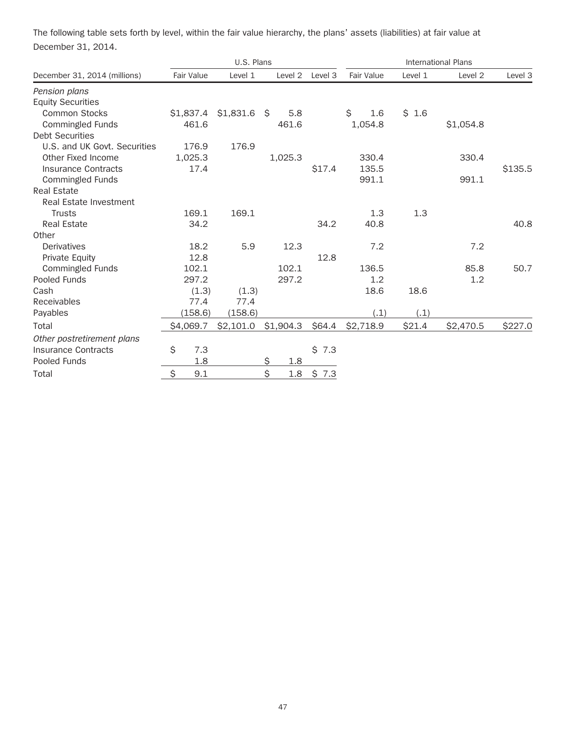The following table sets forth by level, within the fair value hierarchy, the plans' assets (liabilities) at fair value at December 31, 2014.

| | U.S. Plans | | | | International Plans | | | |
|---|---|---|---|---|---|---|---|---|
| December 31, 2014 (millions) | Fair Value | Level 1 | Level 2 | Level 3 | Fair Value | Level 1 | Level 2 | Level 3 |
| *Pension plans* | | | | | | | | |
| Equity Securities | | | | | | | | |
| Common Stocks | $1,837.4 | $1,831.6 | $ 5.8 | | $ 1.6 | $ 1.6 | | |
| Commingled Funds | 461.6 | | 461.6 | | 1,054.8 | | $1,054.8 | |
| Debt Securities | | | | | | | | |
| U.S. and UK Govt. Securities | 176.9 | 176.9 | | | | | | |
| Other Fixed Income | 1,025.3 | | 1,025.3 | | 330.4 | | 330.4 | |
| Insurance Contracts | 17.4 | | | $17.4 | 135.5 | | | $135.5 |
| Commingled Funds | | | | | 991.1 | | 991.1 | |
| Real Estate | | | | | | | | |
| Real Estate Investment Trusts | 169.1 | 169.1 | | | 1.3 | 1.3 | | |
| Real Estate | 34.2 | | | 34.2 | 40.8 | | | 40.8 |
| Other | | | | | | | | |
| Derivatives | 18.2 | 5.9 | 12.3 | | 7.2 | | 7.2 | |
| Private Equity | 12.8 | | | 12.8 | | | | |
| Commingled Funds | 102.1 | | 102.1 | | 136.5 | | 85.8 | 50.7 |
| Pooled Funds | 297.2 | | 297.2 | | 1.2 | | 1.2 | |
| Cash | (1.3) | (1.3) | | | 18.6 | 18.6 | | |
| Receivables | 77.4 | 77.4 | | | | | | |
| Payables | (158.6) | (158.6) | | | (.1) | (.1) | | |
| Total | $4,069.7 | $2,101.0 | $1,904.3 | $64.4 | $2,718.9 | $21.4 | $2,470.5 | $227.0 |
| *Other postretirement plans* | | | | | | | | |
| Insurance Contracts | $ 7.3 | | | $ 7.3 | | | | |
| Pooled Funds | 1.8 | | $ 1.8 | | | | | |
| Total | $ 9.1 | | $ 1.8 | $ 7.3 | | | | |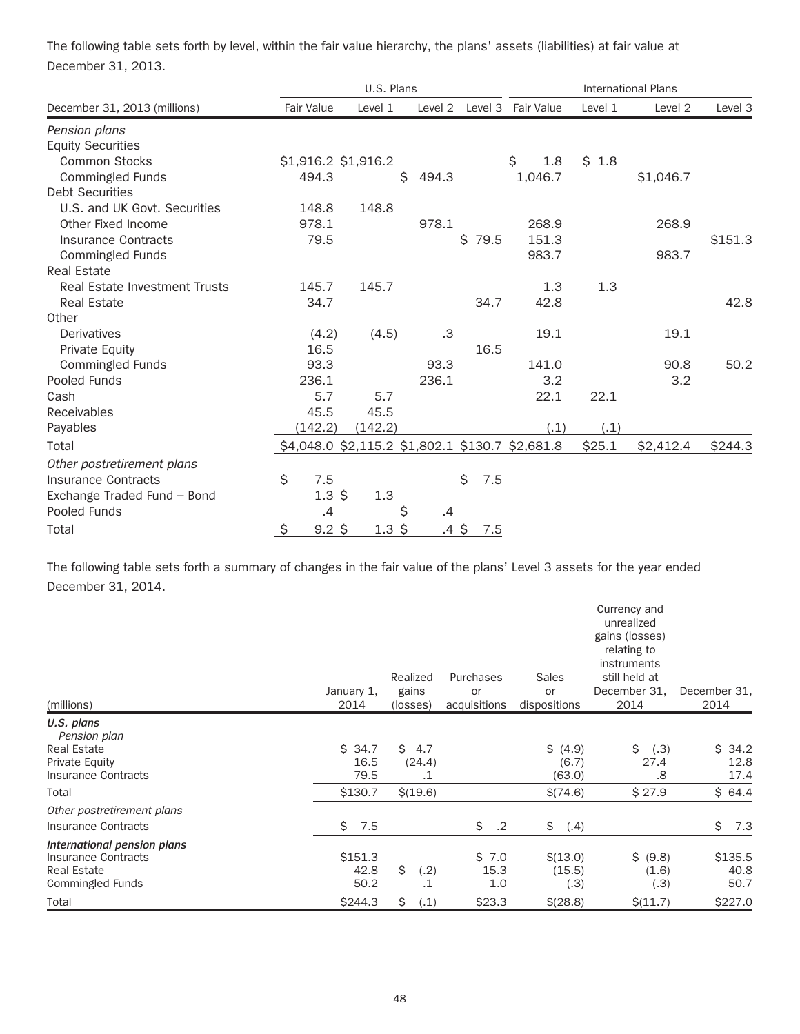The following table sets forth by level, within the fair value hierarchy, the plans' assets (liabilities) at fair value at December 31, 2013.

| | U.S. Plans | | | | International Plans | | | |
|---|---|---|---|---|---|---|---|---|
| December 31, 2013 (millions) | Fair Value | Level 1 | Level 2 | Level 3 | Fair Value | Level 1 | Level 2 | Level 3 |
| *Pension plans* | | | | | | | | |
| Equity Securities | | | | | | | | |
| Common Stocks | $1,916.2 | $1,916.2 | | | $ 1.8 | $ 1.8 | | |
| Commingled Funds | 494.3 | | $ 494.3 | | 1,046.7 | | $1,046.7 | |
| Debt Securities | | | | | | | | |
| U.S. and UK Govt. Securities | 148.8 | 148.8 | | | | | | |
| Other Fixed Income | 978.1 | | 978.1 | | 268.9 | | 268.9 | |
| Insurance Contracts | 79.5 | | | $ 79.5 | 151.3 | | | $151.3 |
| Commingled Funds | | | | | 983.7 | | 983.7 | |
| Real Estate | | | | | | | | |
| Real Estate Investment Trusts | 145.7 | 145.7 | | | 1.3 | 1.3 | | |
| Real Estate | 34.7 | | | 34.7 | 42.8 | | | 42.8 |
| Other | | | | | | | | |
| Derivatives | (4.2) | (4.5) | .3 | | 19.1 | | 19.1 | |
| Private Equity | 16.5 | | | 16.5 | | | | |
| Commingled Funds | 93.3 | | 93.3 | | 141.0 | | 90.8 | 50.2 |
| Pooled Funds | 236.1 | | 236.1 | | 3.2 | | 3.2 | |
| Cash | 5.7 | 5.7 | | | 22.1 | 22.1 | | |
| Receivables | 45.5 | 45.5 | | | | | | |
| Payables | (142.2) | (142.2) | | | (.1) | (.1) | | |
| Total | $4,048.0 | $2,115.2 | $1,802.1 | $130.7 | $2,681.8 | $25.1 | $2,412.4 | $244.3 |
| *Other postretirement plans* | | | | | | | | |
| Insurance Contracts | $ 7.5 | | | $ 7.5 | | | | |
| Exchange Traded Fund – Bond | 1.3 | $ 1.3 | | | | | | |
| Pooled Funds | .4 | | $ .4 | | | | | |
| Total | $ 9.2 | $ 1.3 | $ .4 | $ 7.5 | | | | |

The following table sets forth a summary of changes in the fair value of the plans' Level 3 assets for the year ended December 31, 2014.

| (millions) | January 1, 2014 | Realized gains (losses) | Purchases or acquisitions | Sales or dispositions | Currency and unrealized gains (losses) relating to instruments still held at December 31, 2014 | December 31, 2014 |
|---|---|---|---|---|---|---|
| ***U.S. plans*** | | | | | | |
| *Pension plan* | | | | | | |
| Real Estate | $ 34.7 | $ 4.7 | | $ (4.9) | $ (.3) | $ 34.2 |
| Private Equity | 16.5 | (24.4) | | (6.7) | 27.4 | 12.8 |
| Insurance Contracts | 79.5 | .1 | | (63.0) | .8 | 17.4 |
| Total | $130.7 | $(19.6) | | $(74.6) | $ 27.9 | $ 64.4 |
| *Other postretirement plans* | | | | | | |
| Insurance Contracts | $ 7.5 | | $ .2 | $ (.4) | | $ 7.3 |
| ***International pension plans*** | | | | | | |
| Insurance Contracts | $151.3 | | $ 7.0 | $(13.0) | $ (9.8) | $135.5 |
| Real Estate | 42.8 | $ (.2) | 15.3 | (15.5) | (1.6) | 40.8 |
| Commingled Funds | 50.2 | .1 | 1.0 | (.3) | (.3) | 50.7 |
| Total | $244.3 | $ (.1) | $23.3 | $(28.8) | $(11.7) | $227.0 |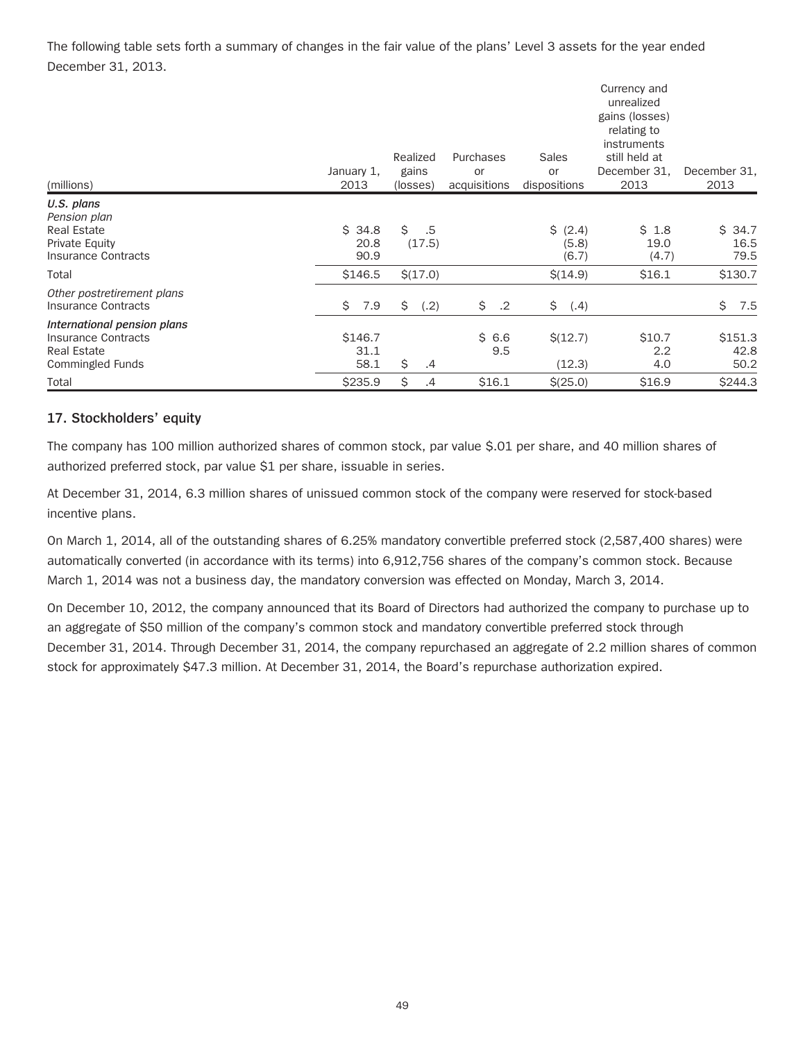The following table sets forth a summary of changes in the fair value of the plans' Level 3 assets for the year ended December 31, 2013.

| (millions) | January 1, 2013 | Realized gains (losses) | Purchases or acquisitions | Sales or dispositions | Currency and unrealized gains (losses) relating to instruments still held at December 31, 2013 | December 31, 2013 |
|---|---|---|---|---|---|---|
| ***U.S. plans*** | | | | | | |
| *Pension plan* | | | | | | |
| Real Estate | $ 34.8 | $ .5 | | $ (2.4) | $ 1.8 | $ 34.7 |
| Private Equity | 20.8 | (17.5) | | (5.8) | 19.0 | 16.5 |
| Insurance Contracts | 90.9 | | | (6.7) | (4.7) | 79.5 |
| Total | $146.5 | $(17.0) | | $(14.9) | $16.1 | $130.7 |
| *Other postretirement plans* | | | | | | |
| Insurance Contracts | $ 7.9 | $ (.2) | $ .2 | $ (.4) | | $ 7.5 |
| ***International pension plans*** | | | | | | |
| Insurance Contracts | $146.7 | | $ 6.6 | $(12.7) | $10.7 | $151.3 |
| Real Estate | 31.1 | | 9.5 | | 2.2 | 42.8 |
| Commingled Funds | 58.1 | $ .4 | | (12.3) | 4.0 | 50.2 |
| Total | $235.9 | $ .4 | $16.1 | $(25.0) | $16.9 | $244.3 |

## 17. Stockholders' equity

The company has 100 million authorized shares of common stock, par value $.01 per share, and 40 million shares of authorized preferred stock, par value $1 per share, issuable in series.

At December 31, 2014, 6.3 million shares of unissued common stock of the company were reserved for stock-based incentive plans.

On March 1, 2014, all of the outstanding shares of 6.25% mandatory convertible preferred stock (2,587,400 shares) were automatically converted (in accordance with its terms) into 6,912,756 shares of the company's common stock. Because March 1, 2014 was not a business day, the mandatory conversion was effected on Monday, March 3, 2014.

On December 10, 2012, the company announced that its Board of Directors had authorized the company to purchase up to an aggregate of $50 million of the company's common stock and mandatory convertible preferred stock through December 31, 2014. Through December 31, 2014, the company repurchased an aggregate of 2.2 million shares of common stock for approximately $47.3 million. At December 31, 2014, the Board's repurchase authorization expired.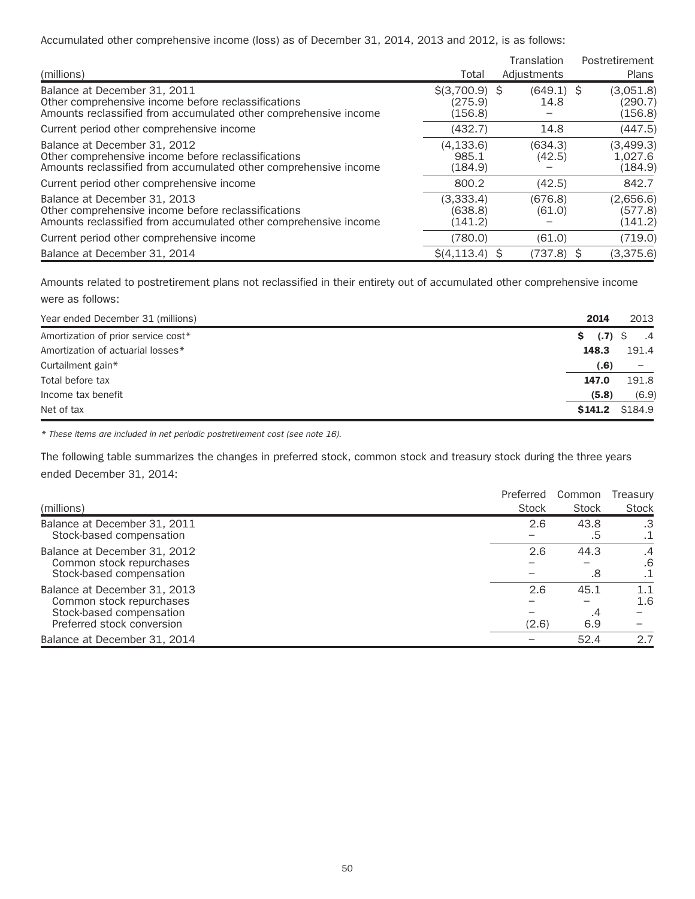Accumulated other comprehensive income (loss) as of December 31, 2014, 2013 and 2012, is as follows:

| (millions) | Total | Translation Adjustments | Postretirement Plans |
|---|---|---|---|
| Balance at December 31, 2011 | $(3,700.9) | $ (649.1) | $ (3,051.8) |
| Other comprehensive income before reclassifications | (275.9) | 14.8 | (290.7) |
| Amounts reclassified from accumulated other comprehensive income | (156.8) | – | (156.8) |
| Current period other comprehensive income | (432.7) | 14.8 | (447.5) |
| Balance at December 31, 2012 | (4,133.6) | (634.3) | (3,499.3) |
| Other comprehensive income before reclassifications | 985.1 | (42.5) | 1,027.6 |
| Amounts reclassified from accumulated other comprehensive income | (184.9) | – | (184.9) |
| Current period other comprehensive income | 800.2 | (42.5) | 842.7 |
| Balance at December 31, 2013 | (3,333.4) | (676.8) | (2,656.6) |
| Other comprehensive income before reclassifications | (638.8) | (61.0) | (577.8) |
| Amounts reclassified from accumulated other comprehensive income | (141.2) | – | (141.2) |
| Current period other comprehensive income | (780.0) | (61.0) | (719.0) |
| Balance at December 31, 2014 | $(4,113.4) | $ (737.8) | $ (3,375.6) |

Amounts related to postretirement plans not reclassified in their entirety out of accumulated other comprehensive income were as follows:

| Year ended December 31 (millions) | **2014** | 2013 |
|---|---|---|
| Amortization of prior service cost* | **$ (.7)** | $ .4 |
| Amortization of actuarial losses* | **148.3** | 191.4 |
| Curtailment gain* | **(.6)** | – |
| Total before tax | **147.0** | 191.8 |
| Income tax benefit | **(5.8)** | (6.9) |
| Net of tax | **$141.2** | $184.9 |

*\* These items are included in net periodic postretirement cost (see note 16).*

The following table summarizes the changes in preferred stock, common stock and treasury stock during the three years ended December 31, 2014:

| (millions) | Preferred Stock | Common Stock | Treasury Stock |
|---|---|---|---|
| Balance at December 31, 2011 | 2.6 | 43.8 | .3 |
| Stock-based compensation | – | .5 | .1 |
| Balance at December 31, 2012 | 2.6 | 44.3 | .4 |
| Common stock repurchases | – | – | .6 |
| Stock-based compensation | – | .8 | .1 |
| Balance at December 31, 2013 | 2.6 | 45.1 | 1.1 |
| Common stock repurchases | – | – | 1.6 |
| Stock-based compensation | – | .4 | – |
| Preferred stock conversion | (2.6) | 6.9 | – |
| Balance at December 31, 2014 | – | 52.4 | 2.7 |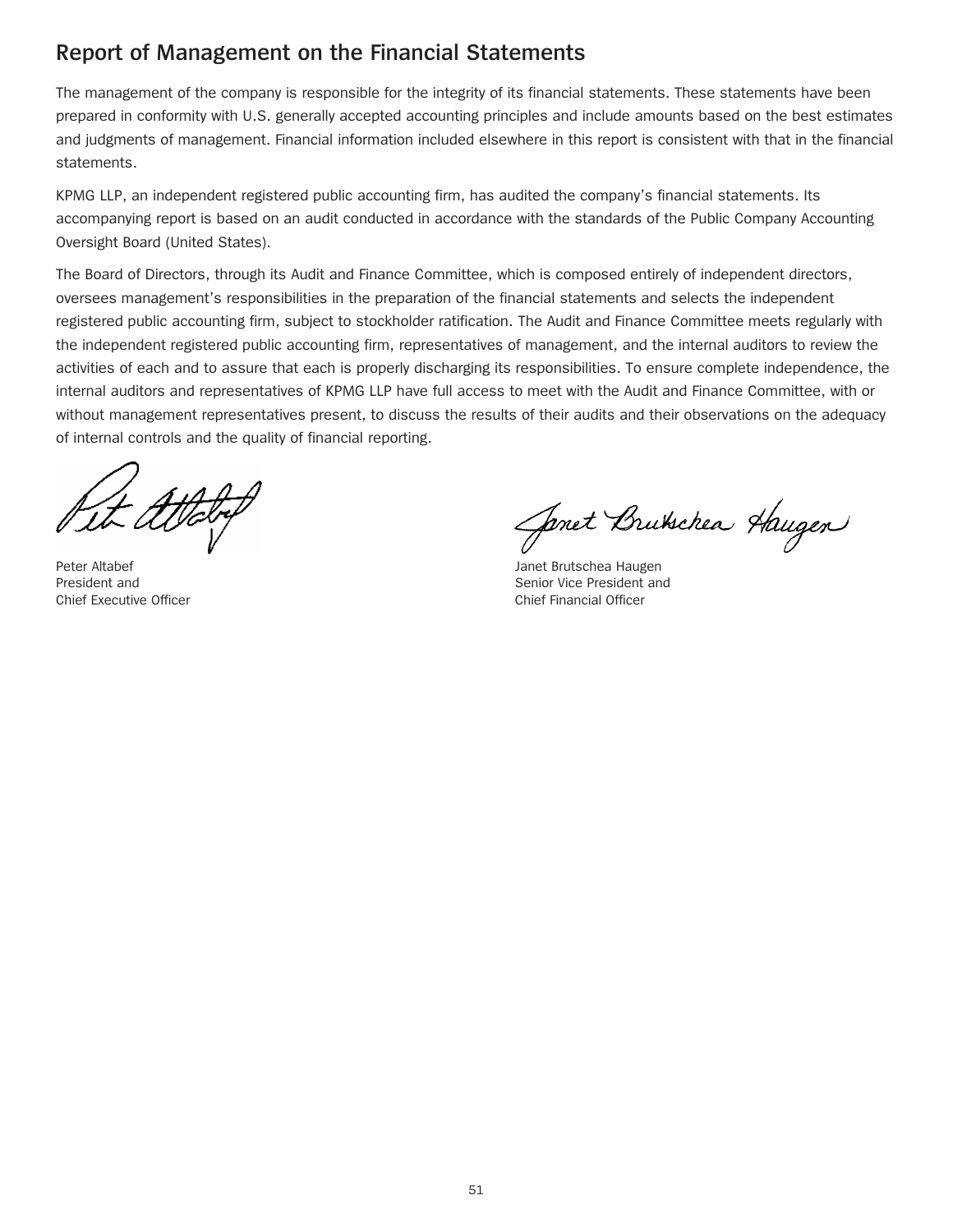# Report of Management on the Financial Statements

The management of the company is responsible for the integrity of its financial statements. These statements have been prepared in conformity with U.S. generally accepted accounting principles and include amounts based on the best estimates and judgments of management. Financial information included elsewhere in this report is consistent with that in the financial statements.

KPMG LLP, an independent registered public accounting firm, has audited the company's financial statements. Its accompanying report is based on an audit conducted in accordance with the standards of the Public Company Accounting Oversight Board (United States).

The Board of Directors, through its Audit and Finance Committee, which is composed entirely of independent directors, oversees management's responsibilities in the preparation of the financial statements and selects the independent registered public accounting firm, subject to stockholder ratification. The Audit and Finance Committee meets regularly with the independent registered public accounting firm, representatives of management, and the internal auditors to review the activities of each and to assure that each is properly discharging its responsibilities. To ensure complete independence, the internal auditors and representatives of KPMG LLP have full access to meet with the Audit and Finance Committee, with or without management representatives present, to discuss the results of their audits and their observations on the adequacy of internal controls and the quality of financial reporting.

Peter Altabef
President and
Chief Executive Officer

Janet Brutschea Haugen
Senior Vice President and
Chief Financial Officer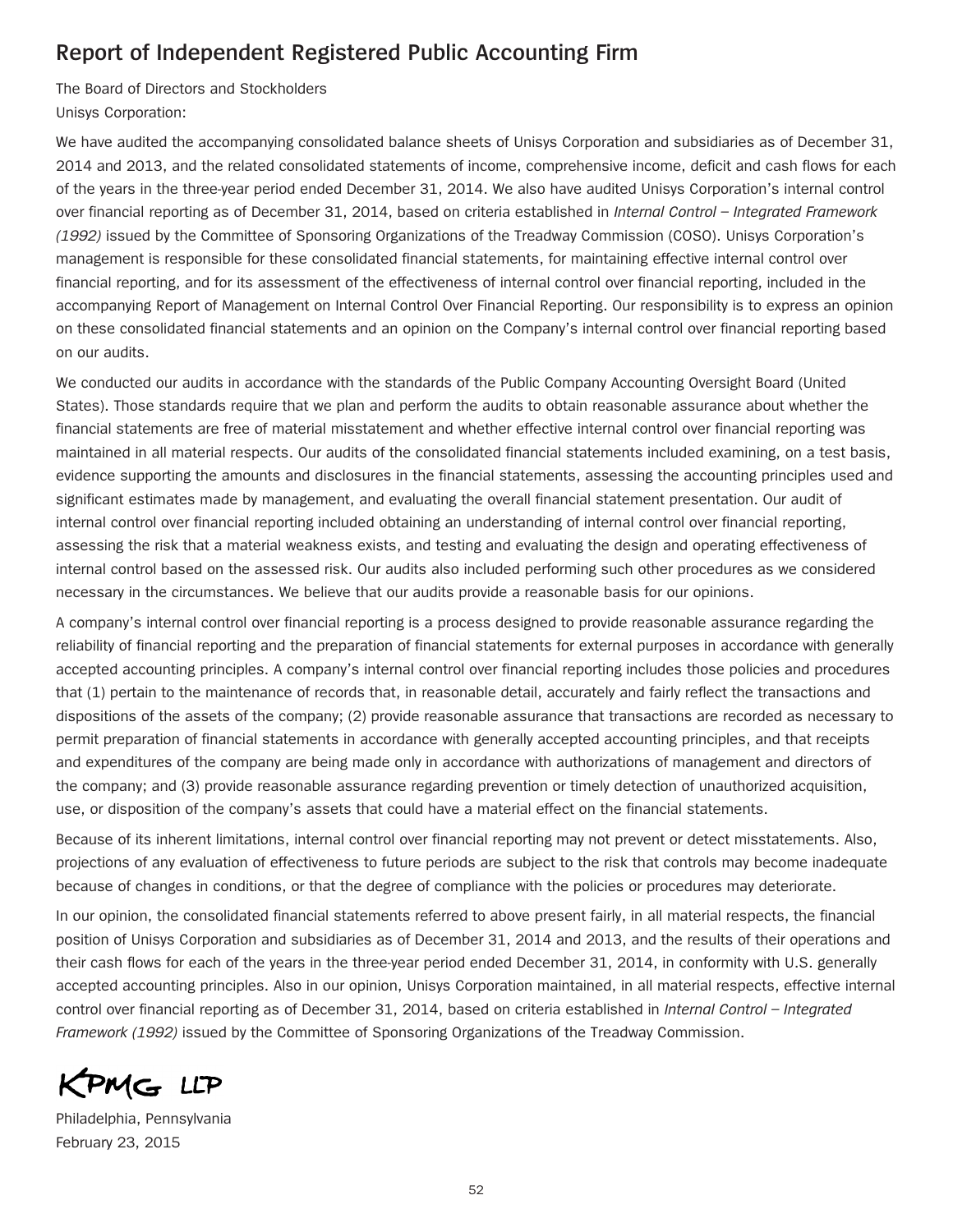# Report of Independent Registered Public Accounting Firm

The Board of Directors and Stockholders
Unisys Corporation:

We have audited the accompanying consolidated balance sheets of Unisys Corporation and subsidiaries as of December 31, 2014 and 2013, and the related consolidated statements of income, comprehensive income, deficit and cash flows for each of the years in the three-year period ended December 31, 2014. We also have audited Unisys Corporation's internal control over financial reporting as of December 31, 2014, based on criteria established in *Internal Control – Integrated Framework (1992)* issued by the Committee of Sponsoring Organizations of the Treadway Commission (COSO). Unisys Corporation's management is responsible for these consolidated financial statements, for maintaining effective internal control over financial reporting, and for its assessment of the effectiveness of internal control over financial reporting, included in the accompanying Report of Management on Internal Control Over Financial Reporting. Our responsibility is to express an opinion on these consolidated financial statements and an opinion on the Company's internal control over financial reporting based on our audits.

We conducted our audits in accordance with the standards of the Public Company Accounting Oversight Board (United States). Those standards require that we plan and perform the audits to obtain reasonable assurance about whether the financial statements are free of material misstatement and whether effective internal control over financial reporting was maintained in all material respects. Our audits of the consolidated financial statements included examining, on a test basis, evidence supporting the amounts and disclosures in the financial statements, assessing the accounting principles used and significant estimates made by management, and evaluating the overall financial statement presentation. Our audit of internal control over financial reporting included obtaining an understanding of internal control over financial reporting, assessing the risk that a material weakness exists, and testing and evaluating the design and operating effectiveness of internal control based on the assessed risk. Our audits also included performing such other procedures as we considered necessary in the circumstances. We believe that our audits provide a reasonable basis for our opinions.

A company's internal control over financial reporting is a process designed to provide reasonable assurance regarding the reliability of financial reporting and the preparation of financial statements for external purposes in accordance with generally accepted accounting principles. A company's internal control over financial reporting includes those policies and procedures that (1) pertain to the maintenance of records that, in reasonable detail, accurately and fairly reflect the transactions and dispositions of the assets of the company; (2) provide reasonable assurance that transactions are recorded as necessary to permit preparation of financial statements in accordance with generally accepted accounting principles, and that receipts and expenditures of the company are being made only in accordance with authorizations of management and directors of the company; and (3) provide reasonable assurance regarding prevention or timely detection of unauthorized acquisition, use, or disposition of the company's assets that could have a material effect on the financial statements.

Because of its inherent limitations, internal control over financial reporting may not prevent or detect misstatements. Also, projections of any evaluation of effectiveness to future periods are subject to the risk that controls may become inadequate because of changes in conditions, or that the degree of compliance with the policies or procedures may deteriorate.

In our opinion, the consolidated financial statements referred to above present fairly, in all material respects, the financial position of Unisys Corporation and subsidiaries as of December 31, 2014 and 2013, and the results of their operations and their cash flows for each of the years in the three-year period ended December 31, 2014, in conformity with U.S. generally accepted accounting principles. Also in our opinion, Unisys Corporation maintained, in all material respects, effective internal control over financial reporting as of December 31, 2014, based on criteria established in *Internal Control – Integrated Framework (1992)* issued by the Committee of Sponsoring Organizations of the Treadway Commission.

KPMG LLP

Philadelphia, Pennsylvania
February 23, 2015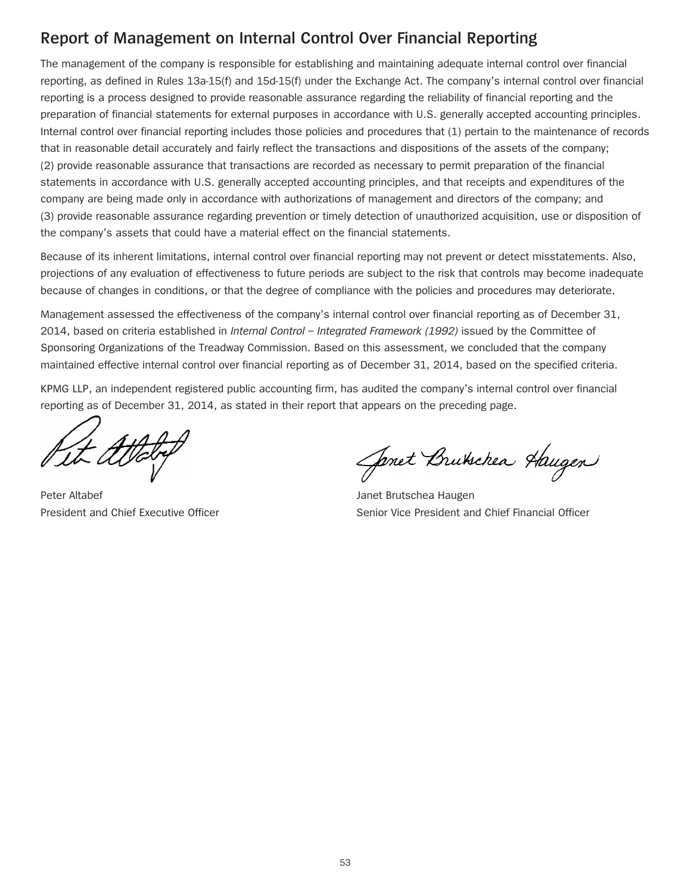## Report of Management on Internal Control Over Financial Reporting

The management of the company is responsible for establishing and maintaining adequate internal control over financial reporting, as defined in Rules 13a-15(f) and 15d-15(f) under the Exchange Act. The company's internal control over financial reporting is a process designed to provide reasonable assurance regarding the reliability of financial reporting and the preparation of financial statements for external purposes in accordance with U.S. generally accepted accounting principles. Internal control over financial reporting includes those policies and procedures that (1) pertain to the maintenance of records that in reasonable detail accurately and fairly reflect the transactions and dispositions of the assets of the company; (2) provide reasonable assurance that transactions are recorded as necessary to permit preparation of the financial statements in accordance with U.S. generally accepted accounting principles, and that receipts and expenditures of the company are being made only in accordance with authorizations of management and directors of the company; and (3) provide reasonable assurance regarding prevention or timely detection of unauthorized acquisition, use or disposition of the company's assets that could have a material effect on the financial statements.

Because of its inherent limitations, internal control over financial reporting may not prevent or detect misstatements. Also, projections of any evaluation of effectiveness to future periods are subject to the risk that controls may become inadequate because of changes in conditions, or that the degree of compliance with the policies and procedures may deteriorate.

Management assessed the effectiveness of the company's internal control over financial reporting as of December 31, 2014, based on criteria established in *Internal Control – Integrated Framework (1992)* issued by the Committee of Sponsoring Organizations of the Treadway Commission. Based on this assessment, we concluded that the company maintained effective internal control over financial reporting as of December 31, 2014, based on the specified criteria.

KPMG LLP, an independent registered public accounting firm, has audited the company's internal control over financial reporting as of December 31, 2014, as stated in their report that appears on the preceding page.

Peter Altabef
President and Chief Executive Officer

Janet Brutschea Haugen
Senior Vice President and Chief Financial Officer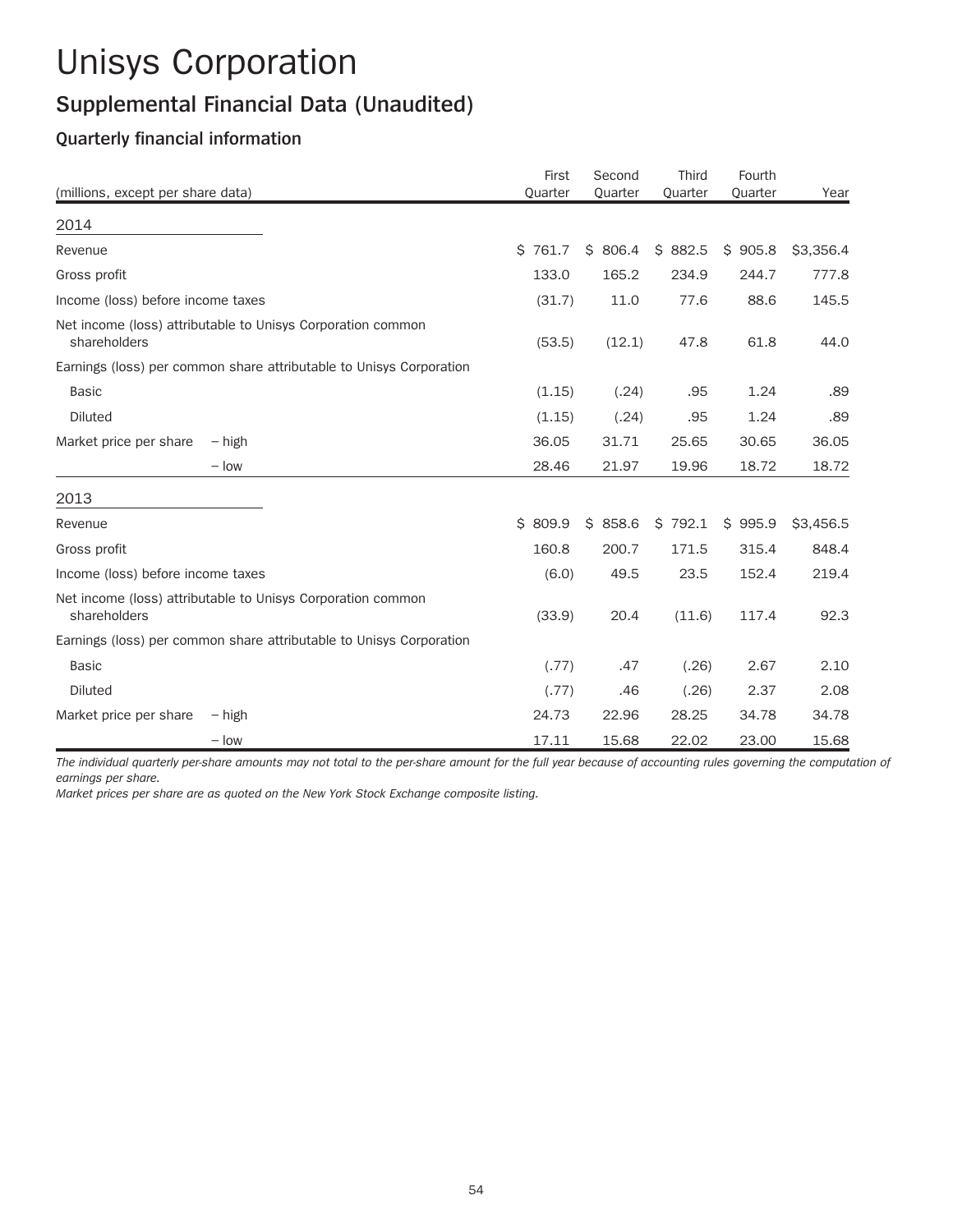# Unisys Corporation

## Supplemental Financial Data (Unaudited)

### Quarterly financial information

| (millions, except per share data) | | First Quarter | Second Quarter | Third Quarter | Fourth Quarter | Year |
|---|---|---|---|---|---|---|
| **2014** | | | | | | |
| Revenue | | $ 761.7 | $ 806.4 | $ 882.5 | $ 905.8 | $3,356.4 |
| Gross profit | | 133.0 | 165.2 | 234.9 | 244.7 | 777.8 |
| Income (loss) before income taxes | | (31.7) | 11.0 | 77.6 | 88.6 | 145.5 |
| Net income (loss) attributable to Unisys Corporation common shareholders | | (53.5) | (12.1) | 47.8 | 61.8 | 44.0 |
| Earnings (loss) per common share attributable to Unisys Corporation | | | | | | |
| Basic | | (1.15) | (.24) | .95 | 1.24 | .89 |
| Diluted | | (1.15) | (.24) | .95 | 1.24 | .89 |
| Market price per share | – high | 36.05 | 31.71 | 25.65 | 30.65 | 36.05 |
| | – low | 28.46 | 21.97 | 19.96 | 18.72 | 18.72 |
| **2013** | | | | | | |
| Revenue | | $ 809.9 | $ 858.6 | $ 792.1 | $ 995.9 | $3,456.5 |
| Gross profit | | 160.8 | 200.7 | 171.5 | 315.4 | 848.4 |
| Income (loss) before income taxes | | (6.0) | 49.5 | 23.5 | 152.4 | 219.4 |
| Net income (loss) attributable to Unisys Corporation common shareholders | | (33.9) | 20.4 | (11.6) | 117.4 | 92.3 |
| Earnings (loss) per common share attributable to Unisys Corporation | | | | | | |
| Basic | | (.77) | .47 | (.26) | 2.67 | 2.10 |
| Diluted | | (.77) | .46 | (.26) | 2.37 | 2.08 |
| Market price per share | – high | 24.73 | 22.96 | 28.25 | 34.78 | 34.78 |
| | – low | 17.11 | 15.68 | 22.02 | 23.00 | 15.68 |

*The individual quarterly per-share amounts may not total to the per-share amount for the full year because of accounting rules governing the computation of earnings per share.*

*Market prices per share are as quoted on the New York Stock Exchange composite listing.*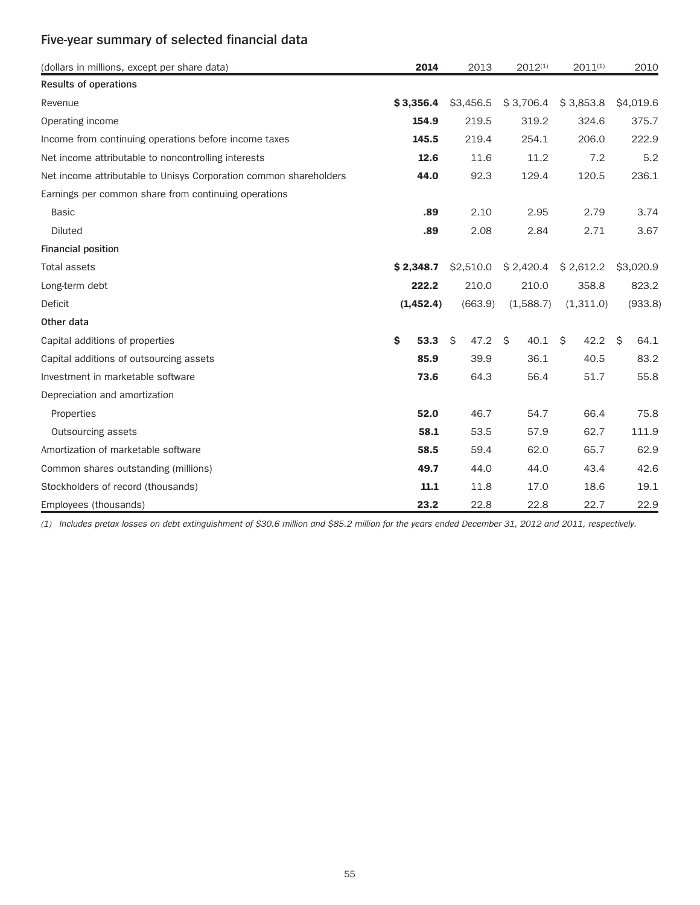## Five-year summary of selected financial data

| (dollars in millions, except per share data) | **2014** | 2013 | 2012[(1)] | 2011[(1)] | 2010 |
|---|---|---|---|---|---|
| **Results of operations** | | | | | |
| Revenue | **$ 3,356.4** | $3,456.5 | $ 3,706.4 | $ 3,853.8 | $4,019.6 |
| Operating income | **154.9** | 219.5 | 319.2 | 324.6 | 375.7 |
| Income from continuing operations before income taxes | **145.5** | 219.4 | 254.1 | 206.0 | 222.9 |
| Net income attributable to noncontrolling interests | **12.6** | 11.6 | 11.2 | 7.2 | 5.2 |
| Net income attributable to Unisys Corporation common shareholders | **44.0** | 92.3 | 129.4 | 120.5 | 236.1 |
| Earnings per common share from continuing operations | | | | | |
| Basic | **.89** | 2.10 | 2.95 | 2.79 | 3.74 |
| Diluted | **.89** | 2.08 | 2.84 | 2.71 | 3.67 |
| **Financial position** | | | | | |
| Total assets | **$ 2,348.7** | $2,510.0 | $ 2,420.4 | $ 2,612.2 | $3,020.9 |
| Long-term debt | **222.2** | 210.0 | 210.0 | 358.8 | 823.2 |
| Deficit | **(1,452.4)** | (663.9) | (1,588.7) | (1,311.0) | (933.8) |
| **Other data** | | | | | |
| Capital additions of properties | **$ 53.3** | $ 47.2 | $ 40.1 | $ 42.2 | $ 64.1 |
| Capital additions of outsourcing assets | **85.9** | 39.9 | 36.1 | 40.5 | 83.2 |
| Investment in marketable software | **73.6** | 64.3 | 56.4 | 51.7 | 55.8 |
| Depreciation and amortization | | | | | |
| Properties | **52.0** | 46.7 | 54.7 | 66.4 | 75.8 |
| Outsourcing assets | **58.1** | 53.5 | 57.9 | 62.7 | 111.9 |
| Amortization of marketable software | **58.5** | 59.4 | 62.0 | 65.7 | 62.9 |
| Common shares outstanding (millions) | **49.7** | 44.0 | 44.0 | 43.4 | 42.6 |
| Stockholders of record (thousands) | **11.1** | 11.8 | 17.0 | 18.6 | 19.1 |
| Employees (thousands) | **23.2** | 22.8 | 22.8 | 22.7 | 22.9 |

*(1) Includes pretax losses on debt extinguishment of $30.6 million and $85.2 million for the years ended December 31, 2012 and 2011, respectively.*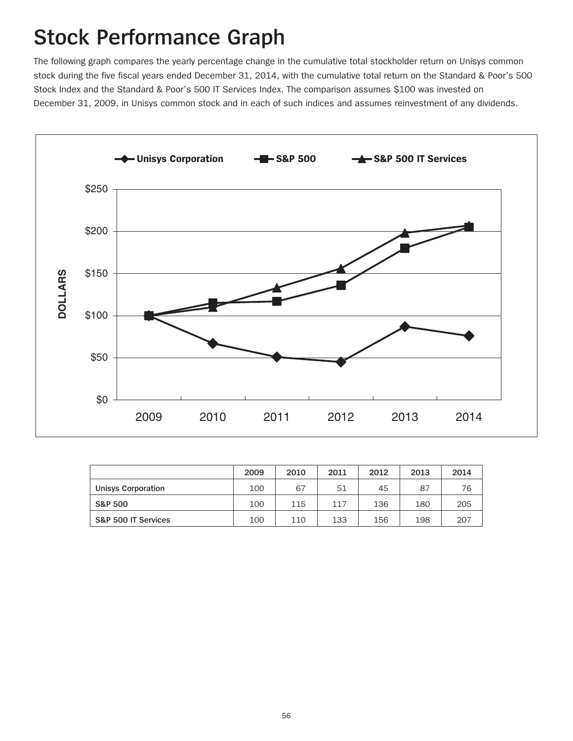# Stock Performance Graph

The following graph compares the yearly percentage change in the cumulative total stockholder return on Unisys common stock during the five fiscal years ended December 31, 2014, with the cumulative total return on the Standard & Poor's 500 Stock Index and the Standard & Poor's 500 IT Services Index. The comparison assumes $100 was invested on December 31, 2009, in Unisys common stock and in each of such indices and assumes reinvestment of any dividends.

| | 2009 | 2010 | 2011 | 2012 | 2013 | 2014 |
|---|---|---|---|---|---|---|
| **Unisys Corporation** | 100 | 67 | 51 | 45 | 87 | 76 |
| **S&P 500** | 100 | 115 | 117 | 136 | 180 | 205 |
| **S&P 500 IT Services** | 100 | 110 | 133 | 156 | 198 | 207 |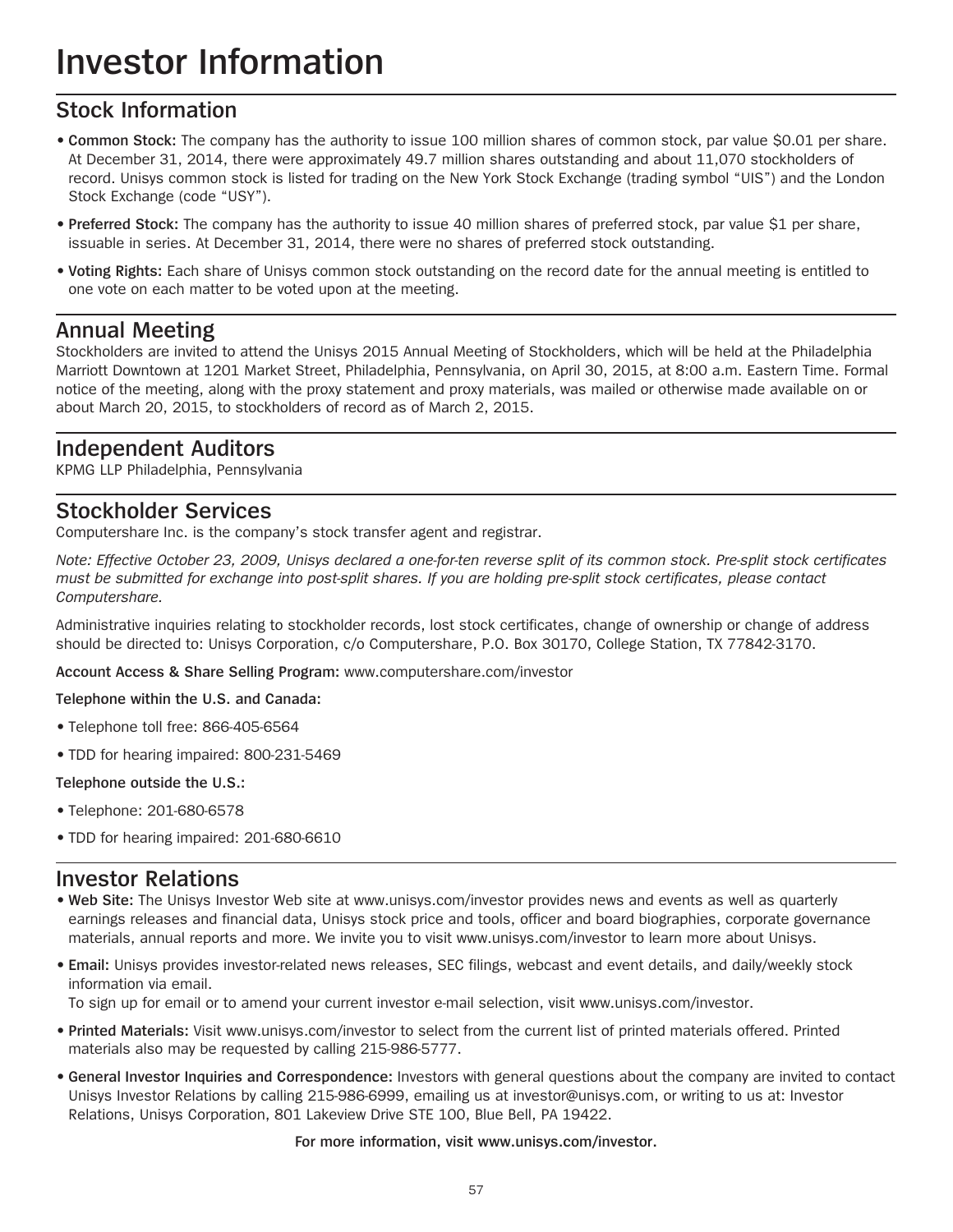# Investor Information

## Stock Information

- **Common Stock:** The company has the authority to issue 100 million shares of common stock, par value $0.01 per share. At December 31, 2014, there were approximately 49.7 million shares outstanding and about 11,070 stockholders of record. Unisys common stock is listed for trading on the New York Stock Exchange (trading symbol "UIS") and the London Stock Exchange (code "USY").
- **Preferred Stock:** The company has the authority to issue 40 million shares of preferred stock, par value $1 per share, issuable in series. At December 31, 2014, there were no shares of preferred stock outstanding.
- **Voting Rights:** Each share of Unisys common stock outstanding on the record date for the annual meeting is entitled to one vote on each matter to be voted upon at the meeting.

## Annual Meeting

Stockholders are invited to attend the Unisys 2015 Annual Meeting of Stockholders, which will be held at the Philadelphia Marriott Downtown at 1201 Market Street, Philadelphia, Pennsylvania, on April 30, 2015, at 8:00 a.m. Eastern Time. Formal notice of the meeting, along with the proxy statement and proxy materials, was mailed or otherwise made available on or about March 20, 2015, to stockholders of record as of March 2, 2015.

## Independent Auditors

KPMG LLP Philadelphia, Pennsylvania

## Stockholder Services

Computershare Inc. is the company's stock transfer agent and registrar.

*Note: Effective October 23, 2009, Unisys declared a one-for-ten reverse split of its common stock. Pre-split stock certificates must be submitted for exchange into post-split shares. If you are holding pre-split stock certificates, please contact Computershare.*

Administrative inquiries relating to stockholder records, lost stock certificates, change of ownership or change of address should be directed to: Unisys Corporation, c/o Computershare, P.O. Box 30170, College Station, TX 77842-3170.

**Account Access & Share Selling Program:** www.computershare.com/investor

**Telephone within the U.S. and Canada:**

- Telephone toll free: 866-405-6564
- TDD for hearing impaired: 800-231-5469

**Telephone outside the U.S.:**

- Telephone: 201-680-6578
- TDD for hearing impaired: 201-680-6610

## Investor Relations

- **Web Site:** The Unisys Investor Web site at www.unisys.com/investor provides news and events as well as quarterly earnings releases and financial data, Unisys stock price and tools, officer and board biographies, corporate governance materials, annual reports and more. We invite you to visit www.unisys.com/investor to learn more about Unisys.
- **Email:** Unisys provides investor-related news releases, SEC filings, webcast and event details, and daily/weekly stock information via email.
  To sign up for email or to amend your current investor e-mail selection, visit www.unisys.com/investor.
- **Printed Materials:** Visit www.unisys.com/investor to select from the current list of printed materials offered. Printed materials also may be requested by calling 215-986-5777.
- **General Investor Inquiries and Correspondence:** Investors with general questions about the company are invited to contact Unisys Investor Relations by calling 215-986-6999, emailing us at investor@unisys.com, or writing to us at: Investor Relations, Unisys Corporation, 801 Lakeview Drive STE 100, Blue Bell, PA 19422.

**For more information, visit www.unisys.com/investor.**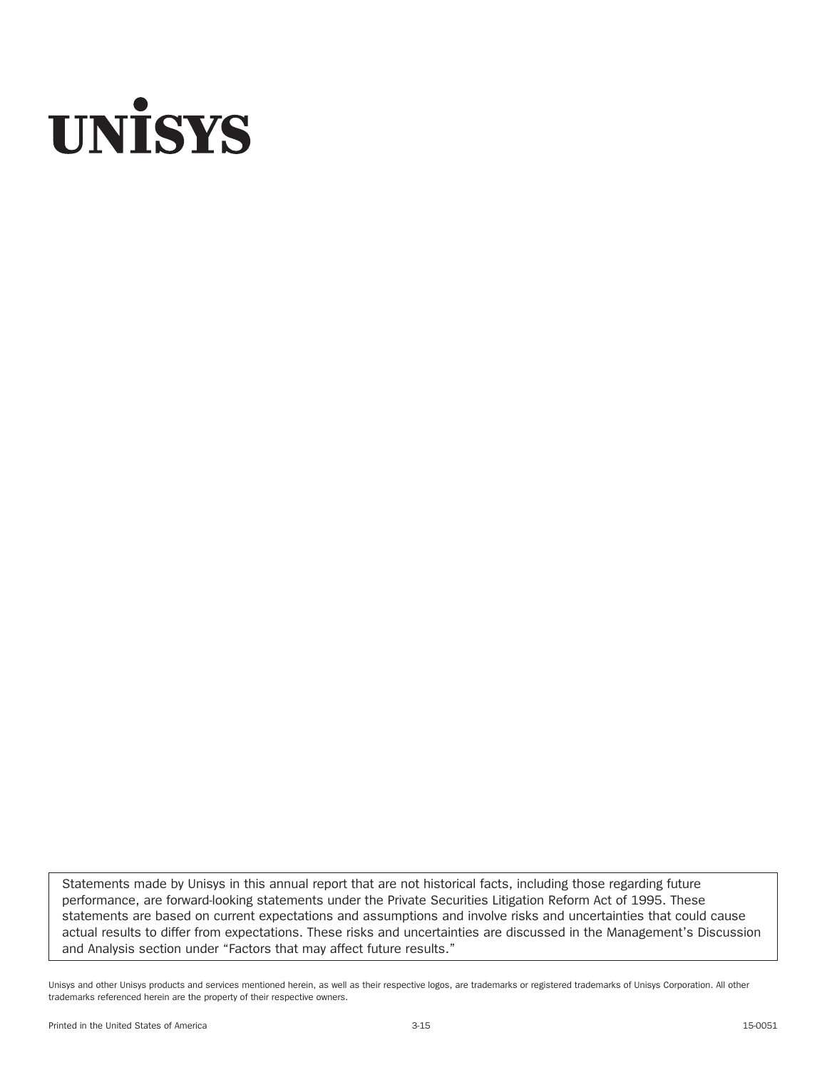# UNISYS

Statements made by Unisys in this annual report that are not historical facts, including those regarding future performance, are forward-looking statements under the Private Securities Litigation Reform Act of 1995. These statements are based on current expectations and assumptions and involve risks and uncertainties that could cause actual results to differ from expectations. These risks and uncertainties are discussed in the Management's Discussion and Analysis section under "Factors that may affect future results."

Unisys and other Unisys products and services mentioned herein, as well as their respective logos, are trademarks or registered trademarks of Unisys Corporation. All other trademarks referenced herein are the property of their respective owners.

Printed in the United States of America 3-15 15-0051